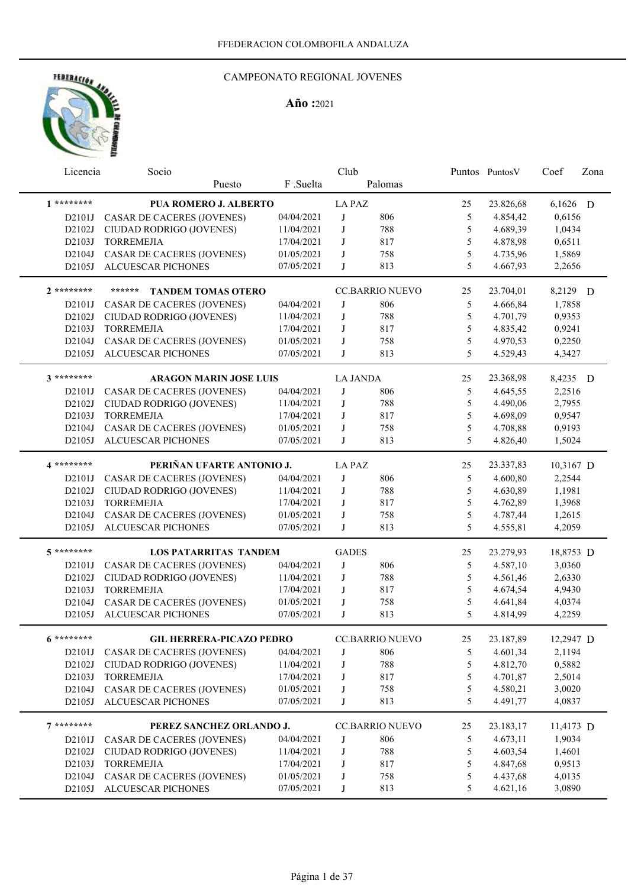FFEDERACION COLOMBOFILA ANDALUZA

# CAMPEONATO REGIONAL JOVENES

**Año :**2021

| Licencia | Socio / Puesto | F .Suelta | Club | Palomas | Puntos | PuntosV | Coef | Zona |
|---|---|---|---|---|---|---|---|---|
| **1** ******** | **PUA ROMERO J. ALBERTO** | | LA PAZ | | 25 | 23.826,68 | 6,1626 | D |
| D2101J | CASAR DE CACERES (JOVENES) | 04/04/2021 | J | 806 | 5 | 4.854,42 | 0,6156 | |
| D2102J | CIUDAD RODRIGO (JOVENES) | 11/04/2021 | J | 788 | 5 | 4.689,39 | 1,0434 | |
| D2103J | TORREMEJIA | 17/04/2021 | J | 817 | 5 | 4.878,98 | 0,6511 | |
| D2104J | CASAR DE CACERES (JOVENES) | 01/05/2021 | J | 758 | 5 | 4.735,96 | 1,5869 | |
| D2105J | ALCUESCAR PICHONES | 07/05/2021 | J | 813 | 5 | 4.667,93 | 2,2656 | |
| **2** ******** | ****** **TANDEM TOMAS OTERO** | | CC.BARRIO NUEVO | | 25 | 23.704,01 | 8,2129 | D |
| D2101J | CASAR DE CACERES (JOVENES) | 04/04/2021 | J | 806 | 5 | 4.666,84 | 1,7858 | |
| D2102J | CIUDAD RODRIGO (JOVENES) | 11/04/2021 | J | 788 | 5 | 4.701,79 | 0,9353 | |
| D2103J | TORREMEJIA | 17/04/2021 | J | 817 | 5 | 4.835,42 | 0,9241 | |
| D2104J | CASAR DE CACERES (JOVENES) | 01/05/2021 | J | 758 | 5 | 4.970,53 | 0,2250 | |
| D2105J | ALCUESCAR PICHONES | 07/05/2021 | J | 813 | 5 | 4.529,43 | 4,3427 | |
| **3** ******** | **ARAGON MARIN JOSE LUIS** | | LA JANDA | | 25 | 23.368,98 | 8,4235 | D |
| D2101J | CASAR DE CACERES (JOVENES) | 04/04/2021 | J | 806 | 5 | 4.645,55 | 2,2516 | |
| D2102J | CIUDAD RODRIGO (JOVENES) | 11/04/2021 | J | 788 | 5 | 4.490,06 | 2,7955 | |
| D2103J | TORREMEJIA | 17/04/2021 | J | 817 | 5 | 4.698,09 | 0,9547 | |
| D2104J | CASAR DE CACERES (JOVENES) | 01/05/2021 | J | 758 | 5 | 4.708,88 | 0,9193 | |
| D2105J | ALCUESCAR PICHONES | 07/05/2021 | J | 813 | 5 | 4.826,40 | 1,5024 | |
| **4** ******** | **PERIÑAN UFARTE ANTONIO J.** | | LA PAZ | | 25 | 23.337,83 | 10,3167 | D |
| D2101J | CASAR DE CACERES (JOVENES) | 04/04/2021 | J | 806 | 5 | 4.600,80 | 2,2544 | |
| D2102J | CIUDAD RODRIGO (JOVENES) | 11/04/2021 | J | 788 | 5 | 4.630,89 | 1,1981 | |
| D2103J | TORREMEJIA | 17/04/2021 | J | 817 | 5 | 4.762,89 | 1,3968 | |
| D2104J | CASAR DE CACERES (JOVENES) | 01/05/2021 | J | 758 | 5 | 4.787,44 | 1,2615 | |
| D2105J | ALCUESCAR PICHONES | 07/05/2021 | J | 813 | 5 | 4.555,81 | 4,2059 | |
| **5** ******** | **LOS PATARRITAS TANDEM** | | GADES | | 25 | 23.279,93 | 18,8753 | D |
| D2101J | CASAR DE CACERES (JOVENES) | 04/04/2021 | J | 806 | 5 | 4.587,10 | 3,0360 | |
| D2102J | CIUDAD RODRIGO (JOVENES) | 11/04/2021 | J | 788 | 5 | 4.561,46 | 2,6330 | |
| D2103J | TORREMEJIA | 17/04/2021 | J | 817 | 5 | 4.674,54 | 4,9430 | |
| D2104J | CASAR DE CACERES (JOVENES) | 01/05/2021 | J | 758 | 5 | 4.641,84 | 4,0374 | |
| D2105J | ALCUESCAR PICHONES | 07/05/2021 | J | 813 | 5 | 4.814,99 | 4,2259 | |
| **6** ******** | **GIL HERRERA-PICAZO PEDRO** | | CC.BARRIO NUEVO | | 25 | 23.187,89 | 12,2947 | D |
| D2101J | CASAR DE CACERES (JOVENES) | 04/04/2021 | J | 806 | 5 | 4.601,34 | 2,1194 | |
| D2102J | CIUDAD RODRIGO (JOVENES) | 11/04/2021 | J | 788 | 5 | 4.812,70 | 0,5882 | |
| D2103J | TORREMEJIA | 17/04/2021 | J | 817 | 5 | 4.701,87 | 2,5014 | |
| D2104J | CASAR DE CACERES (JOVENES) | 01/05/2021 | J | 758 | 5 | 4.580,21 | 3,0020 | |
| D2105J | ALCUESCAR PICHONES | 07/05/2021 | J | 813 | 5 | 4.491,77 | 4,0837 | |
| **7** ******** | **PEREZ SANCHEZ ORLANDO J.** | | CC.BARRIO NUEVO | | 25 | 23.183,17 | 11,4173 | D |
| D2101J | CASAR DE CACERES (JOVENES) | 04/04/2021 | J | 806 | 5 | 4.673,11 | 1,9034 | |
| D2102J | CIUDAD RODRIGO (JOVENES) | 11/04/2021 | J | 788 | 5 | 4.603,54 | 1,4601 | |
| D2103J | TORREMEJIA | 17/04/2021 | J | 817 | 5 | 4.847,68 | 0,9513 | |
| D2104J | CASAR DE CACERES (JOVENES) | 01/05/2021 | J | 758 | 5 | 4.437,68 | 4,0135 | |
| D2105J | ALCUESCAR PICHONES | 07/05/2021 | J | 813 | 5 | 4.621,16 | 3,0890 | |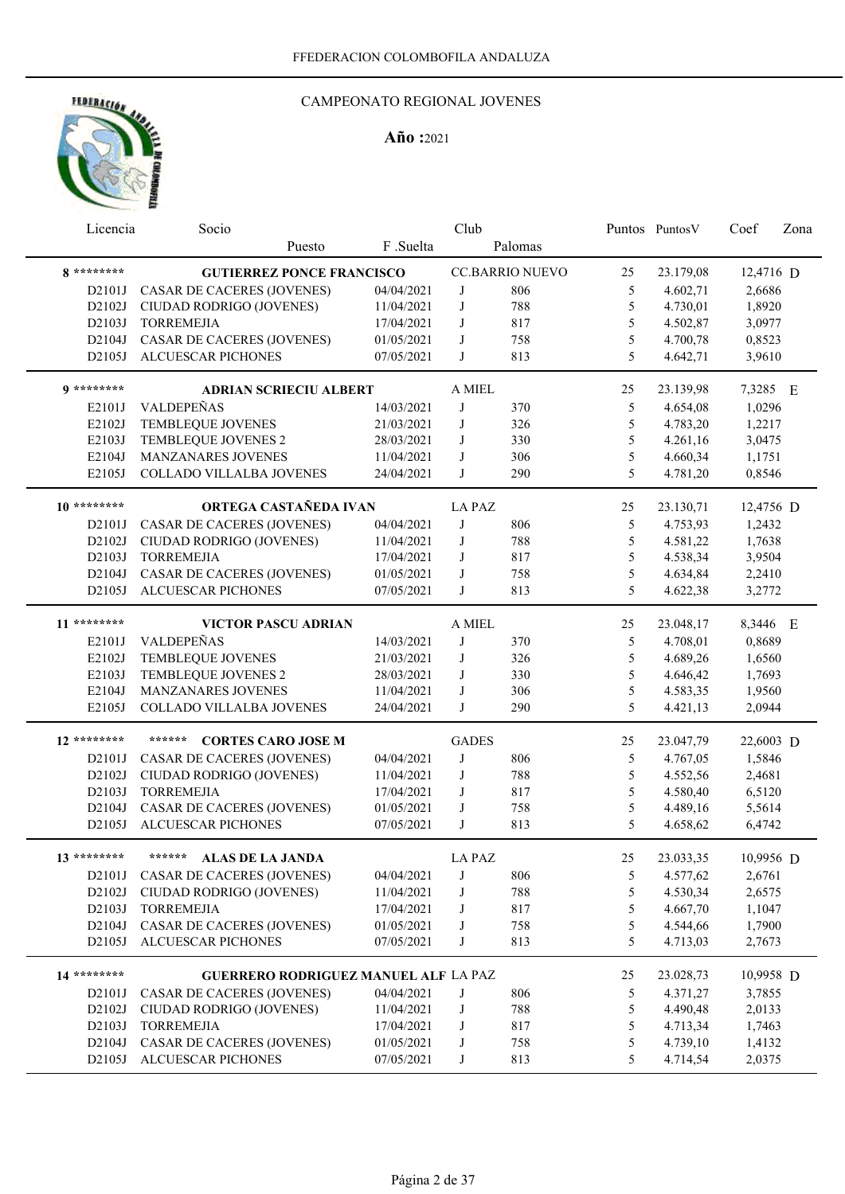FFEDERACION COLOMBOFILA ANDALUZA

CAMPEONATO REGIONAL JOVENES

**Año :**2021

| Licencia | Socio / Puesto | F .Suelta | Club | Palomas | Puntos | PuntosV | Coef | Zona |
|---|---|---|---|---|---|---|---|---|
| **8 \*\*\*\*\*\*\*\*** | **GUTIERREZ PONCE FRANCISCO** | | CC.BARRIO NUEVO | | 25 | 23.179,08 | 12,4716 | D |
| D2101J | CASAR DE CACERES (JOVENES) | 04/04/2021 | J | 806 | 5 | 4.602,71 | 2,6686 | |
| D2102J | CIUDAD RODRIGO (JOVENES) | 11/04/2021 | J | 788 | 5 | 4.730,01 | 1,8920 | |
| D2103J | TORREMEJIA | 17/04/2021 | J | 817 | 5 | 4.502,87 | 3,0977 | |
| D2104J | CASAR DE CACERES (JOVENES) | 01/05/2021 | J | 758 | 5 | 4.700,78 | 0,8523 | |
| D2105J | ALCUESCAR PICHONES | 07/05/2021 | J | 813 | 5 | 4.642,71 | 3,9610 | |
| **9 \*\*\*\*\*\*\*\*** | **ADRIAN SCRIECIU ALBERT** | | A MIEL | | 25 | 23.139,98 | 7,3285 | E |
| E2101J | VALDEPEÑAS | 14/03/2021 | J | 370 | 5 | 4.654,08 | 1,0296 | |
| E2102J | TEMBLEQUE JOVENES | 21/03/2021 | J | 326 | 5 | 4.783,20 | 1,2217 | |
| E2103J | TEMBLEQUE JOVENES 2 | 28/03/2021 | J | 330 | 5 | 4.261,16 | 3,0475 | |
| E2104J | MANZANARES JOVENES | 11/04/2021 | J | 306 | 5 | 4.660,34 | 1,1751 | |
| E2105J | COLLADO VILLALBA JOVENES | 24/04/2021 | J | 290 | 5 | 4.781,20 | 0,8546 | |
| **10 \*\*\*\*\*\*\*\*** | **ORTEGA CASTAÑEDA IVAN** | | LA PAZ | | 25 | 23.130,71 | 12,4756 | D |
| D2101J | CASAR DE CACERES (JOVENES) | 04/04/2021 | J | 806 | 5 | 4.753,93 | 1,2432 | |
| D2102J | CIUDAD RODRIGO (JOVENES) | 11/04/2021 | J | 788 | 5 | 4.581,22 | 1,7638 | |
| D2103J | TORREMEJIA | 17/04/2021 | J | 817 | 5 | 4.538,34 | 3,9504 | |
| D2104J | CASAR DE CACERES (JOVENES) | 01/05/2021 | J | 758 | 5 | 4.634,84 | 2,2410 | |
| D2105J | ALCUESCAR PICHONES | 07/05/2021 | J | 813 | 5 | 4.622,38 | 3,2772 | |
| **11 \*\*\*\*\*\*\*\*** | **VICTOR PASCU ADRIAN** | | A MIEL | | 25 | 23.048,17 | 8,3446 | E |
| E2101J | VALDEPEÑAS | 14/03/2021 | J | 370 | 5 | 4.708,01 | 0,8689 | |
| E2102J | TEMBLEQUE JOVENES | 21/03/2021 | J | 326 | 5 | 4.689,26 | 1,6560 | |
| E2103J | TEMBLEQUE JOVENES 2 | 28/03/2021 | J | 330 | 5 | 4.646,42 | 1,7693 | |
| E2104J | MANZANARES JOVENES | 11/04/2021 | J | 306 | 5 | 4.583,35 | 1,9560 | |
| E2105J | COLLADO VILLALBA JOVENES | 24/04/2021 | J | 290 | 5 | 4.421,13 | 2,0944 | |
| **12 \*\*\*\*\*\*\*\*** | **\*\*\*\*\*\* CORTES CARO JOSE M** | | GADES | | 25 | 23.047,79 | 22,6003 | D |
| D2101J | CASAR DE CACERES (JOVENES) | 04/04/2021 | J | 806 | 5 | 4.767,05 | 1,5846 | |
| D2102J | CIUDAD RODRIGO (JOVENES) | 11/04/2021 | J | 788 | 5 | 4.552,56 | 2,4681 | |
| D2103J | TORREMEJIA | 17/04/2021 | J | 817 | 5 | 4.580,40 | 6,5120 | |
| D2104J | CASAR DE CACERES (JOVENES) | 01/05/2021 | J | 758 | 5 | 4.489,16 | 5,5614 | |
| D2105J | ALCUESCAR PICHONES | 07/05/2021 | J | 813 | 5 | 4.658,62 | 6,4742 | |
| **13 \*\*\*\*\*\*\*\*** | **\*\*\*\*\*\* ALAS DE LA JANDA** | | LA PAZ | | 25 | 23.033,35 | 10,9956 | D |
| D2101J | CASAR DE CACERES (JOVENES) | 04/04/2021 | J | 806 | 5 | 4.577,62 | 2,6761 | |
| D2102J | CIUDAD RODRIGO (JOVENES) | 11/04/2021 | J | 788 | 5 | 4.530,34 | 2,6575 | |
| D2103J | TORREMEJIA | 17/04/2021 | J | 817 | 5 | 4.667,70 | 1,1047 | |
| D2104J | CASAR DE CACERES (JOVENES) | 01/05/2021 | J | 758 | 5 | 4.544,66 | 1,7900 | |
| D2105J | ALCUESCAR PICHONES | 07/05/2021 | J | 813 | 5 | 4.713,03 | 2,7673 | |
| **14 \*\*\*\*\*\*\*\*** | **GUERRERO RODRIGUEZ MANUEL ALF** | | LA PAZ | | 25 | 23.028,73 | 10,9958 | D |
| D2101J | CASAR DE CACERES (JOVENES) | 04/04/2021 | J | 806 | 5 | 4.371,27 | 3,7855 | |
| D2102J | CIUDAD RODRIGO (JOVENES) | 11/04/2021 | J | 788 | 5 | 4.490,48 | 2,0133 | |
| D2103J | TORREMEJIA | 17/04/2021 | J | 817 | 5 | 4.713,34 | 1,7463 | |
| D2104J | CASAR DE CACERES (JOVENES) | 01/05/2021 | J | 758 | 5 | 4.739,10 | 1,4132 | |
| D2105J | ALCUESCAR PICHONES | 07/05/2021 | J | 813 | 5 | 4.714,54 | 2,0375 | |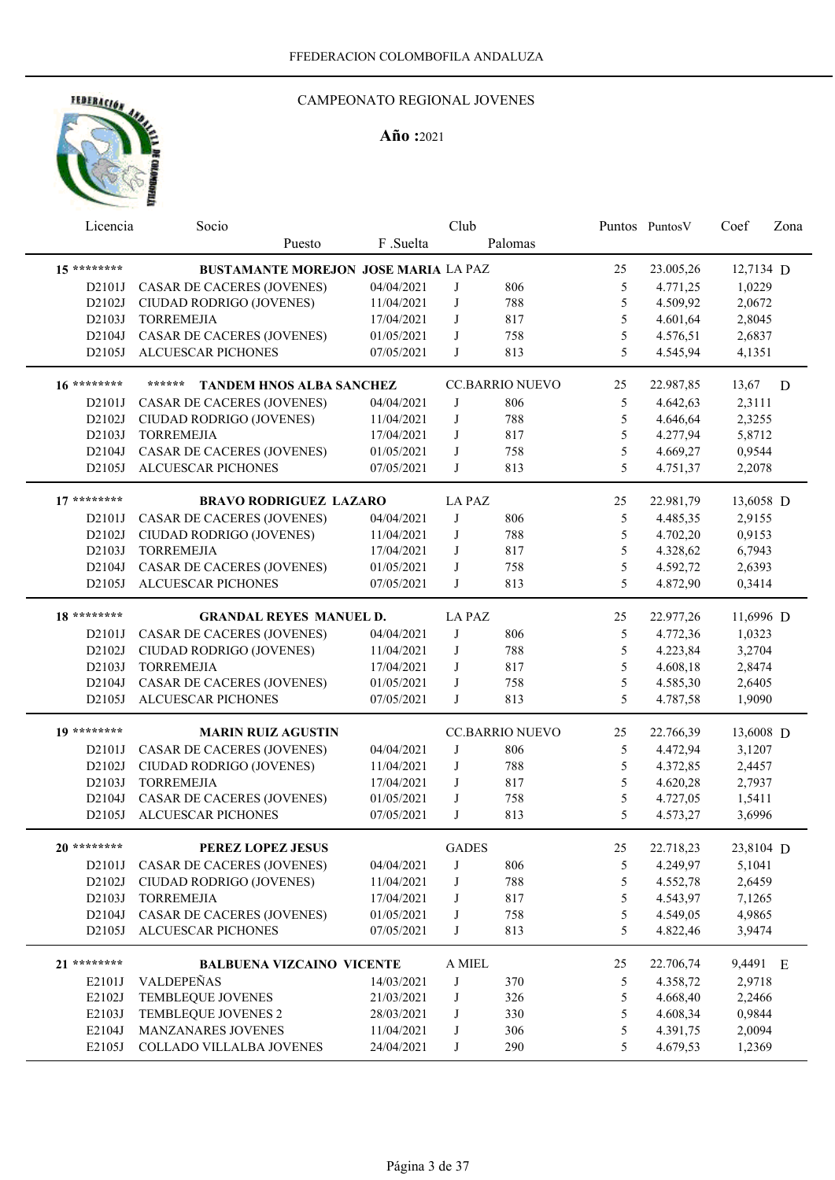FFEDERACION COLOMBOFILA ANDALUZA

CAMPEONATO REGIONAL JOVENES

**Año :**2021

| Licencia | Socio / Puesto | F .Suelta | Club | Palomas | Puntos | PuntosV | Coef | Zona |
|---|---|---|---|---|---|---|---|---|
| **15** ******** | **BUSTAMANTE MOREJON JOSE MARIA** | | LA PAZ | | 25 | 23.005,26 | 12,7134 | D |
| D2101J | CASAR DE CACERES (JOVENES) | 04/04/2021 | J | 806 | 5 | 4.771,25 | 1,0229 | |
| D2102J | CIUDAD RODRIGO (JOVENES) | 11/04/2021 | J | 788 | 5 | 4.509,92 | 2,0672 | |
| D2103J | TORREMEJIA | 17/04/2021 | J | 817 | 5 | 4.601,64 | 2,8045 | |
| D2104J | CASAR DE CACERES (JOVENES) | 01/05/2021 | J | 758 | 5 | 4.576,51 | 2,6837 | |
| D2105J | ALCUESCAR PICHONES | 07/05/2021 | J | 813 | 5 | 4.545,94 | 4,1351 | |
| **16** ******** | ****** **TANDEM HNOS ALBA SANCHEZ** | | CC.BARRIO NUEVO | | 25 | 22.987,85 | 13,67 | D |
| D2101J | CASAR DE CACERES (JOVENES) | 04/04/2021 | J | 806 | 5 | 4.642,63 | 2,3111 | |
| D2102J | CIUDAD RODRIGO (JOVENES) | 11/04/2021 | J | 788 | 5 | 4.646,64 | 2,3255 | |
| D2103J | TORREMEJIA | 17/04/2021 | J | 817 | 5 | 4.277,94 | 5,8712 | |
| D2104J | CASAR DE CACERES (JOVENES) | 01/05/2021 | J | 758 | 5 | 4.669,27 | 0,9544 | |
| D2105J | ALCUESCAR PICHONES | 07/05/2021 | J | 813 | 5 | 4.751,37 | 2,2078 | |
| **17** ******** | **BRAVO RODRIGUEZ LAZARO** | | LA PAZ | | 25 | 22.981,79 | 13,6058 | D |
| D2101J | CASAR DE CACERES (JOVENES) | 04/04/2021 | J | 806 | 5 | 4.485,35 | 2,9155 | |
| D2102J | CIUDAD RODRIGO (JOVENES) | 11/04/2021 | J | 788 | 5 | 4.702,20 | 0,9153 | |
| D2103J | TORREMEJIA | 17/04/2021 | J | 817 | 5 | 4.328,62 | 6,7943 | |
| D2104J | CASAR DE CACERES (JOVENES) | 01/05/2021 | J | 758 | 5 | 4.592,72 | 2,6393 | |
| D2105J | ALCUESCAR PICHONES | 07/05/2021 | J | 813 | 5 | 4.872,90 | 0,3414 | |
| **18** ******** | **GRANDAL REYES MANUEL D.** | | LA PAZ | | 25 | 22.977,26 | 11,6996 | D |
| D2101J | CASAR DE CACERES (JOVENES) | 04/04/2021 | J | 806 | 5 | 4.772,36 | 1,0323 | |
| D2102J | CIUDAD RODRIGO (JOVENES) | 11/04/2021 | J | 788 | 5 | 4.223,84 | 3,2704 | |
| D2103J | TORREMEJIA | 17/04/2021 | J | 817 | 5 | 4.608,18 | 2,8474 | |
| D2104J | CASAR DE CACERES (JOVENES) | 01/05/2021 | J | 758 | 5 | 4.585,30 | 2,6405 | |
| D2105J | ALCUESCAR PICHONES | 07/05/2021 | J | 813 | 5 | 4.787,58 | 1,9090 | |
| **19** ******** | **MARIN RUIZ AGUSTIN** | | CC.BARRIO NUEVO | | 25 | 22.766,39 | 13,6008 | D |
| D2101J | CASAR DE CACERES (JOVENES) | 04/04/2021 | J | 806 | 5 | 4.472,94 | 3,1207 | |
| D2102J | CIUDAD RODRIGO (JOVENES) | 11/04/2021 | J | 788 | 5 | 4.372,85 | 2,4457 | |
| D2103J | TORREMEJIA | 17/04/2021 | J | 817 | 5 | 4.620,28 | 2,7937 | |
| D2104J | CASAR DE CACERES (JOVENES) | 01/05/2021 | J | 758 | 5 | 4.727,05 | 1,5411 | |
| D2105J | ALCUESCAR PICHONES | 07/05/2021 | J | 813 | 5 | 4.573,27 | 3,6996 | |
| **20** ******** | **PEREZ LOPEZ JESUS** | | GADES | | 25 | 22.718,23 | 23,8104 | D |
| D2101J | CASAR DE CACERES (JOVENES) | 04/04/2021 | J | 806 | 5 | 4.249,97 | 5,1041 | |
| D2102J | CIUDAD RODRIGO (JOVENES) | 11/04/2021 | J | 788 | 5 | 4.552,78 | 2,6459 | |
| D2103J | TORREMEJIA | 17/04/2021 | J | 817 | 5 | 4.543,97 | 7,1265 | |
| D2104J | CASAR DE CACERES (JOVENES) | 01/05/2021 | J | 758 | 5 | 4.549,05 | 4,9865 | |
| D2105J | ALCUESCAR PICHONES | 07/05/2021 | J | 813 | 5 | 4.822,46 | 3,9474 | |
| **21** ******** | **BALBUENA VIZCAINO VICENTE** | | A MIEL | | 25 | 22.706,74 | 9,4491 | E |
| E2101J | VALDEPEÑAS | 14/03/2021 | J | 370 | 5 | 4.358,72 | 2,9718 | |
| E2102J | TEMBLEQUE JOVENES | 21/03/2021 | J | 326 | 5 | 4.668,40 | 2,2466 | |
| E2103J | TEMBLEQUE JOVENES 2 | 28/03/2021 | J | 330 | 5 | 4.608,34 | 0,9844 | |
| E2104J | MANZANARES JOVENES | 11/04/2021 | J | 306 | 5 | 4.391,75 | 2,0094 | |
| E2105J | COLLADO VILLALBA JOVENES | 24/04/2021 | J | 290 | 5 | 4.679,53 | 1,2369 | |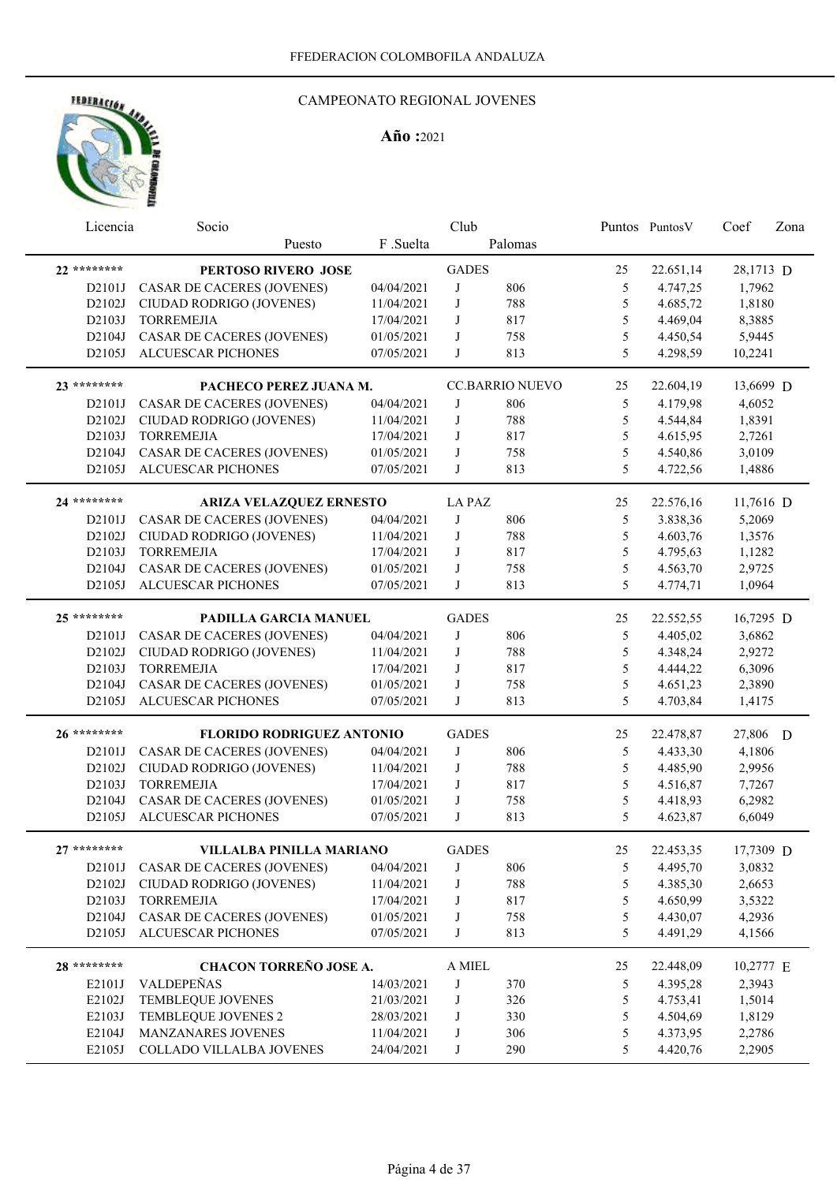FFEDERACION COLOMBOFILA ANDALUZA

CAMPEONATO REGIONAL JOVENES

**Año :**2021

| Licencia | Socio / Puesto | F .Suelta | Club | Palomas | Puntos | PuntosV | Coef | Zona |
|---|---|---|---|---|---|---|---|---|
| **22** ******** | **PERTOSO RIVERO JOSE** | | GADES | | 25 | 22.651,14 | 28,1713 | D |
| D2101J | CASAR DE CACERES (JOVENES) | 04/04/2021 | J | 806 | 5 | 4.747,25 | 1,7962 | |
| D2102J | CIUDAD RODRIGO (JOVENES) | 11/04/2021 | J | 788 | 5 | 4.685,72 | 1,8180 | |
| D2103J | TORREMEJIA | 17/04/2021 | J | 817 | 5 | 4.469,04 | 8,3885 | |
| D2104J | CASAR DE CACERES (JOVENES) | 01/05/2021 | J | 758 | 5 | 4.450,54 | 5,9445 | |
| D2105J | ALCUESCAR PICHONES | 07/05/2021 | J | 813 | 5 | 4.298,59 | 10,2241 | |
| **23** ******** | **PACHECO PEREZ JUANA M.** | | CC.BARRIO NUEVO | | 25 | 22.604,19 | 13,6699 | D |
| D2101J | CASAR DE CACERES (JOVENES) | 04/04/2021 | J | 806 | 5 | 4.179,98 | 4,6052 | |
| D2102J | CIUDAD RODRIGO (JOVENES) | 11/04/2021 | J | 788 | 5 | 4.544,84 | 1,8391 | |
| D2103J | TORREMEJIA | 17/04/2021 | J | 817 | 5 | 4.615,95 | 2,7261 | |
| D2104J | CASAR DE CACERES (JOVENES) | 01/05/2021 | J | 758 | 5 | 4.540,86 | 3,0109 | |
| D2105J | ALCUESCAR PICHONES | 07/05/2021 | J | 813 | 5 | 4.722,56 | 1,4886 | |
| **24** ******** | **ARIZA VELAZQUEZ ERNESTO** | | LA PAZ | | 25 | 22.576,16 | 11,7616 | D |
| D2101J | CASAR DE CACERES (JOVENES) | 04/04/2021 | J | 806 | 5 | 3.838,36 | 5,2069 | |
| D2102J | CIUDAD RODRIGO (JOVENES) | 11/04/2021 | J | 788 | 5 | 4.603,76 | 1,3576 | |
| D2103J | TORREMEJIA | 17/04/2021 | J | 817 | 5 | 4.795,63 | 1,1282 | |
| D2104J | CASAR DE CACERES (JOVENES) | 01/05/2021 | J | 758 | 5 | 4.563,70 | 2,9725 | |
| D2105J | ALCUESCAR PICHONES | 07/05/2021 | J | 813 | 5 | 4.774,71 | 1,0964 | |
| **25** ******** | **PADILLA GARCIA MANUEL** | | GADES | | 25 | 22.552,55 | 16,7295 | D |
| D2101J | CASAR DE CACERES (JOVENES) | 04/04/2021 | J | 806 | 5 | 4.405,02 | 3,6862 | |
| D2102J | CIUDAD RODRIGO (JOVENES) | 11/04/2021 | J | 788 | 5 | 4.348,24 | 2,9272 | |
| D2103J | TORREMEJIA | 17/04/2021 | J | 817 | 5 | 4.444,22 | 6,3096 | |
| D2104J | CASAR DE CACERES (JOVENES) | 01/05/2021 | J | 758 | 5 | 4.651,23 | 2,3890 | |
| D2105J | ALCUESCAR PICHONES | 07/05/2021 | J | 813 | 5 | 4.703,84 | 1,4175 | |
| **26** ******** | **FLORIDO RODRIGUEZ ANTONIO** | | GADES | | 25 | 22.478,87 | 27,806 | D |
| D2101J | CASAR DE CACERES (JOVENES) | 04/04/2021 | J | 806 | 5 | 4.433,30 | 4,1806 | |
| D2102J | CIUDAD RODRIGO (JOVENES) | 11/04/2021 | J | 788 | 5 | 4.485,90 | 2,9956 | |
| D2103J | TORREMEJIA | 17/04/2021 | J | 817 | 5 | 4.516,87 | 7,7267 | |
| D2104J | CASAR DE CACERES (JOVENES) | 01/05/2021 | J | 758 | 5 | 4.418,93 | 6,2982 | |
| D2105J | ALCUESCAR PICHONES | 07/05/2021 | J | 813 | 5 | 4.623,87 | 6,6049 | |
| **27** ******** | **VILLALBA PINILLA MARIANO** | | GADES | | 25 | 22.453,35 | 17,7309 | D |
| D2101J | CASAR DE CACERES (JOVENES) | 04/04/2021 | J | 806 | 5 | 4.495,70 | 3,0832 | |
| D2102J | CIUDAD RODRIGO (JOVENES) | 11/04/2021 | J | 788 | 5 | 4.385,30 | 2,6653 | |
| D2103J | TORREMEJIA | 17/04/2021 | J | 817 | 5 | 4.650,99 | 3,5322 | |
| D2104J | CASAR DE CACERES (JOVENES) | 01/05/2021 | J | 758 | 5 | 4.430,07 | 4,2936 | |
| D2105J | ALCUESCAR PICHONES | 07/05/2021 | J | 813 | 5 | 4.491,29 | 4,1566 | |
| **28** ******** | **CHACON TORREÑO JOSE A.** | | A MIEL | | 25 | 22.448,09 | 10,2777 | E |
| E2101J | VALDEPEÑAS | 14/03/2021 | J | 370 | 5 | 4.395,28 | 2,3943 | |
| E2102J | TEMBLEQUE JOVENES | 21/03/2021 | J | 326 | 5 | 4.753,41 | 1,5014 | |
| E2103J | TEMBLEQUE JOVENES 2 | 28/03/2021 | J | 330 | 5 | 4.504,69 | 1,8129 | |
| E2104J | MANZANARES JOVENES | 11/04/2021 | J | 306 | 5 | 4.373,95 | 2,2786 | |
| E2105J | COLLADO VILLALBA JOVENES | 24/04/2021 | J | 290 | 5 | 4.420,76 | 2,2905 | |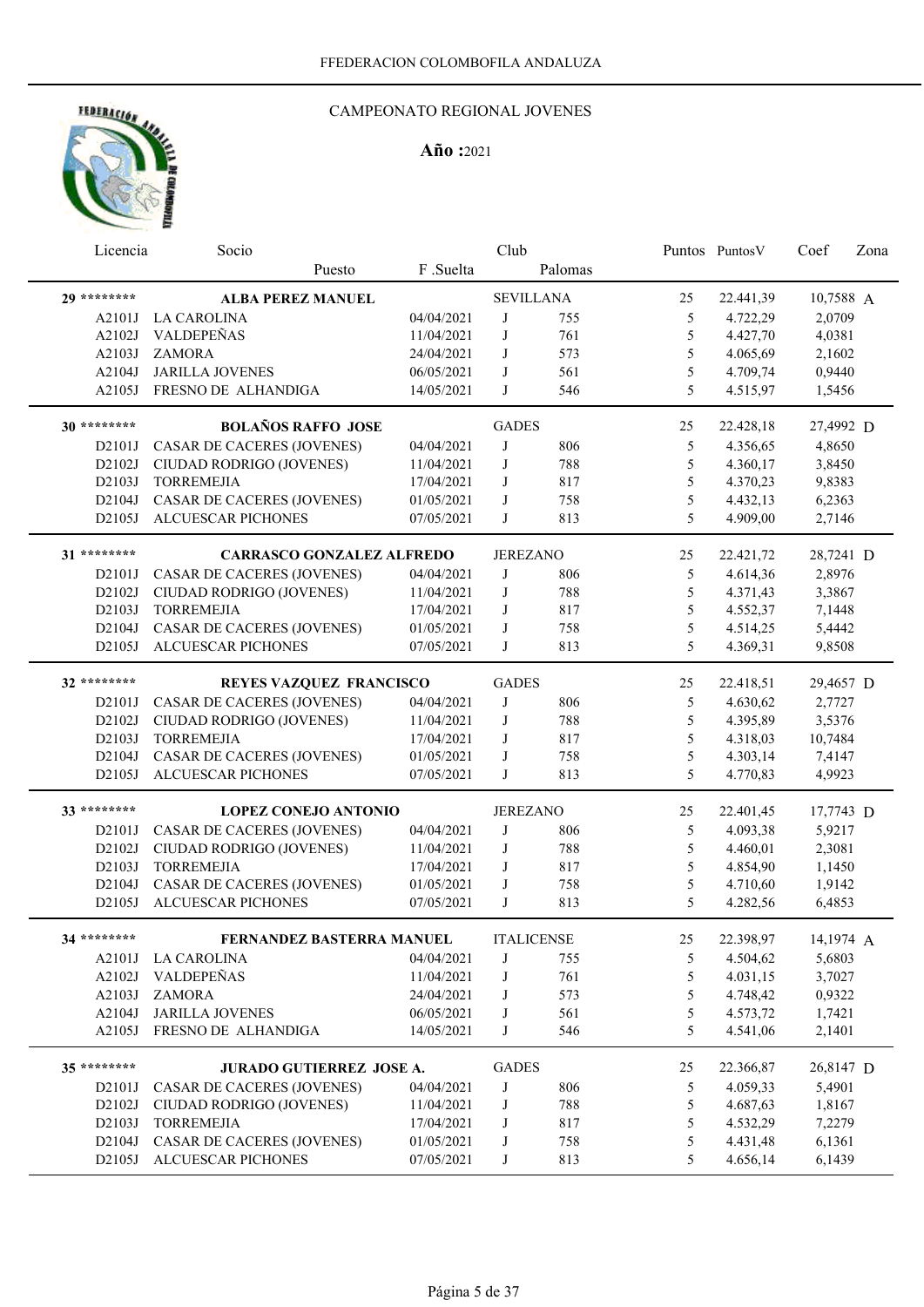FFEDERACION COLOMBOFILA ANDALUZA

CAMPEONATO REGIONAL JOVENES

**Año :**2021

| Licencia | Socio / Puesto | F .Suelta | Club | Palomas | Puntos | PuntosV | Coef | Zona |
|---|---|---|---|---|---|---|---|---|
| **29** ******** | **ALBA PEREZ MANUEL** | | SEVILLANA | | 25 | 22.441,39 | 10,7588 | A |
| A2101J | LA CAROLINA | 04/04/2021 | J | 755 | 5 | 4.722,29 | 2,0709 | |
| A2102J | VALDEPEÑAS | 11/04/2021 | J | 761 | 5 | 4.427,70 | 4,0381 | |
| A2103J | ZAMORA | 24/04/2021 | J | 573 | 5 | 4.065,69 | 2,1602 | |
| A2104J | JARILLA JOVENES | 06/05/2021 | J | 561 | 5 | 4.709,74 | 0,9440 | |
| A2105J | FRESNO DE ALHANDIGA | 14/05/2021 | J | 546 | 5 | 4.515,97 | 1,5456 | |
| **30** ******** | **BOLAÑOS RAFFO JOSE** | | GADES | | 25 | 22.428,18 | 27,4992 | D |
| D2101J | CASAR DE CACERES (JOVENES) | 04/04/2021 | J | 806 | 5 | 4.356,65 | 4,8650 | |
| D2102J | CIUDAD RODRIGO (JOVENES) | 11/04/2021 | J | 788 | 5 | 4.360,17 | 3,8450 | |
| D2103J | TORREMEJIA | 17/04/2021 | J | 817 | 5 | 4.370,23 | 9,8383 | |
| D2104J | CASAR DE CACERES (JOVENES) | 01/05/2021 | J | 758 | 5 | 4.432,13 | 6,2363 | |
| D2105J | ALCUESCAR PICHONES | 07/05/2021 | J | 813 | 5 | 4.909,00 | 2,7146 | |
| **31** ******** | **CARRASCO GONZALEZ ALFREDO** | | JEREZANO | | 25 | 22.421,72 | 28,7241 | D |
| D2101J | CASAR DE CACERES (JOVENES) | 04/04/2021 | J | 806 | 5 | 4.614,36 | 2,8976 | |
| D2102J | CIUDAD RODRIGO (JOVENES) | 11/04/2021 | J | 788 | 5 | 4.371,43 | 3,3867 | |
| D2103J | TORREMEJIA | 17/04/2021 | J | 817 | 5 | 4.552,37 | 7,1448 | |
| D2104J | CASAR DE CACERES (JOVENES) | 01/05/2021 | J | 758 | 5 | 4.514,25 | 5,4442 | |
| D2105J | ALCUESCAR PICHONES | 07/05/2021 | J | 813 | 5 | 4.369,31 | 9,8508 | |
| **32** ******** | **REYES VAZQUEZ FRANCISCO** | | GADES | | 25 | 22.418,51 | 29,4657 | D |
| D2101J | CASAR DE CACERES (JOVENES) | 04/04/2021 | J | 806 | 5 | 4.630,62 | 2,7727 | |
| D2102J | CIUDAD RODRIGO (JOVENES) | 11/04/2021 | J | 788 | 5 | 4.395,89 | 3,5376 | |
| D2103J | TORREMEJIA | 17/04/2021 | J | 817 | 5 | 4.318,03 | 10,7484 | |
| D2104J | CASAR DE CACERES (JOVENES) | 01/05/2021 | J | 758 | 5 | 4.303,14 | 7,4147 | |
| D2105J | ALCUESCAR PICHONES | 07/05/2021 | J | 813 | 5 | 4.770,83 | 4,9923 | |
| **33** ******** | **LOPEZ CONEJO ANTONIO** | | JEREZANO | | 25 | 22.401,45 | 17,7743 | D |
| D2101J | CASAR DE CACERES (JOVENES) | 04/04/2021 | J | 806 | 5 | 4.093,38 | 5,9217 | |
| D2102J | CIUDAD RODRIGO (JOVENES) | 11/04/2021 | J | 788 | 5 | 4.460,01 | 2,3081 | |
| D2103J | TORREMEJIA | 17/04/2021 | J | 817 | 5 | 4.854,90 | 1,1450 | |
| D2104J | CASAR DE CACERES (JOVENES) | 01/05/2021 | J | 758 | 5 | 4.710,60 | 1,9142 | |
| D2105J | ALCUESCAR PICHONES | 07/05/2021 | J | 813 | 5 | 4.282,56 | 6,4853 | |
| **34** ******** | **FERNANDEZ BASTERRA MANUEL** | | ITALICENSE | | 25 | 22.398,97 | 14,1974 | A |
| A2101J | LA CAROLINA | 04/04/2021 | J | 755 | 5 | 4.504,62 | 5,6803 | |
| A2102J | VALDEPEÑAS | 11/04/2021 | J | 761 | 5 | 4.031,15 | 3,7027 | |
| A2103J | ZAMORA | 24/04/2021 | J | 573 | 5 | 4.748,42 | 0,9322 | |
| A2104J | JARILLA JOVENES | 06/05/2021 | J | 561 | 5 | 4.573,72 | 1,7421 | |
| A2105J | FRESNO DE ALHANDIGA | 14/05/2021 | J | 546 | 5 | 4.541,06 | 2,1401 | |
| **35** ******** | **JURADO GUTIERREZ JOSE A.** | | GADES | | 25 | 22.366,87 | 26,8147 | D |
| D2101J | CASAR DE CACERES (JOVENES) | 04/04/2021 | J | 806 | 5 | 4.059,33 | 5,4901 | |
| D2102J | CIUDAD RODRIGO (JOVENES) | 11/04/2021 | J | 788 | 5 | 4.687,63 | 1,8167 | |
| D2103J | TORREMEJIA | 17/04/2021 | J | 817 | 5 | 4.532,29 | 7,2279 | |
| D2104J | CASAR DE CACERES (JOVENES) | 01/05/2021 | J | 758 | 5 | 4.431,48 | 6,1361 | |
| D2105J | ALCUESCAR PICHONES | 07/05/2021 | J | 813 | 5 | 4.656,14 | 6,1439 | |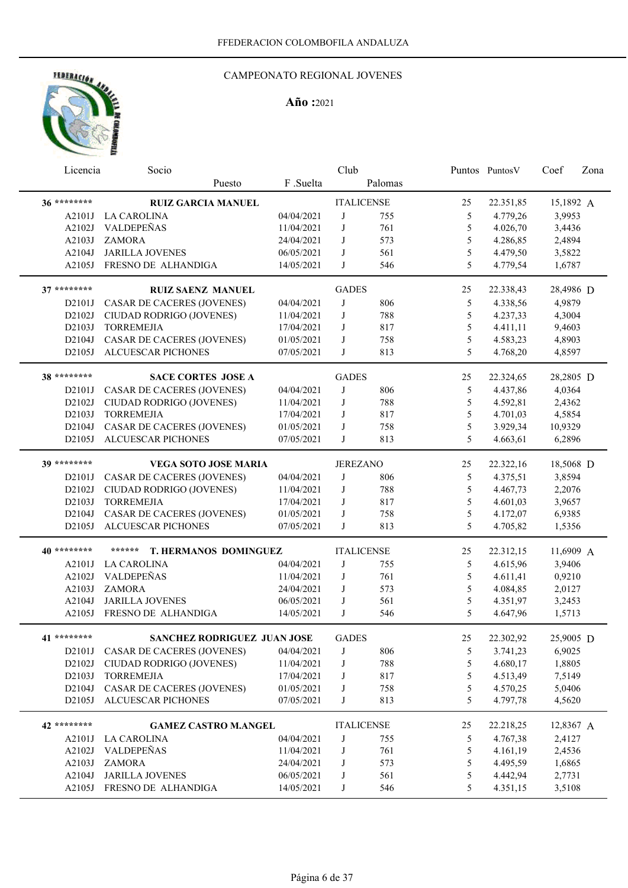FFEDERACION COLOMBOFILA ANDALUZA

CAMPEONATO REGIONAL JOVENES

**Año :**2021

| Licencia | Socio / Puesto | F .Suelta | Club | Palomas | Puntos | PuntosV | Coef | Zona |
|---|---|---|---|---|---|---|---|---|
| 36 ******** | **RUIZ GARCIA MANUEL** | | ITALICENSE | | 25 | 22.351,85 | 15,1892 | A |
| A2101J | LA CAROLINA | 04/04/2021 | J | 755 | 5 | 4.779,26 | 3,9953 | |
| A2102J | VALDEPEÑAS | 11/04/2021 | J | 761 | 5 | 4.026,70 | 3,4436 | |
| A2103J | ZAMORA | 24/04/2021 | J | 573 | 5 | 4.286,85 | 2,4894 | |
| A2104J | JARILLA JOVENES | 06/05/2021 | J | 561 | 5 | 4.479,50 | 3,5822 | |
| A2105J | FRESNO DE ALHANDIGA | 14/05/2021 | J | 546 | 5 | 4.779,54 | 1,6787 | |
| 37 ******** | **RUIZ SAENZ MANUEL** | | GADES | | 25 | 22.338,43 | 28,4986 | D |
| D2101J | CASAR DE CACERES (JOVENES) | 04/04/2021 | J | 806 | 5 | 4.338,56 | 4,9879 | |
| D2102J | CIUDAD RODRIGO (JOVENES) | 11/04/2021 | J | 788 | 5 | 4.237,33 | 4,3004 | |
| D2103J | TORREMEJIA | 17/04/2021 | J | 817 | 5 | 4.411,11 | 9,4603 | |
| D2104J | CASAR DE CACERES (JOVENES) | 01/05/2021 | J | 758 | 5 | 4.583,23 | 4,8903 | |
| D2105J | ALCUESCAR PICHONES | 07/05/2021 | J | 813 | 5 | 4.768,20 | 4,8597 | |
| 38 ******** | **SACE CORTES JOSE A** | | GADES | | 25 | 22.324,65 | 28,2805 | D |
| D2101J | CASAR DE CACERES (JOVENES) | 04/04/2021 | J | 806 | 5 | 4.437,86 | 4,0364 | |
| D2102J | CIUDAD RODRIGO (JOVENES) | 11/04/2021 | J | 788 | 5 | 4.592,81 | 2,4362 | |
| D2103J | TORREMEJIA | 17/04/2021 | J | 817 | 5 | 4.701,03 | 4,5854 | |
| D2104J | CASAR DE CACERES (JOVENES) | 01/05/2021 | J | 758 | 5 | 3.929,34 | 10,9329 | |
| D2105J | ALCUESCAR PICHONES | 07/05/2021 | J | 813 | 5 | 4.663,61 | 6,2896 | |
| 39 ******** | **VEGA SOTO JOSE MARIA** | | JEREZANO | | 25 | 22.322,16 | 18,5068 | D |
| D2101J | CASAR DE CACERES (JOVENES) | 04/04/2021 | J | 806 | 5 | 4.375,51 | 3,8594 | |
| D2102J | CIUDAD RODRIGO (JOVENES) | 11/04/2021 | J | 788 | 5 | 4.467,73 | 2,2076 | |
| D2103J | TORREMEJIA | 17/04/2021 | J | 817 | 5 | 4.601,03 | 3,9657 | |
| D2104J | CASAR DE CACERES (JOVENES) | 01/05/2021 | J | 758 | 5 | 4.172,07 | 6,9385 | |
| D2105J | ALCUESCAR PICHONES | 07/05/2021 | J | 813 | 5 | 4.705,82 | 1,5356 | |
| 40 ******** | ****** **T. HERMANOS DOMINGUEZ** | | ITALICENSE | | 25 | 22.312,15 | 11,6909 | A |
| A2101J | LA CAROLINA | 04/04/2021 | J | 755 | 5 | 4.615,96 | 3,9406 | |
| A2102J | VALDEPEÑAS | 11/04/2021 | J | 761 | 5 | 4.611,41 | 0,9210 | |
| A2103J | ZAMORA | 24/04/2021 | J | 573 | 5 | 4.084,85 | 2,0127 | |
| A2104J | JARILLA JOVENES | 06/05/2021 | J | 561 | 5 | 4.351,97 | 3,2453 | |
| A2105J | FRESNO DE ALHANDIGA | 14/05/2021 | J | 546 | 5 | 4.647,96 | 1,5713 | |
| 41 ******** | **SANCHEZ RODRIGUEZ JUAN JOSE** | | GADES | | 25 | 22.302,92 | 25,9005 | D |
| D2101J | CASAR DE CACERES (JOVENES) | 04/04/2021 | J | 806 | 5 | 3.741,23 | 6,9025 | |
| D2102J | CIUDAD RODRIGO (JOVENES) | 11/04/2021 | J | 788 | 5 | 4.680,17 | 1,8805 | |
| D2103J | TORREMEJIA | 17/04/2021 | J | 817 | 5 | 4.513,49 | 7,5149 | |
| D2104J | CASAR DE CACERES (JOVENES) | 01/05/2021 | J | 758 | 5 | 4.570,25 | 5,0406 | |
| D2105J | ALCUESCAR PICHONES | 07/05/2021 | J | 813 | 5 | 4.797,78 | 4,5620 | |
| 42 ******** | **GAMEZ CASTRO M.ANGEL** | | ITALICENSE | | 25 | 22.218,25 | 12,8367 | A |
| A2101J | LA CAROLINA | 04/04/2021 | J | 755 | 5 | 4.767,38 | 2,4127 | |
| A2102J | VALDEPEÑAS | 11/04/2021 | J | 761 | 5 | 4.161,19 | 2,4536 | |
| A2103J | ZAMORA | 24/04/2021 | J | 573 | 5 | 4.495,59 | 1,6865 | |
| A2104J | JARILLA JOVENES | 06/05/2021 | J | 561 | 5 | 4.442,94 | 2,7731 | |
| A2105J | FRESNO DE ALHANDIGA | 14/05/2021 | J | 546 | 5 | 4.351,15 | 3,5108 | |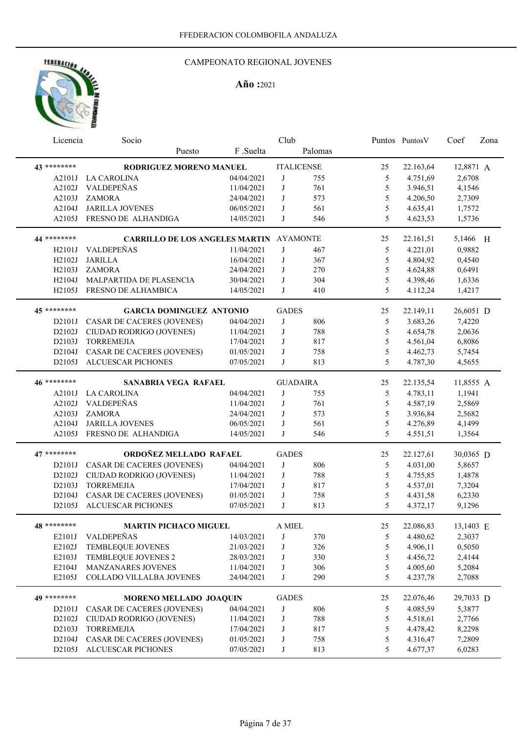FFEDERACION COLOMBOFILA ANDALUZA

CAMPEONATO REGIONAL JOVENES

**Año :**2021

| Licencia | Socio / Puesto | F .Suelta | Club | Palomas | Puntos | PuntosV | Coef | Zona |
|---|---|---|---|---|---|---|---|---|
| **43** ******** | **RODRIGUEZ MORENO MANUEL** | | ITALICENSE | | 25 | 22.163,64 | 12,8871 | A |
| A2101J | LA CAROLINA | 04/04/2021 | J | 755 | 5 | 4.751,69 | 2,6708 | |
| A2102J | VALDEPEÑAS | 11/04/2021 | J | 761 | 5 | 3.946,51 | 4,1546 | |
| A2103J | ZAMORA | 24/04/2021 | J | 573 | 5 | 4.206,50 | 2,7309 | |
| A2104J | JARILLA JOVENES | 06/05/2021 | J | 561 | 5 | 4.635,41 | 1,7572 | |
| A2105J | FRESNO DE ALHANDIGA | 14/05/2021 | J | 546 | 5 | 4.623,53 | 1,5736 | |
| **44** ******** | **CARRILLO DE LOS ANGELES MARTIN** | | AYAMONTE | | 25 | 22.161,51 | 5,1466 | H |
| H2101J | VALDEPEÑAS | 11/04/2021 | J | 467 | 5 | 4.221,01 | 0,9882 | |
| H2102J | JARILLA | 16/04/2021 | J | 367 | 5 | 4.804,92 | 0,4540 | |
| H2103J | ZAMORA | 24/04/2021 | J | 270 | 5 | 4.624,88 | 0,6491 | |
| H2104J | MALPARTIDA DE PLASENCIA | 30/04/2021 | J | 304 | 5 | 4.398,46 | 1,6336 | |
| H2105J | FRESNO DE ALHAMBICA | 14/05/2021 | J | 410 | 5 | 4.112,24 | 1,4217 | |
| **45** ******** | **GARCIA DOMINGUEZ ANTONIO** | | GADES | | 25 | 22.149,11 | 26,6051 | D |
| D2101J | CASAR DE CACERES (JOVENES) | 04/04/2021 | J | 806 | 5 | 3.683,26 | 7,4220 | |
| D2102J | CIUDAD RODRIGO (JOVENES) | 11/04/2021 | J | 788 | 5 | 4.654,78 | 2,0636 | |
| D2103J | TORREMEJIA | 17/04/2021 | J | 817 | 5 | 4.561,04 | 6,8086 | |
| D2104J | CASAR DE CACERES (JOVENES) | 01/05/2021 | J | 758 | 5 | 4.462,73 | 5,7454 | |
| D2105J | ALCUESCAR PICHONES | 07/05/2021 | J | 813 | 5 | 4.787,30 | 4,5655 | |
| **46** ******** | **SANABRIA VEGA RAFAEL** | | GUADAIRA | | 25 | 22.135,54 | 11,8555 | A |
| A2101J | LA CAROLINA | 04/04/2021 | J | 755 | 5 | 4.783,11 | 1,1941 | |
| A2102J | VALDEPEÑAS | 11/04/2021 | J | 761 | 5 | 4.587,19 | 2,5869 | |
| A2103J | ZAMORA | 24/04/2021 | J | 573 | 5 | 3.936,84 | 2,5682 | |
| A2104J | JARILLA JOVENES | 06/05/2021 | J | 561 | 5 | 4.276,89 | 4,1499 | |
| A2105J | FRESNO DE ALHANDIGA | 14/05/2021 | J | 546 | 5 | 4.551,51 | 1,3564 | |
| **47** ******** | **ORDOÑEZ MELLADO RAFAEL** | | GADES | | 25 | 22.127,61 | 30,0365 | D |
| D2101J | CASAR DE CACERES (JOVENES) | 04/04/2021 | J | 806 | 5 | 4.031,00 | 5,8657 | |
| D2102J | CIUDAD RODRIGO (JOVENES) | 11/04/2021 | J | 788 | 5 | 4.755,85 | 1,4878 | |
| D2103J | TORREMEJIA | 17/04/2021 | J | 817 | 5 | 4.537,01 | 7,3204 | |
| D2104J | CASAR DE CACERES (JOVENES) | 01/05/2021 | J | 758 | 5 | 4.431,58 | 6,2330 | |
| D2105J | ALCUESCAR PICHONES | 07/05/2021 | J | 813 | 5 | 4.372,17 | 9,1296 | |
| **48** ******** | **MARTIN PICHACO MIGUEL** | | A MIEL | | 25 | 22.086,83 | 13,1403 | E |
| E2101J | VALDEPEÑAS | 14/03/2021 | J | 370 | 5 | 4.480,62 | 2,3037 | |
| E2102J | TEMBLEQUE JOVENES | 21/03/2021 | J | 326 | 5 | 4.906,11 | 0,5050 | |
| E2103J | TEMBLEQUE JOVENES 2 | 28/03/2021 | J | 330 | 5 | 4.456,72 | 2,4144 | |
| E2104J | MANZANARES JOVENES | 11/04/2021 | J | 306 | 5 | 4.005,60 | 5,2084 | |
| E2105J | COLLADO VILLALBA JOVENES | 24/04/2021 | J | 290 | 5 | 4.237,78 | 2,7088 | |
| **49** ******** | **MORENO MELLADO JOAQUIN** | | GADES | | 25 | 22.076,46 | 29,7033 | D |
| D2101J | CASAR DE CACERES (JOVENES) | 04/04/2021 | J | 806 | 5 | 4.085,59 | 5,3877 | |
| D2102J | CIUDAD RODRIGO (JOVENES) | 11/04/2021 | J | 788 | 5 | 4.518,61 | 2,7766 | |
| D2103J | TORREMEJIA | 17/04/2021 | J | 817 | 5 | 4.478,42 | 8,2298 | |
| D2104J | CASAR DE CACERES (JOVENES) | 01/05/2021 | J | 758 | 5 | 4.316,47 | 7,2809 | |
| D2105J | ALCUESCAR PICHONES | 07/05/2021 | J | 813 | 5 | 4.677,37 | 6,0283 | |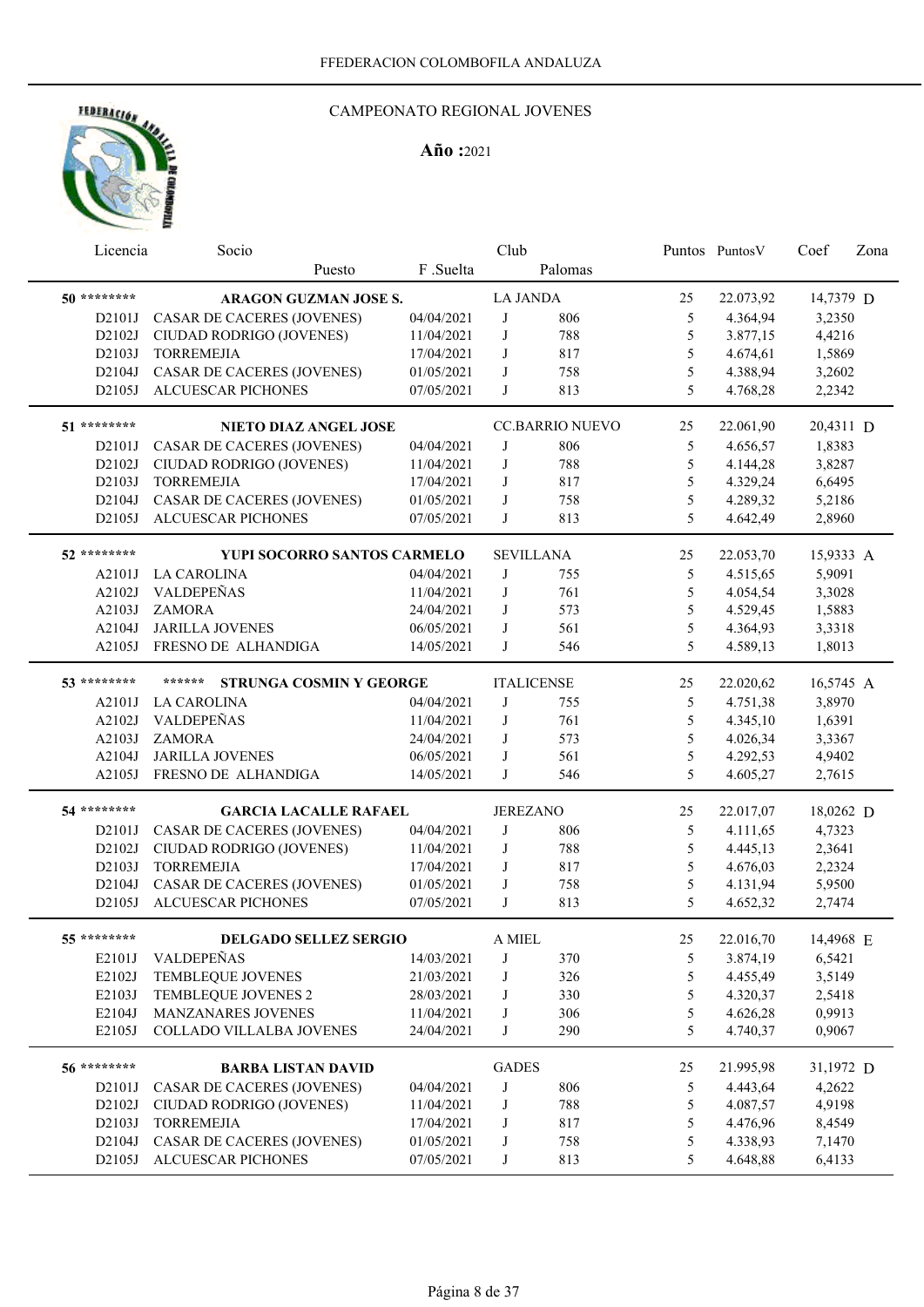FFEDERACION COLOMBOFILA ANDALUZA

# CAMPEONATO REGIONAL JOVENES

**Año :**2021

| Licencia | Socio / Puesto | F .Suelta | Club | Palomas | Puntos | PuntosV | Coef | Zona |
|---|---|---|---|---|---|---|---|---|
| **50 \*\*\*\*\*\*\*\*** | **ARAGON GUZMAN JOSE S.** | | LA JANDA | | 25 | 22.073,92 | 14,7379 | D |
| D2101J | CASAR DE CACERES (JOVENES) | 04/04/2021 | J | 806 | 5 | 4.364,94 | 3,2350 | |
| D2102J | CIUDAD RODRIGO (JOVENES) | 11/04/2021 | J | 788 | 5 | 3.877,15 | 4,4216 | |
| D2103J | TORREMEJIA | 17/04/2021 | J | 817 | 5 | 4.674,61 | 1,5869 | |
| D2104J | CASAR DE CACERES (JOVENES) | 01/05/2021 | J | 758 | 5 | 4.388,94 | 3,2602 | |
| D2105J | ALCUESCAR PICHONES | 07/05/2021 | J | 813 | 5 | 4.768,28 | 2,2342 | |
| **51 \*\*\*\*\*\*\*\*** | **NIETO DIAZ ANGEL JOSE** | | CC.BARRIO NUEVO | | 25 | 22.061,90 | 20,4311 | D |
| D2101J | CASAR DE CACERES (JOVENES) | 04/04/2021 | J | 806 | 5 | 4.656,57 | 1,8383 | |
| D2102J | CIUDAD RODRIGO (JOVENES) | 11/04/2021 | J | 788 | 5 | 4.144,28 | 3,8287 | |
| D2103J | TORREMEJIA | 17/04/2021 | J | 817 | 5 | 4.329,24 | 6,6495 | |
| D2104J | CASAR DE CACERES (JOVENES) | 01/05/2021 | J | 758 | 5 | 4.289,32 | 5,2186 | |
| D2105J | ALCUESCAR PICHONES | 07/05/2021 | J | 813 | 5 | 4.642,49 | 2,8960 | |
| **52 \*\*\*\*\*\*\*\*** | **YUPI SOCORRO SANTOS CARMELO** | | SEVILLANA | | 25 | 22.053,70 | 15,9333 | A |
| A2101J | LA CAROLINA | 04/04/2021 | J | 755 | 5 | 4.515,65 | 5,9091 | |
| A2102J | VALDEPEÑAS | 11/04/2021 | J | 761 | 5 | 4.054,54 | 3,3028 | |
| A2103J | ZAMORA | 24/04/2021 | J | 573 | 5 | 4.529,45 | 1,5883 | |
| A2104J | JARILLA JOVENES | 06/05/2021 | J | 561 | 5 | 4.364,93 | 3,3318 | |
| A2105J | FRESNO DE ALHANDIGA | 14/05/2021 | J | 546 | 5 | 4.589,13 | 1,8013 | |
| **53 \*\*\*\*\*\*\*\*** | **\*\*\*\*\*\* STRUNGA COSMIN Y GEORGE** | | ITALICENSE | | 25 | 22.020,62 | 16,5745 | A |
| A2101J | LA CAROLINA | 04/04/2021 | J | 755 | 5 | 4.751,38 | 3,8970 | |
| A2102J | VALDEPEÑAS | 11/04/2021 | J | 761 | 5 | 4.345,10 | 1,6391 | |
| A2103J | ZAMORA | 24/04/2021 | J | 573 | 5 | 4.026,34 | 3,3367 | |
| A2104J | JARILLA JOVENES | 06/05/2021 | J | 561 | 5 | 4.292,53 | 4,9402 | |
| A2105J | FRESNO DE ALHANDIGA | 14/05/2021 | J | 546 | 5 | 4.605,27 | 2,7615 | |
| **54 \*\*\*\*\*\*\*\*** | **GARCIA LACALLE RAFAEL** | | JEREZANO | | 25 | 22.017,07 | 18,0262 | D |
| D2101J | CASAR DE CACERES (JOVENES) | 04/04/2021 | J | 806 | 5 | 4.111,65 | 4,7323 | |
| D2102J | CIUDAD RODRIGO (JOVENES) | 11/04/2021 | J | 788 | 5 | 4.445,13 | 2,3641 | |
| D2103J | TORREMEJIA | 17/04/2021 | J | 817 | 5 | 4.676,03 | 2,2324 | |
| D2104J | CASAR DE CACERES (JOVENES) | 01/05/2021 | J | 758 | 5 | 4.131,94 | 5,9500 | |
| D2105J | ALCUESCAR PICHONES | 07/05/2021 | J | 813 | 5 | 4.652,32 | 2,7474 | |
| **55 \*\*\*\*\*\*\*\*** | **DELGADO SELLEZ SERGIO** | | A MIEL | | 25 | 22.016,70 | 14,4968 | E |
| E2101J | VALDEPEÑAS | 14/03/2021 | J | 370 | 5 | 3.874,19 | 6,5421 | |
| E2102J | TEMBLEQUE JOVENES | 21/03/2021 | J | 326 | 5 | 4.455,49 | 3,5149 | |
| E2103J | TEMBLEQUE JOVENES 2 | 28/03/2021 | J | 330 | 5 | 4.320,37 | 2,5418 | |
| E2104J | MANZANARES JOVENES | 11/04/2021 | J | 306 | 5 | 4.626,28 | 0,9913 | |
| E2105J | COLLADO VILLALBA JOVENES | 24/04/2021 | J | 290 | 5 | 4.740,37 | 0,9067 | |
| **56 \*\*\*\*\*\*\*\*** | **BARBA LISTAN DAVID** | | GADES | | 25 | 21.995,98 | 31,1972 | D |
| D2101J | CASAR DE CACERES (JOVENES) | 04/04/2021 | J | 806 | 5 | 4.443,64 | 4,2622 | |
| D2102J | CIUDAD RODRIGO (JOVENES) | 11/04/2021 | J | 788 | 5 | 4.087,57 | 4,9198 | |
| D2103J | TORREMEJIA | 17/04/2021 | J | 817 | 5 | 4.476,96 | 8,4549 | |
| D2104J | CASAR DE CACERES (JOVENES) | 01/05/2021 | J | 758 | 5 | 4.338,93 | 7,1470 | |
| D2105J | ALCUESCAR PICHONES | 07/05/2021 | J | 813 | 5 | 4.648,88 | 6,4133 | |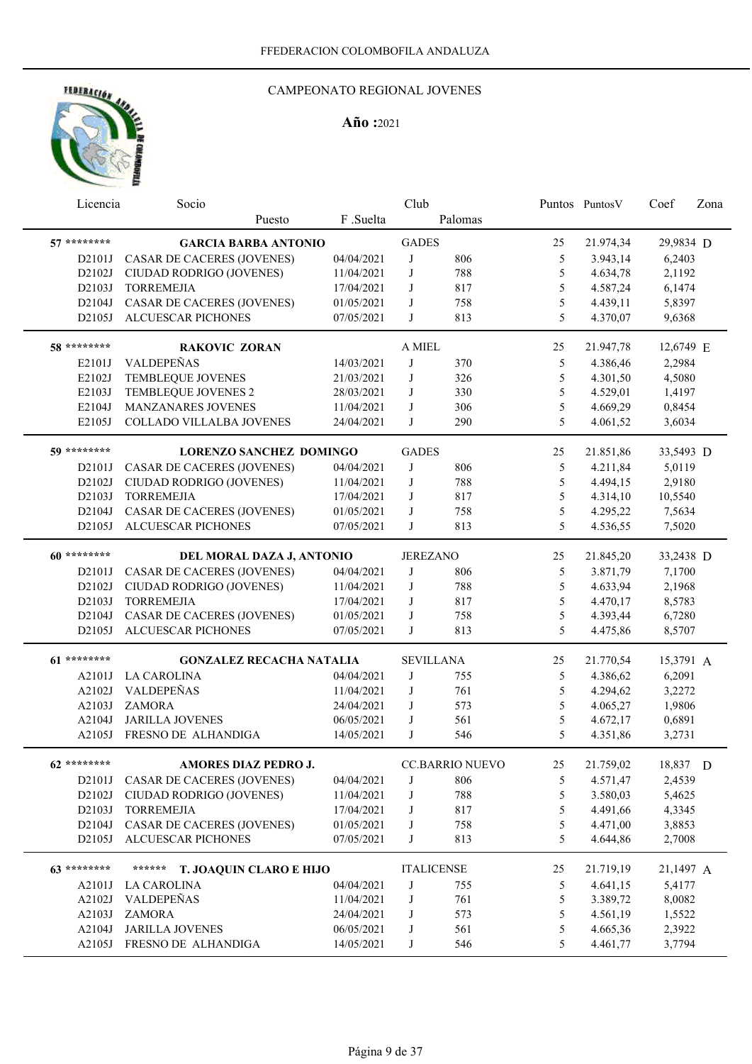FFEDERACION COLOMBOFILA ANDALUZA

CAMPEONATO REGIONAL JOVENES

**Año :** 2021

| Licencia | Socio / Puesto | F .Suelta | Club | Palomas | Puntos | PuntosV | Coef | Zona |
|---|---|---|---|---|---|---|---|---|
| **57 \*\*\*\*\*\*\*\*** | **GARCIA BARBA ANTONIO** | | GADES | | 25 | 21.974,34 | 29,9834 | D |
| D2101J | CASAR DE CACERES (JOVENES) | 04/04/2021 | J | 806 | 5 | 3.943,14 | 6,2403 | |
| D2102J | CIUDAD RODRIGO (JOVENES) | 11/04/2021 | J | 788 | 5 | 4.634,78 | 2,1192 | |
| D2103J | TORREMEJIA | 17/04/2021 | J | 817 | 5 | 4.587,24 | 6,1474 | |
| D2104J | CASAR DE CACERES (JOVENES) | 01/05/2021 | J | 758 | 5 | 4.439,11 | 5,8397 | |
| D2105J | ALCUESCAR PICHONES | 07/05/2021 | J | 813 | 5 | 4.370,07 | 9,6368 | |
| **58 \*\*\*\*\*\*\*\*** | **RAKOVIC ZORAN** | | A MIEL | | 25 | 21.947,78 | 12,6749 | E |
| E2101J | VALDEPEÑAS | 14/03/2021 | J | 370 | 5 | 4.386,46 | 2,2984 | |
| E2102J | TEMBLEQUE JOVENES | 21/03/2021 | J | 326 | 5 | 4.301,50 | 4,5080 | |
| E2103J | TEMBLEQUE JOVENES 2 | 28/03/2021 | J | 330 | 5 | 4.529,01 | 1,4197 | |
| E2104J | MANZANARES JOVENES | 11/04/2021 | J | 306 | 5 | 4.669,29 | 0,8454 | |
| E2105J | COLLADO VILLALBA JOVENES | 24/04/2021 | J | 290 | 5 | 4.061,52 | 3,6034 | |
| **59 \*\*\*\*\*\*\*\*** | **LORENZO SANCHEZ DOMINGO** | | GADES | | 25 | 21.851,86 | 33,5493 | D |
| D2101J | CASAR DE CACERES (JOVENES) | 04/04/2021 | J | 806 | 5 | 4.211,84 | 5,0119 | |
| D2102J | CIUDAD RODRIGO (JOVENES) | 11/04/2021 | J | 788 | 5 | 4.494,15 | 2,9180 | |
| D2103J | TORREMEJIA | 17/04/2021 | J | 817 | 5 | 4.314,10 | 10,5540 | |
| D2104J | CASAR DE CACERES (JOVENES) | 01/05/2021 | J | 758 | 5 | 4.295,22 | 7,5634 | |
| D2105J | ALCUESCAR PICHONES | 07/05/2021 | J | 813 | 5 | 4.536,55 | 7,5020 | |
| **60 \*\*\*\*\*\*\*\*** | **DEL MORAL DAZA J, ANTONIO** | | JEREZANO | | 25 | 21.845,20 | 33,2438 | D |
| D2101J | CASAR DE CACERES (JOVENES) | 04/04/2021 | J | 806 | 5 | 3.871,79 | 7,1700 | |
| D2102J | CIUDAD RODRIGO (JOVENES) | 11/04/2021 | J | 788 | 5 | 4.633,94 | 2,1968 | |
| D2103J | TORREMEJIA | 17/04/2021 | J | 817 | 5 | 4.470,17 | 8,5783 | |
| D2104J | CASAR DE CACERES (JOVENES) | 01/05/2021 | J | 758 | 5 | 4.393,44 | 6,7280 | |
| D2105J | ALCUESCAR PICHONES | 07/05/2021 | J | 813 | 5 | 4.475,86 | 8,5707 | |
| **61 \*\*\*\*\*\*\*\*** | **GONZALEZ RECACHA NATALIA** | | SEVILLANA | | 25 | 21.770,54 | 15,3791 | A |
| A2101J | LA CAROLINA | 04/04/2021 | J | 755 | 5 | 4.386,62 | 6,2091 | |
| A2102J | VALDEPEÑAS | 11/04/2021 | J | 761 | 5 | 4.294,62 | 3,2272 | |
| A2103J | ZAMORA | 24/04/2021 | J | 573 | 5 | 4.065,27 | 1,9806 | |
| A2104J | JARILLA JOVENES | 06/05/2021 | J | 561 | 5 | 4.672,17 | 0,6891 | |
| A2105J | FRESNO DE ALHANDIGA | 14/05/2021 | J | 546 | 5 | 4.351,86 | 3,2731 | |
| **62 \*\*\*\*\*\*\*\*** | **AMORES DIAZ PEDRO J.** | | CC.BARRIO NUEVO | | 25 | 21.759,02 | 18,837 | D |
| D2101J | CASAR DE CACERES (JOVENES) | 04/04/2021 | J | 806 | 5 | 4.571,47 | 2,4539 | |
| D2102J | CIUDAD RODRIGO (JOVENES) | 11/04/2021 | J | 788 | 5 | 3.580,03 | 5,4625 | |
| D2103J | TORREMEJIA | 17/04/2021 | J | 817 | 5 | 4.491,66 | 4,3345 | |
| D2104J | CASAR DE CACERES (JOVENES) | 01/05/2021 | J | 758 | 5 | 4.471,00 | 3,8853 | |
| D2105J | ALCUESCAR PICHONES | 07/05/2021 | J | 813 | 5 | 4.644,86 | 2,7008 | |
| **63 \*\*\*\*\*\*\*\*** | **\*\*\*\*\*\* T. JOAQUIN CLARO E HIJO** | | ITALICENSE | | 25 | 21.719,19 | 21,1497 | A |
| A2101J | LA CAROLINA | 04/04/2021 | J | 755 | 5 | 4.641,15 | 5,4177 | |
| A2102J | VALDEPEÑAS | 11/04/2021 | J | 761 | 5 | 3.389,72 | 8,0082 | |
| A2103J | ZAMORA | 24/04/2021 | J | 573 | 5 | 4.561,19 | 1,5522 | |
| A2104J | JARILLA JOVENES | 06/05/2021 | J | 561 | 5 | 4.665,36 | 2,3922 | |
| A2105J | FRESNO DE ALHANDIGA | 14/05/2021 | J | 546 | 5 | 4.461,77 | 3,7794 | |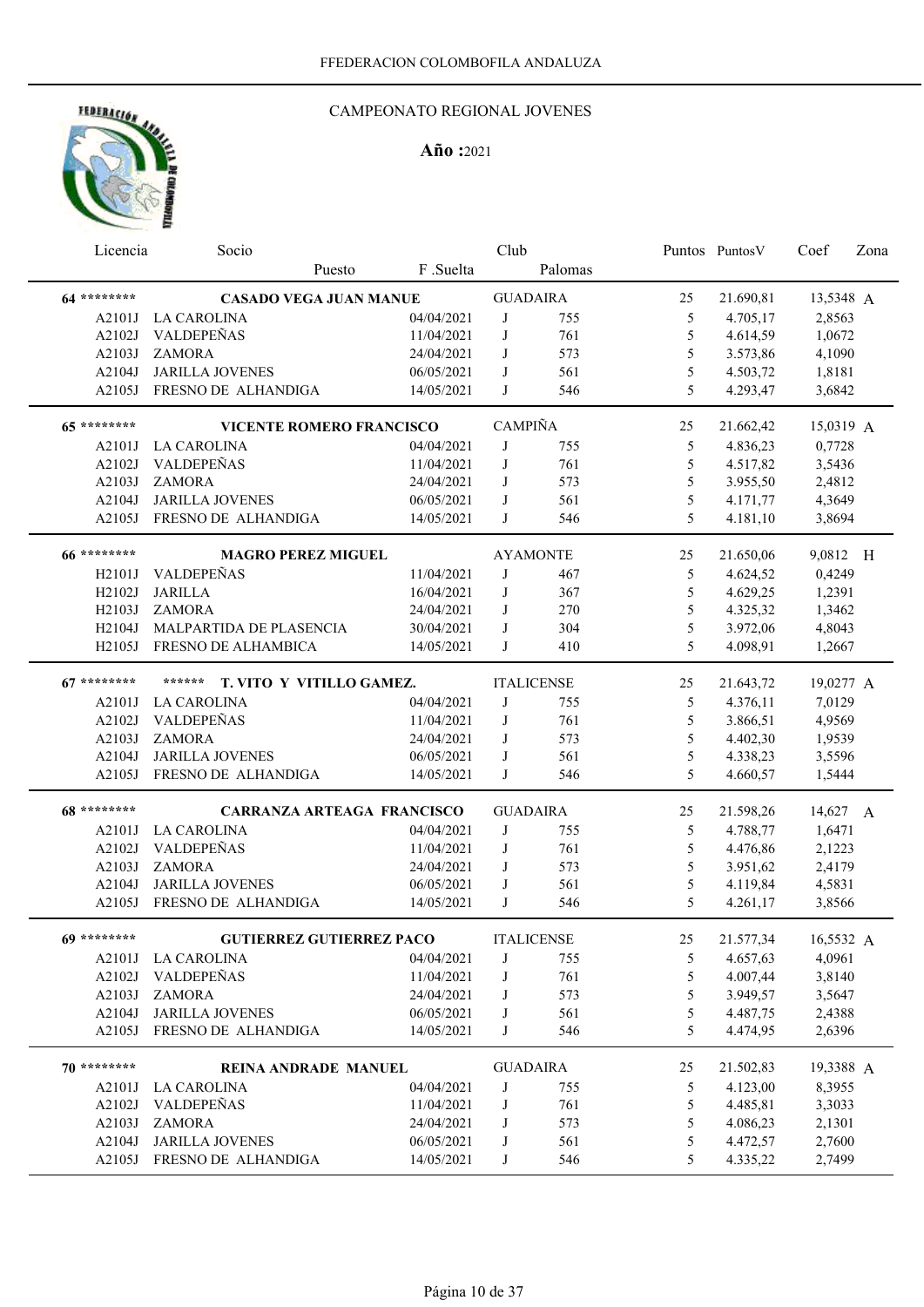FFEDERACION COLOMBOFILA ANDALUZA

CAMPEONATO REGIONAL JOVENES

**Año :** 2021

| Licencia | Socio / Puesto | F .Suelta | Club | Palomas | Puntos | PuntosV | Coef | Zona |
|---|---|---|---|---|---|---|---|---|
| **64 \*\*\*\*\*\*\*\*** | **CASADO VEGA JUAN MANUE** | | GUADAIRA | | 25 | 21.690,81 | 13,5348 | A |
| A2101J | LA CAROLINA | 04/04/2021 | J | 755 | 5 | 4.705,17 | 2,8563 | |
| A2102J | VALDEPEÑAS | 11/04/2021 | J | 761 | 5 | 4.614,59 | 1,0672 | |
| A2103J | ZAMORA | 24/04/2021 | J | 573 | 5 | 3.573,86 | 4,1090 | |
| A2104J | JARILLA JOVENES | 06/05/2021 | J | 561 | 5 | 4.503,72 | 1,8181 | |
| A2105J | FRESNO DE ALHANDIGA | 14/05/2021 | J | 546 | 5 | 4.293,47 | 3,6842 | |
| **65 \*\*\*\*\*\*\*\*** | **VICENTE ROMERO FRANCISCO** | | CAMPIÑA | | 25 | 21.662,42 | 15,0319 | A |
| A2101J | LA CAROLINA | 04/04/2021 | J | 755 | 5 | 4.836,23 | 0,7728 | |
| A2102J | VALDEPEÑAS | 11/04/2021 | J | 761 | 5 | 4.517,82 | 3,5436 | |
| A2103J | ZAMORA | 24/04/2021 | J | 573 | 5 | 3.955,50 | 2,4812 | |
| A2104J | JARILLA JOVENES | 06/05/2021 | J | 561 | 5 | 4.171,77 | 4,3649 | |
| A2105J | FRESNO DE ALHANDIGA | 14/05/2021 | J | 546 | 5 | 4.181,10 | 3,8694 | |
| **66 \*\*\*\*\*\*\*\*** | **MAGRO PEREZ MIGUEL** | | AYAMONTE | | 25 | 21.650,06 | 9,0812 | H |
| H2101J | VALDEPEÑAS | 11/04/2021 | J | 467 | 5 | 4.624,52 | 0,4249 | |
| H2102J | JARILLA | 16/04/2021 | J | 367 | 5 | 4.629,25 | 1,2391 | |
| H2103J | ZAMORA | 24/04/2021 | J | 270 | 5 | 4.325,32 | 1,3462 | |
| H2104J | MALPARTIDA DE PLASENCIA | 30/04/2021 | J | 304 | 5 | 3.972,06 | 4,8043 | |
| H2105J | FRESNO DE ALHAMBICA | 14/05/2021 | J | 410 | 5 | 4.098,91 | 1,2667 | |
| **67 \*\*\*\*\*\*\*\*** | **\*\*\*\*\*\* T. VITO Y VITILLO GAMEZ.** | | ITALICENSE | | 25 | 21.643,72 | 19,0277 | A |
| A2101J | LA CAROLINA | 04/04/2021 | J | 755 | 5 | 4.376,11 | 7,0129 | |
| A2102J | VALDEPEÑAS | 11/04/2021 | J | 761 | 5 | 3.866,51 | 4,9569 | |
| A2103J | ZAMORA | 24/04/2021 | J | 573 | 5 | 4.402,30 | 1,9539 | |
| A2104J | JARILLA JOVENES | 06/05/2021 | J | 561 | 5 | 4.338,23 | 3,5596 | |
| A2105J | FRESNO DE ALHANDIGA | 14/05/2021 | J | 546 | 5 | 4.660,57 | 1,5444 | |
| **68 \*\*\*\*\*\*\*\*** | **CARRANZA ARTEAGA FRANCISCO** | | GUADAIRA | | 25 | 21.598,26 | 14,627 | A |
| A2101J | LA CAROLINA | 04/04/2021 | J | 755 | 5 | 4.788,77 | 1,6471 | |
| A2102J | VALDEPEÑAS | 11/04/2021 | J | 761 | 5 | 4.476,86 | 2,1223 | |
| A2103J | ZAMORA | 24/04/2021 | J | 573 | 5 | 3.951,62 | 2,4179 | |
| A2104J | JARILLA JOVENES | 06/05/2021 | J | 561 | 5 | 4.119,84 | 4,5831 | |
| A2105J | FRESNO DE ALHANDIGA | 14/05/2021 | J | 546 | 5 | 4.261,17 | 3,8566 | |
| **69 \*\*\*\*\*\*\*\*** | **GUTIERREZ GUTIERREZ PACO** | | ITALICENSE | | 25 | 21.577,34 | 16,5532 | A |
| A2101J | LA CAROLINA | 04/04/2021 | J | 755 | 5 | 4.657,63 | 4,0961 | |
| A2102J | VALDEPEÑAS | 11/04/2021 | J | 761 | 5 | 4.007,44 | 3,8140 | |
| A2103J | ZAMORA | 24/04/2021 | J | 573 | 5 | 3.949,57 | 3,5647 | |
| A2104J | JARILLA JOVENES | 06/05/2021 | J | 561 | 5 | 4.487,75 | 2,4388 | |
| A2105J | FRESNO DE ALHANDIGA | 14/05/2021 | J | 546 | 5 | 4.474,95 | 2,6396 | |
| **70 \*\*\*\*\*\*\*\*** | **REINA ANDRADE MANUEL** | | GUADAIRA | | 25 | 21.502,83 | 19,3388 | A |
| A2101J | LA CAROLINA | 04/04/2021 | J | 755 | 5 | 4.123,00 | 8,3955 | |
| A2102J | VALDEPEÑAS | 11/04/2021 | J | 761 | 5 | 4.485,81 | 3,3033 | |
| A2103J | ZAMORA | 24/04/2021 | J | 573 | 5 | 4.086,23 | 2,1301 | |
| A2104J | JARILLA JOVENES | 06/05/2021 | J | 561 | 5 | 4.472,57 | 2,7600 | |
| A2105J | FRESNO DE ALHANDIGA | 14/05/2021 | J | 546 | 5 | 4.335,22 | 2,7499 | |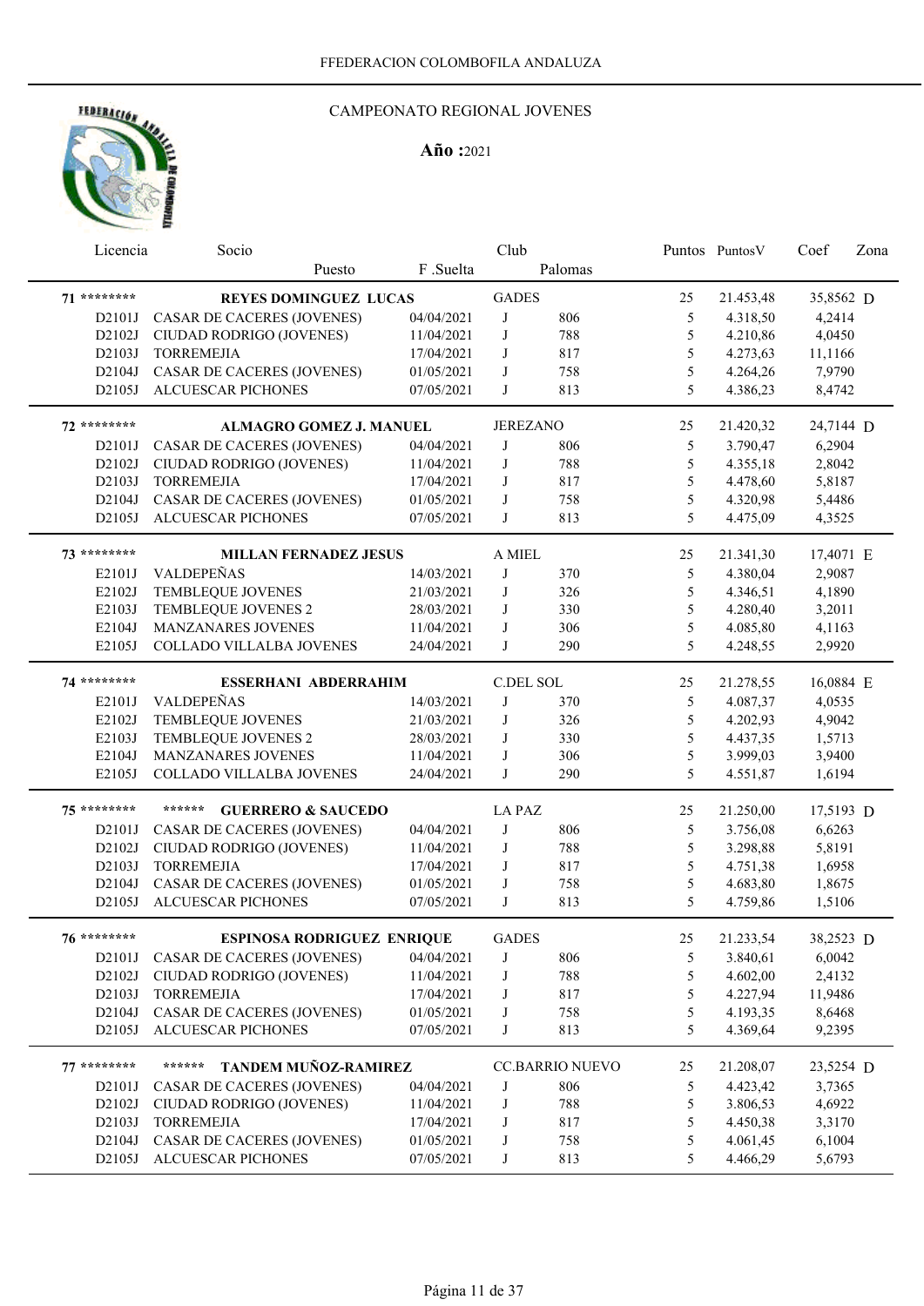FFEDERACION COLOMBOFILA ANDALUZA

CAMPEONATO REGIONAL JOVENES

**Año :**2021

| Licencia | Socio / Puesto | F .Suelta | Club | Palomas | Puntos | PuntosV | Coef | Zona |
|---|---|---|---|---|---|---|---|---|
| **71** ******** | **REYES DOMINGUEZ LUCAS** | | GADES | | 25 | 21.453,48 | 35,8562 | D |
| D2101J | CASAR DE CACERES (JOVENES) | 04/04/2021 | J | 806 | 5 | 4.318,50 | 4,2414 | |
| D2102J | CIUDAD RODRIGO (JOVENES) | 11/04/2021 | J | 788 | 5 | 4.210,86 | 4,0450 | |
| D2103J | TORREMEJIA | 17/04/2021 | J | 817 | 5 | 4.273,63 | 11,1166 | |
| D2104J | CASAR DE CACERES (JOVENES) | 01/05/2021 | J | 758 | 5 | 4.264,26 | 7,9790 | |
| D2105J | ALCUESCAR PICHONES | 07/05/2021 | J | 813 | 5 | 4.386,23 | 8,4742 | |
| **72** ******** | **ALMAGRO GOMEZ J. MANUEL** | | JEREZANO | | 25 | 21.420,32 | 24,7144 | D |
| D2101J | CASAR DE CACERES (JOVENES) | 04/04/2021 | J | 806 | 5 | 3.790,47 | 6,2904 | |
| D2102J | CIUDAD RODRIGO (JOVENES) | 11/04/2021 | J | 788 | 5 | 4.355,18 | 2,8042 | |
| D2103J | TORREMEJIA | 17/04/2021 | J | 817 | 5 | 4.478,60 | 5,8187 | |
| D2104J | CASAR DE CACERES (JOVENES) | 01/05/2021 | J | 758 | 5 | 4.320,98 | 5,4486 | |
| D2105J | ALCUESCAR PICHONES | 07/05/2021 | J | 813 | 5 | 4.475,09 | 4,3525 | |
| **73** ******** | **MILLAN FERNADEZ JESUS** | | A MIEL | | 25 | 21.341,30 | 17,4071 | E |
| E2101J | VALDEPEÑAS | 14/03/2021 | J | 370 | 5 | 4.380,04 | 2,9087 | |
| E2102J | TEMBLEQUE JOVENES | 21/03/2021 | J | 326 | 5 | 4.346,51 | 4,1890 | |
| E2103J | TEMBLEQUE JOVENES 2 | 28/03/2021 | J | 330 | 5 | 4.280,40 | 3,2011 | |
| E2104J | MANZANARES JOVENES | 11/04/2021 | J | 306 | 5 | 4.085,80 | 4,1163 | |
| E2105J | COLLADO VILLALBA JOVENES | 24/04/2021 | J | 290 | 5 | 4.248,55 | 2,9920 | |
| **74** ******** | **ESSERHANI ABDERRAHIM** | | C.DEL SOL | | 25 | 21.278,55 | 16,0884 | E |
| E2101J | VALDEPEÑAS | 14/03/2021 | J | 370 | 5 | 4.087,37 | 4,0535 | |
| E2102J | TEMBLEQUE JOVENES | 21/03/2021 | J | 326 | 5 | 4.202,93 | 4,9042 | |
| E2103J | TEMBLEQUE JOVENES 2 | 28/03/2021 | J | 330 | 5 | 4.437,35 | 1,5713 | |
| E2104J | MANZANARES JOVENES | 11/04/2021 | J | 306 | 5 | 3.999,03 | 3,9400 | |
| E2105J | COLLADO VILLALBA JOVENES | 24/04/2021 | J | 290 | 5 | 4.551,87 | 1,6194 | |
| **75** ******** | ****** **GUERRERO & SAUCEDO** | | LA PAZ | | 25 | 21.250,00 | 17,5193 | D |
| D2101J | CASAR DE CACERES (JOVENES) | 04/04/2021 | J | 806 | 5 | 3.756,08 | 6,6263 | |
| D2102J | CIUDAD RODRIGO (JOVENES) | 11/04/2021 | J | 788 | 5 | 3.298,88 | 5,8191 | |
| D2103J | TORREMEJIA | 17/04/2021 | J | 817 | 5 | 4.751,38 | 1,6958 | |
| D2104J | CASAR DE CACERES (JOVENES) | 01/05/2021 | J | 758 | 5 | 4.683,80 | 1,8675 | |
| D2105J | ALCUESCAR PICHONES | 07/05/2021 | J | 813 | 5 | 4.759,86 | 1,5106 | |
| **76** ******** | **ESPINOSA RODRIGUEZ ENRIQUE** | | GADES | | 25 | 21.233,54 | 38,2523 | D |
| D2101J | CASAR DE CACERES (JOVENES) | 04/04/2021 | J | 806 | 5 | 3.840,61 | 6,0042 | |
| D2102J | CIUDAD RODRIGO (JOVENES) | 11/04/2021 | J | 788 | 5 | 4.602,00 | 2,4132 | |
| D2103J | TORREMEJIA | 17/04/2021 | J | 817 | 5 | 4.227,94 | 11,9486 | |
| D2104J | CASAR DE CACERES (JOVENES) | 01/05/2021 | J | 758 | 5 | 4.193,35 | 8,6468 | |
| D2105J | ALCUESCAR PICHONES | 07/05/2021 | J | 813 | 5 | 4.369,64 | 9,2395 | |
| **77** ******** | ****** **TANDEM MUÑOZ-RAMIREZ** | | CC.BARRIO NUEVO | | 25 | 21.208,07 | 23,5254 | D |
| D2101J | CASAR DE CACERES (JOVENES) | 04/04/2021 | J | 806 | 5 | 4.423,42 | 3,7365 | |
| D2102J | CIUDAD RODRIGO (JOVENES) | 11/04/2021 | J | 788 | 5 | 3.806,53 | 4,6922 | |
| D2103J | TORREMEJIA | 17/04/2021 | J | 817 | 5 | 4.450,38 | 3,3170 | |
| D2104J | CASAR DE CACERES (JOVENES) | 01/05/2021 | J | 758 | 5 | 4.061,45 | 6,1004 | |
| D2105J | ALCUESCAR PICHONES | 07/05/2021 | J | 813 | 5 | 4.466,29 | 5,6793 | |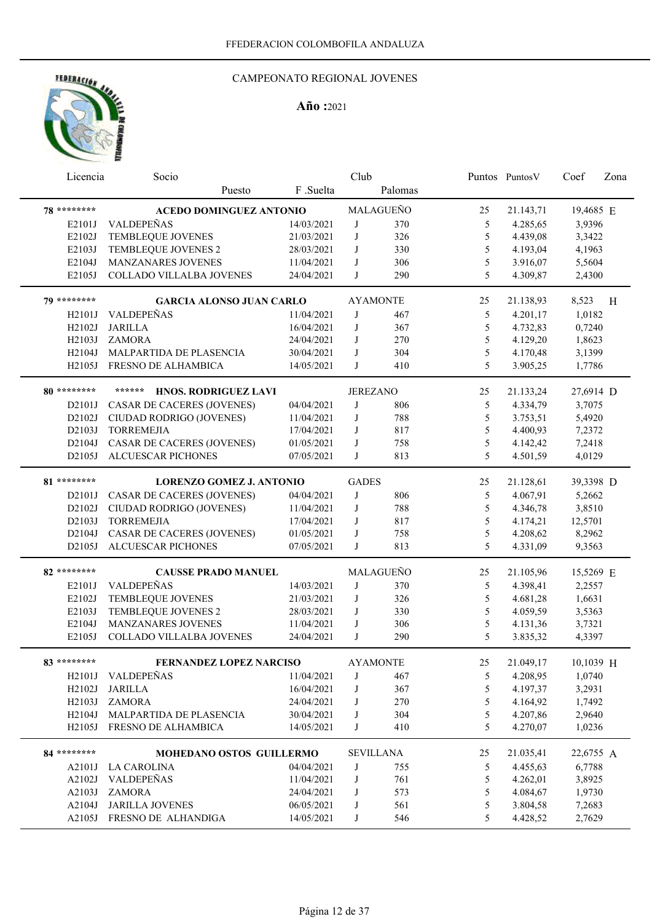FFEDERACION COLOMBOFILA ANDALUZA

CAMPEONATO REGIONAL JOVENES

**Año :**2021

| Licencia | Socio / Puesto | F .Suelta | Club | Palomas | Puntos | PuntosV | Coef | Zona |
|---|---|---|---|---|---|---|---|---|
| **78 \*\*\*\*\*\*\*\*** | **ACEDO DOMINGUEZ ANTONIO** | | MALAGUEÑO | | 25 | 21.143,71 | 19,4685 | E |
| E2101J | VALDEPEÑAS | 14/03/2021 | J | 370 | 5 | 4.285,65 | 3,9396 | |
| E2102J | TEMBLEQUE JOVENES | 21/03/2021 | J | 326 | 5 | 4.439,08 | 3,3422 | |
| E2103J | TEMBLEQUE JOVENES 2 | 28/03/2021 | J | 330 | 5 | 4.193,04 | 4,1963 | |
| E2104J | MANZANARES JOVENES | 11/04/2021 | J | 306 | 5 | 3.916,07 | 5,5604 | |
| E2105J | COLLADO VILLALBA JOVENES | 24/04/2021 | J | 290 | 5 | 4.309,87 | 2,4300 | |
| **79 \*\*\*\*\*\*\*\*** | **GARCIA ALONSO JUAN CARLO** | | AYAMONTE | | 25 | 21.138,93 | 8,523 | H |
| H2101J | VALDEPEÑAS | 11/04/2021 | J | 467 | 5 | 4.201,17 | 1,0182 | |
| H2102J | JARILLA | 16/04/2021 | J | 367 | 5 | 4.732,83 | 0,7240 | |
| H2103J | ZAMORA | 24/04/2021 | J | 270 | 5 | 4.129,20 | 1,8623 | |
| H2104J | MALPARTIDA DE PLASENCIA | 30/04/2021 | J | 304 | 5 | 4.170,48 | 3,1399 | |
| H2105J | FRESNO DE ALHAMBICA | 14/05/2021 | J | 410 | 5 | 3.905,25 | 1,7786 | |
| **80 \*\*\*\*\*\*\*\*** | **\*\*\*\*\*\* HNOS. RODRIGUEZ LAVI** | | JEREZANO | | 25 | 21.133,24 | 27,6914 | D |
| D2101J | CASAR DE CACERES (JOVENES) | 04/04/2021 | J | 806 | 5 | 4.334,79 | 3,7075 | |
| D2102J | CIUDAD RODRIGO (JOVENES) | 11/04/2021 | J | 788 | 5 | 3.753,51 | 5,4920 | |
| D2103J | TORREMEJIA | 17/04/2021 | J | 817 | 5 | 4.400,93 | 7,2372 | |
| D2104J | CASAR DE CACERES (JOVENES) | 01/05/2021 | J | 758 | 5 | 4.142,42 | 7,2418 | |
| D2105J | ALCUESCAR PICHONES | 07/05/2021 | J | 813 | 5 | 4.501,59 | 4,0129 | |
| **81 \*\*\*\*\*\*\*\*** | **LORENZO GOMEZ J. ANTONIO** | | GADES | | 25 | 21.128,61 | 39,3398 | D |
| D2101J | CASAR DE CACERES (JOVENES) | 04/04/2021 | J | 806 | 5 | 4.067,91 | 5,2662 | |
| D2102J | CIUDAD RODRIGO (JOVENES) | 11/04/2021 | J | 788 | 5 | 4.346,78 | 3,8510 | |
| D2103J | TORREMEJIA | 17/04/2021 | J | 817 | 5 | 4.174,21 | 12,5701 | |
| D2104J | CASAR DE CACERES (JOVENES) | 01/05/2021 | J | 758 | 5 | 4.208,62 | 8,2962 | |
| D2105J | ALCUESCAR PICHONES | 07/05/2021 | J | 813 | 5 | 4.331,09 | 9,3563 | |
| **82 \*\*\*\*\*\*\*\*** | **CAUSSE PRADO MANUEL** | | MALAGUEÑO | | 25 | 21.105,96 | 15,5269 | E |
| E2101J | VALDEPEÑAS | 14/03/2021 | J | 370 | 5 | 4.398,41 | 2,2557 | |
| E2102J | TEMBLEQUE JOVENES | 21/03/2021 | J | 326 | 5 | 4.681,28 | 1,6631 | |
| E2103J | TEMBLEQUE JOVENES 2 | 28/03/2021 | J | 330 | 5 | 4.059,59 | 3,5363 | |
| E2104J | MANZANARES JOVENES | 11/04/2021 | J | 306 | 5 | 4.131,36 | 3,7321 | |
| E2105J | COLLADO VILLALBA JOVENES | 24/04/2021 | J | 290 | 5 | 3.835,32 | 4,3397 | |
| **83 \*\*\*\*\*\*\*\*** | **FERNANDEZ LOPEZ NARCISO** | | AYAMONTE | | 25 | 21.049,17 | 10,1039 | H |
| H2101J | VALDEPEÑAS | 11/04/2021 | J | 467 | 5 | 4.208,95 | 1,0740 | |
| H2102J | JARILLA | 16/04/2021 | J | 367 | 5 | 4.197,37 | 3,2931 | |
| H2103J | ZAMORA | 24/04/2021 | J | 270 | 5 | 4.164,92 | 1,7492 | |
| H2104J | MALPARTIDA DE PLASENCIA | 30/04/2021 | J | 304 | 5 | 4.207,86 | 2,9640 | |
| H2105J | FRESNO DE ALHAMBICA | 14/05/2021 | J | 410 | 5 | 4.270,07 | 1,0236 | |
| **84 \*\*\*\*\*\*\*\*** | **MOHEDANO OSTOS GUILLERMO** | | SEVILLANA | | 25 | 21.035,41 | 22,6755 | A |
| A2101J | LA CAROLINA | 04/04/2021 | J | 755 | 5 | 4.455,63 | 6,7788 | |
| A2102J | VALDEPEÑAS | 11/04/2021 | J | 761 | 5 | 4.262,01 | 3,8925 | |
| A2103J | ZAMORA | 24/04/2021 | J | 573 | 5 | 4.084,67 | 1,9730 | |
| A2104J | JARILLA JOVENES | 06/05/2021 | J | 561 | 5 | 3.804,58 | 7,2683 | |
| A2105J | FRESNO DE ALHANDIGA | 14/05/2021 | J | 546 | 5 | 4.428,52 | 2,7629 | |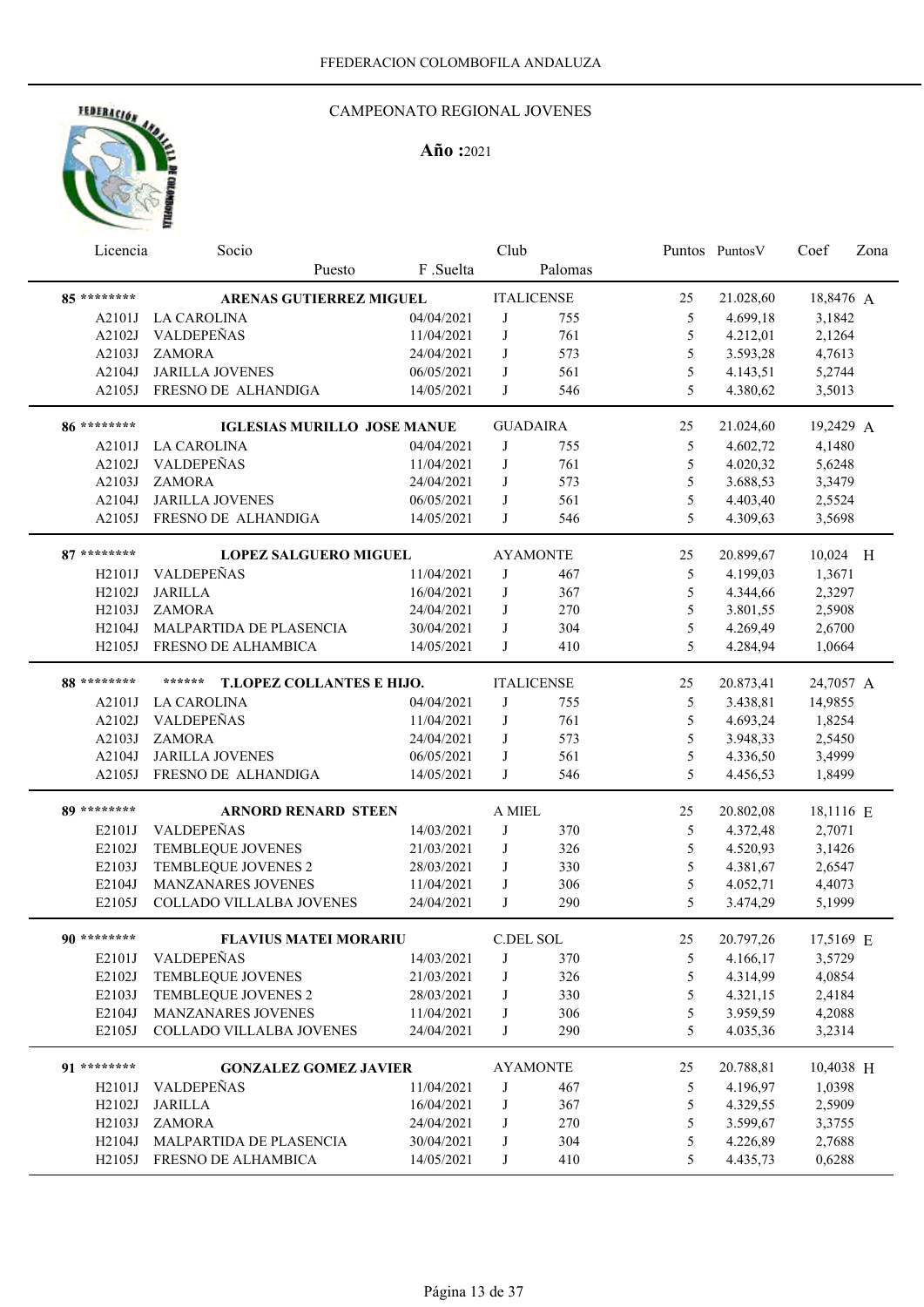FFEDERACION COLOMBOFILA ANDALUZA

## CAMPEONATO REGIONAL JOVENES

**Año :**2021

| Licencia | Socio / Puesto | F .Suelta | Club | Palomas | Puntos | PuntosV | Coef | Zona |
|---|---|---|---|---|---|---|---|---|
| 85 ******** | **ARENAS GUTIERREZ MIGUEL** | | ITALICENSE | | 25 | 21.028,60 | 18,8476 | A |
| A2101J | LA CAROLINA | 04/04/2021 | J | 755 | 5 | 4.699,18 | 3,1842 | |
| A2102J | VALDEPEÑAS | 11/04/2021 | J | 761 | 5 | 4.212,01 | 2,1264 | |
| A2103J | ZAMORA | 24/04/2021 | J | 573 | 5 | 3.593,28 | 4,7613 | |
| A2104J | JARILLA JOVENES | 06/05/2021 | J | 561 | 5 | 4.143,51 | 5,2744 | |
| A2105J | FRESNO DE ALHANDIGA | 14/05/2021 | J | 546 | 5 | 4.380,62 | 3,5013 | |
| 86 ******** | **IGLESIAS MURILLO JOSE MANUE** | | GUADAIRA | | 25 | 21.024,60 | 19,2429 | A |
| A2101J | LA CAROLINA | 04/04/2021 | J | 755 | 5 | 4.602,72 | 4,1480 | |
| A2102J | VALDEPEÑAS | 11/04/2021 | J | 761 | 5 | 4.020,32 | 5,6248 | |
| A2103J | ZAMORA | 24/04/2021 | J | 573 | 5 | 3.688,53 | 3,3479 | |
| A2104J | JARILLA JOVENES | 06/05/2021 | J | 561 | 5 | 4.403,40 | 2,5524 | |
| A2105J | FRESNO DE ALHANDIGA | 14/05/2021 | J | 546 | 5 | 4.309,63 | 3,5698 | |
| 87 ******** | **LOPEZ SALGUERO MIGUEL** | | AYAMONTE | | 25 | 20.899,67 | 10,024 | H |
| H2101J | VALDEPEÑAS | 11/04/2021 | J | 467 | 5 | 4.199,03 | 1,3671 | |
| H2102J | JARILLA | 16/04/2021 | J | 367 | 5 | 4.344,66 | 2,3297 | |
| H2103J | ZAMORA | 24/04/2021 | J | 270 | 5 | 3.801,55 | 2,5908 | |
| H2104J | MALPARTIDA DE PLASENCIA | 30/04/2021 | J | 304 | 5 | 4.269,49 | 2,6700 | |
| H2105J | FRESNO DE ALHAMBICA | 14/05/2021 | J | 410 | 5 | 4.284,94 | 1,0664 | |
| 88 ******** | ****** **T.LOPEZ COLLANTES E HIJO.** | | ITALICENSE | | 25 | 20.873,41 | 24,7057 | A |
| A2101J | LA CAROLINA | 04/04/2021 | J | 755 | 5 | 3.438,81 | 14,9855 | |
| A2102J | VALDEPEÑAS | 11/04/2021 | J | 761 | 5 | 4.693,24 | 1,8254 | |
| A2103J | ZAMORA | 24/04/2021 | J | 573 | 5 | 3.948,33 | 2,5450 | |
| A2104J | JARILLA JOVENES | 06/05/2021 | J | 561 | 5 | 4.336,50 | 3,4999 | |
| A2105J | FRESNO DE ALHANDIGA | 14/05/2021 | J | 546 | 5 | 4.456,53 | 1,8499 | |
| 89 ******** | **ARNORD RENARD STEEN** | | A MIEL | | 25 | 20.802,08 | 18,1116 | E |
| E2101J | VALDEPEÑAS | 14/03/2021 | J | 370 | 5 | 4.372,48 | 2,7071 | |
| E2102J | TEMBLEQUE JOVENES | 21/03/2021 | J | 326 | 5 | 4.520,93 | 3,1426 | |
| E2103J | TEMBLEQUE JOVENES 2 | 28/03/2021 | J | 330 | 5 | 4.381,67 | 2,6547 | |
| E2104J | MANZANARES JOVENES | 11/04/2021 | J | 306 | 5 | 4.052,71 | 4,4073 | |
| E2105J | COLLADO VILLALBA JOVENES | 24/04/2021 | J | 290 | 5 | 3.474,29 | 5,1999 | |
| 90 ******** | **FLAVIUS MATEI MORARIU** | | C.DEL SOL | | 25 | 20.797,26 | 17,5169 | E |
| E2101J | VALDEPEÑAS | 14/03/2021 | J | 370 | 5 | 4.166,17 | 3,5729 | |
| E2102J | TEMBLEQUE JOVENES | 21/03/2021 | J | 326 | 5 | 4.314,99 | 4,0854 | |
| E2103J | TEMBLEQUE JOVENES 2 | 28/03/2021 | J | 330 | 5 | 4.321,15 | 2,4184 | |
| E2104J | MANZANARES JOVENES | 11/04/2021 | J | 306 | 5 | 3.959,59 | 4,2088 | |
| E2105J | COLLADO VILLALBA JOVENES | 24/04/2021 | J | 290 | 5 | 4.035,36 | 3,2314 | |
| 91 ******** | **GONZALEZ GOMEZ JAVIER** | | AYAMONTE | | 25 | 20.788,81 | 10,4038 | H |
| H2101J | VALDEPEÑAS | 11/04/2021 | J | 467 | 5 | 4.196,97 | 1,0398 | |
| H2102J | JARILLA | 16/04/2021 | J | 367 | 5 | 4.329,55 | 2,5909 | |
| H2103J | ZAMORA | 24/04/2021 | J | 270 | 5 | 3.599,67 | 3,3755 | |
| H2104J | MALPARTIDA DE PLASENCIA | 30/04/2021 | J | 304 | 5 | 4.226,89 | 2,7688 | |
| H2105J | FRESNO DE ALHAMBICA | 14/05/2021 | J | 410 | 5 | 4.435,73 | 0,6288 | |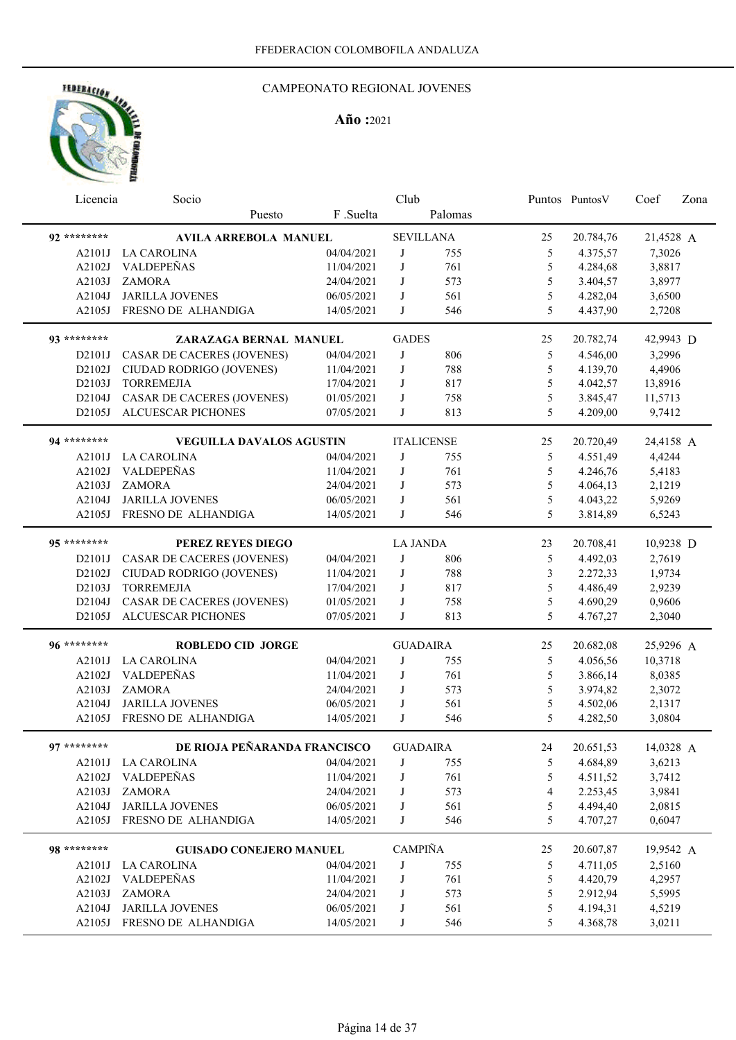FFEDERACION COLOMBOFILA ANDALUZA

CAMPEONATO REGIONAL JOVENES

**Año :**2021

| Licencia | Socio / Puesto | F .Suelta | Club | Palomas | Puntos | PuntosV | Coef | Zona |
|---|---|---|---|---|---|---|---|---|
| **92** ******** | **AVILA ARREBOLA MANUEL** | | SEVILLANA | | 25 | 20.784,76 | 21,4528 | A |
| A2101J | LA CAROLINA | 04/04/2021 | J | 755 | 5 | 4.375,57 | 7,3026 | |
| A2102J | VALDEPEÑAS | 11/04/2021 | J | 761 | 5 | 4.284,68 | 3,8817 | |
| A2103J | ZAMORA | 24/04/2021 | J | 573 | 5 | 3.404,57 | 3,8977 | |
| A2104J | JARILLA JOVENES | 06/05/2021 | J | 561 | 5 | 4.282,04 | 3,6500 | |
| A2105J | FRESNO DE ALHANDIGA | 14/05/2021 | J | 546 | 5 | 4.437,90 | 2,7208 | |
| **93** ******** | **ZARAZAGA BERNAL MANUEL** | | GADES | | 25 | 20.782,74 | 42,9943 | D |
| D2101J | CASAR DE CACERES (JOVENES) | 04/04/2021 | J | 806 | 5 | 4.546,00 | 3,2996 | |
| D2102J | CIUDAD RODRIGO (JOVENES) | 11/04/2021 | J | 788 | 5 | 4.139,70 | 4,4906 | |
| D2103J | TORREMEJIA | 17/04/2021 | J | 817 | 5 | 4.042,57 | 13,8916 | |
| D2104J | CASAR DE CACERES (JOVENES) | 01/05/2021 | J | 758 | 5 | 3.845,47 | 11,5713 | |
| D2105J | ALCUESCAR PICHONES | 07/05/2021 | J | 813 | 5 | 4.209,00 | 9,7412 | |
| **94** ******** | **VEGUILLA DAVALOS AGUSTIN** | | ITALICENSE | | 25 | 20.720,49 | 24,4158 | A |
| A2101J | LA CAROLINA | 04/04/2021 | J | 755 | 5 | 4.551,49 | 4,4244 | |
| A2102J | VALDEPEÑAS | 11/04/2021 | J | 761 | 5 | 4.246,76 | 5,4183 | |
| A2103J | ZAMORA | 24/04/2021 | J | 573 | 5 | 4.064,13 | 2,1219 | |
| A2104J | JARILLA JOVENES | 06/05/2021 | J | 561 | 5 | 4.043,22 | 5,9269 | |
| A2105J | FRESNO DE ALHANDIGA | 14/05/2021 | J | 546 | 5 | 3.814,89 | 6,5243 | |
| **95** ******** | **PEREZ REYES DIEGO** | | LA JANDA | | 23 | 20.708,41 | 10,9238 | D |
| D2101J | CASAR DE CACERES (JOVENES) | 04/04/2021 | J | 806 | 5 | 4.492,03 | 2,7619 | |
| D2102J | CIUDAD RODRIGO (JOVENES) | 11/04/2021 | J | 788 | 3 | 2.272,33 | 1,9734 | |
| D2103J | TORREMEJIA | 17/04/2021 | J | 817 | 5 | 4.486,49 | 2,9239 | |
| D2104J | CASAR DE CACERES (JOVENES) | 01/05/2021 | J | 758 | 5 | 4.690,29 | 0,9606 | |
| D2105J | ALCUESCAR PICHONES | 07/05/2021 | J | 813 | 5 | 4.767,27 | 2,3040 | |
| **96** ******** | **ROBLEDO CID JORGE** | | GUADAIRA | | 25 | 20.682,08 | 25,9296 | A |
| A2101J | LA CAROLINA | 04/04/2021 | J | 755 | 5 | 4.056,56 | 10,3718 | |
| A2102J | VALDEPEÑAS | 11/04/2021 | J | 761 | 5 | 3.866,14 | 8,0385 | |
| A2103J | ZAMORA | 24/04/2021 | J | 573 | 5 | 3.974,82 | 2,3072 | |
| A2104J | JARILLA JOVENES | 06/05/2021 | J | 561 | 5 | 4.502,06 | 2,1317 | |
| A2105J | FRESNO DE ALHANDIGA | 14/05/2021 | J | 546 | 5 | 4.282,50 | 3,0804 | |
| **97** ******** | **DE RIOJA PEÑARANDA FRANCISCO** | | GUADAIRA | | 24 | 20.651,53 | 14,0328 | A |
| A2101J | LA CAROLINA | 04/04/2021 | J | 755 | 5 | 4.684,89 | 3,6213 | |
| A2102J | VALDEPEÑAS | 11/04/2021 | J | 761 | 5 | 4.511,52 | 3,7412 | |
| A2103J | ZAMORA | 24/04/2021 | J | 573 | 4 | 2.253,45 | 3,9841 | |
| A2104J | JARILLA JOVENES | 06/05/2021 | J | 561 | 5 | 4.494,40 | 2,0815 | |
| A2105J | FRESNO DE ALHANDIGA | 14/05/2021 | J | 546 | 5 | 4.707,27 | 0,6047 | |
| **98** ******** | **GUISADO CONEJERO MANUEL** | | CAMPIÑA | | 25 | 20.607,87 | 19,9542 | A |
| A2101J | LA CAROLINA | 04/04/2021 | J | 755 | 5 | 4.711,05 | 2,5160 | |
| A2102J | VALDEPEÑAS | 11/04/2021 | J | 761 | 5 | 4.420,79 | 4,2957 | |
| A2103J | ZAMORA | 24/04/2021 | J | 573 | 5 | 2.912,94 | 5,5995 | |
| A2104J | JARILLA JOVENES | 06/05/2021 | J | 561 | 5 | 4.194,31 | 4,5219 | |
| A2105J | FRESNO DE ALHANDIGA | 14/05/2021 | J | 546 | 5 | 4.368,78 | 3,0211 | |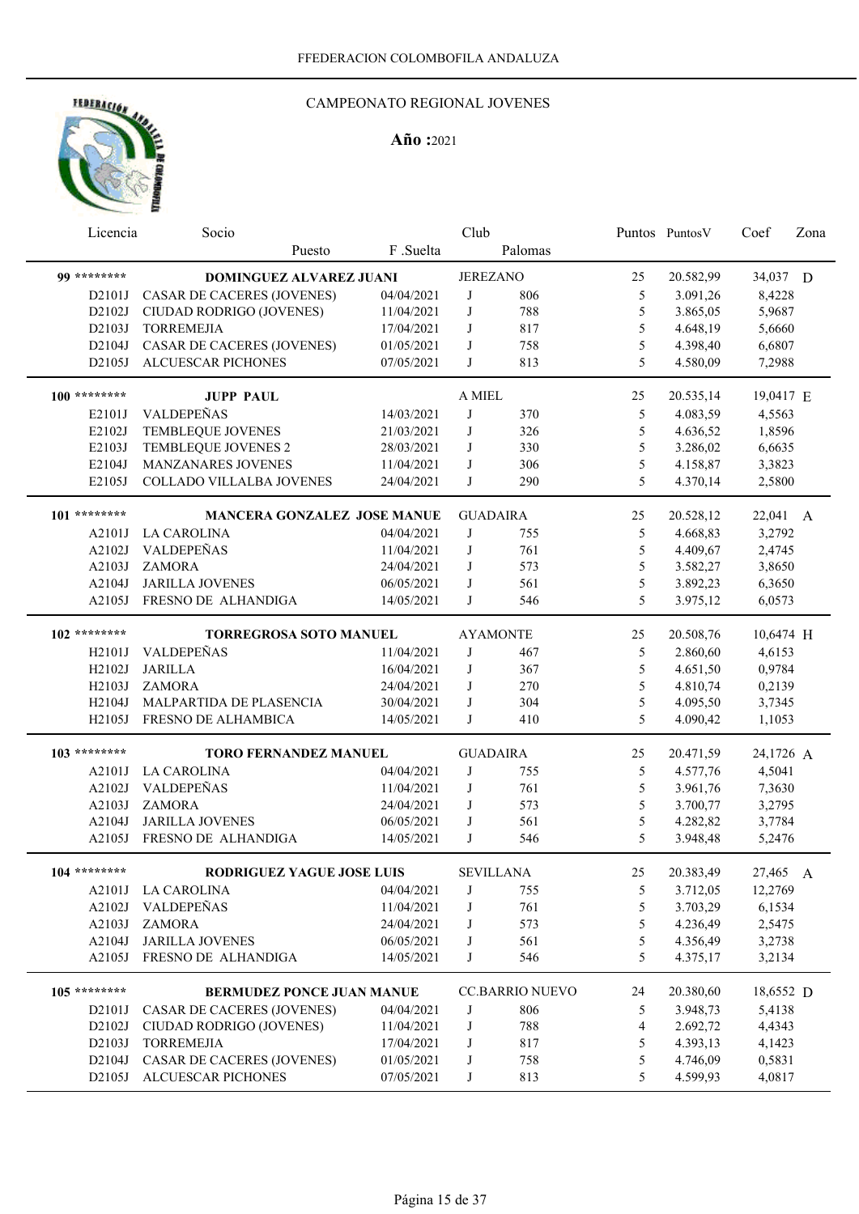FFEDERACION COLOMBOFILA ANDALUZA

# CAMPEONATO REGIONAL JOVENES

**Año :**2021

| Licencia | Socio / Puesto | F .Suelta | Club | Palomas | Puntos | PuntosV | Coef | Zona |
|---|---|---|---|---|---|---|---|---|
| **99 \*\*\*\*\*\*\*\*** | **DOMINGUEZ ALVAREZ JUANI** | | JEREZANO | | 25 | 20.582,99 | 34,037 | D |
| D2101J | CASAR DE CACERES (JOVENES) | 04/04/2021 | J | 806 | 5 | 3.091,26 | 8,4228 | |
| D2102J | CIUDAD RODRIGO (JOVENES) | 11/04/2021 | J | 788 | 5 | 3.865,05 | 5,9687 | |
| D2103J | TORREMEJIA | 17/04/2021 | J | 817 | 5 | 4.648,19 | 5,6660 | |
| D2104J | CASAR DE CACERES (JOVENES) | 01/05/2021 | J | 758 | 5 | 4.398,40 | 6,6807 | |
| D2105J | ALCUESCAR PICHONES | 07/05/2021 | J | 813 | 5 | 4.580,09 | 7,2988 | |
| **100 \*\*\*\*\*\*\*\*** | **JUPP PAUL** | | A MIEL | | 25 | 20.535,14 | 19,0417 | E |
| E2101J | VALDEPEÑAS | 14/03/2021 | J | 370 | 5 | 4.083,59 | 4,5563 | |
| E2102J | TEMBLEQUE JOVENES | 21/03/2021 | J | 326 | 5 | 4.636,52 | 1,8596 | |
| E2103J | TEMBLEQUE JOVENES 2 | 28/03/2021 | J | 330 | 5 | 3.286,02 | 6,6635 | |
| E2104J | MANZANARES JOVENES | 11/04/2021 | J | 306 | 5 | 4.158,87 | 3,3823 | |
| E2105J | COLLADO VILLALBA JOVENES | 24/04/2021 | J | 290 | 5 | 4.370,14 | 2,5800 | |
| **101 \*\*\*\*\*\*\*\*** | **MANCERA GONZALEZ JOSE MANUE** | | GUADAIRA | | 25 | 20.528,12 | 22,041 | A |
| A2101J | LA CAROLINA | 04/04/2021 | J | 755 | 5 | 4.668,83 | 3,2792 | |
| A2102J | VALDEPEÑAS | 11/04/2021 | J | 761 | 5 | 4.409,67 | 2,4745 | |
| A2103J | ZAMORA | 24/04/2021 | J | 573 | 5 | 3.582,27 | 3,8650 | |
| A2104J | JARILLA JOVENES | 06/05/2021 | J | 561 | 5 | 3.892,23 | 6,3650 | |
| A2105J | FRESNO DE ALHANDIGA | 14/05/2021 | J | 546 | 5 | 3.975,12 | 6,0573 | |
| **102 \*\*\*\*\*\*\*\*** | **TORREGROSA SOTO MANUEL** | | AYAMONTE | | 25 | 20.508,76 | 10,6474 | H |
| H2101J | VALDEPEÑAS | 11/04/2021 | J | 467 | 5 | 2.860,60 | 4,6153 | |
| H2102J | JARILLA | 16/04/2021 | J | 367 | 5 | 4.651,50 | 0,9784 | |
| H2103J | ZAMORA | 24/04/2021 | J | 270 | 5 | 4.810,74 | 0,2139 | |
| H2104J | MALPARTIDA DE PLASENCIA | 30/04/2021 | J | 304 | 5 | 4.095,50 | 3,7345 | |
| H2105J | FRESNO DE ALHAMBICA | 14/05/2021 | J | 410 | 5 | 4.090,42 | 1,1053 | |
| **103 \*\*\*\*\*\*\*\*** | **TORO FERNANDEZ MANUEL** | | GUADAIRA | | 25 | 20.471,59 | 24,1726 | A |
| A2101J | LA CAROLINA | 04/04/2021 | J | 755 | 5 | 4.577,76 | 4,5041 | |
| A2102J | VALDEPEÑAS | 11/04/2021 | J | 761 | 5 | 3.961,76 | 7,3630 | |
| A2103J | ZAMORA | 24/04/2021 | J | 573 | 5 | 3.700,77 | 3,2795 | |
| A2104J | JARILLA JOVENES | 06/05/2021 | J | 561 | 5 | 4.282,82 | 3,7784 | |
| A2105J | FRESNO DE ALHANDIGA | 14/05/2021 | J | 546 | 5 | 3.948,48 | 5,2476 | |
| **104 \*\*\*\*\*\*\*\*** | **RODRIGUEZ YAGUE JOSE LUIS** | | SEVILLANA | | 25 | 20.383,49 | 27,465 | A |
| A2101J | LA CAROLINA | 04/04/2021 | J | 755 | 5 | 3.712,05 | 12,2769 | |
| A2102J | VALDEPEÑAS | 11/04/2021 | J | 761 | 5 | 3.703,29 | 6,1534 | |
| A2103J | ZAMORA | 24/04/2021 | J | 573 | 5 | 4.236,49 | 2,5475 | |
| A2104J | JARILLA JOVENES | 06/05/2021 | J | 561 | 5 | 4.356,49 | 3,2738 | |
| A2105J | FRESNO DE ALHANDIGA | 14/05/2021 | J | 546 | 5 | 4.375,17 | 3,2134 | |
| **105 \*\*\*\*\*\*\*\*** | **BERMUDEZ PONCE JUAN MANUE** | | CC.BARRIO NUEVO | | 24 | 20.380,60 | 18,6552 | D |
| D2101J | CASAR DE CACERES (JOVENES) | 04/04/2021 | J | 806 | 5 | 3.948,73 | 5,4138 | |
| D2102J | CIUDAD RODRIGO (JOVENES) | 11/04/2021 | J | 788 | 4 | 2.692,72 | 4,4343 | |
| D2103J | TORREMEJIA | 17/04/2021 | J | 817 | 5 | 4.393,13 | 4,1423 | |
| D2104J | CASAR DE CACERES (JOVENES) | 01/05/2021 | J | 758 | 5 | 4.746,09 | 0,5831 | |
| D2105J | ALCUESCAR PICHONES | 07/05/2021 | J | 813 | 5 | 4.599,93 | 4,0817 | |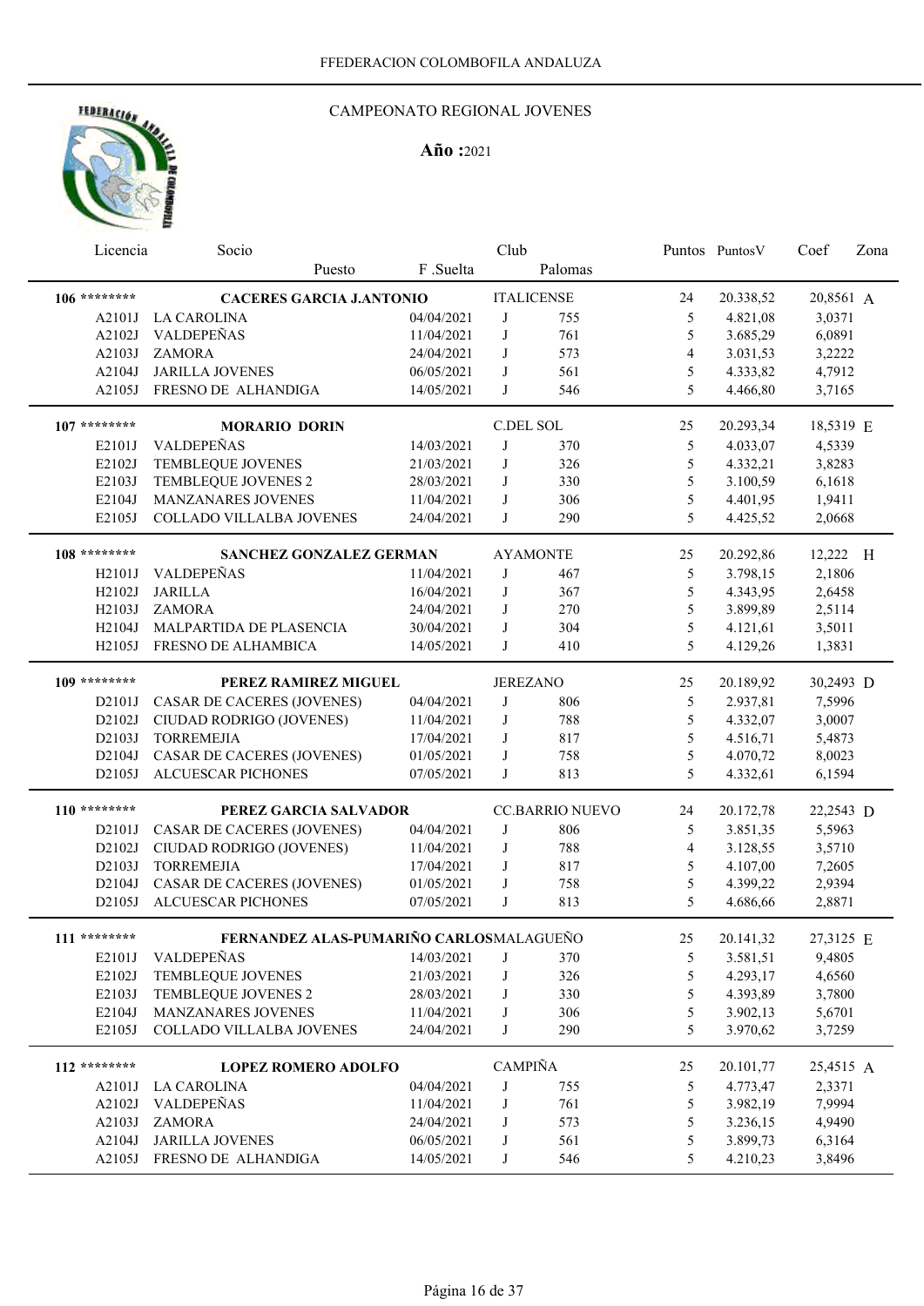FFEDERACION COLOMBOFILA ANDALUZA

# CAMPEONATO REGIONAL JOVENES

**Año :** 2021

| Licencia | Socio / Puesto | F .Suelta | Club | Palomas | Puntos | PuntosV | Coef | Zona |
|---|---|---|---|---|---|---|---|---|
| **106 \*\*\*\*\*\*\*\*** | **CACERES GARCIA J.ANTONIO** | | ITALICENSE | | 24 | 20.338,52 | 20,8561 | A |
| A2101J | LA CAROLINA | 04/04/2021 | J | 755 | 5 | 4.821,08 | 3,0371 | |
| A2102J | VALDEPEÑAS | 11/04/2021 | J | 761 | 5 | 3.685,29 | 6,0891 | |
| A2103J | ZAMORA | 24/04/2021 | J | 573 | 4 | 3.031,53 | 3,2222 | |
| A2104J | JARILLA JOVENES | 06/05/2021 | J | 561 | 5 | 4.333,82 | 4,7912 | |
| A2105J | FRESNO DE ALHANDIGA | 14/05/2021 | J | 546 | 5 | 4.466,80 | 3,7165 | |
| **107 \*\*\*\*\*\*\*\*** | **MORARIO DORIN** | | C.DEL SOL | | 25 | 20.293,34 | 18,5319 | E |
| E2101J | VALDEPEÑAS | 14/03/2021 | J | 370 | 5 | 4.033,07 | 4,5339 | |
| E2102J | TEMBLEQUE JOVENES | 21/03/2021 | J | 326 | 5 | 4.332,21 | 3,8283 | |
| E2103J | TEMBLEQUE JOVENES 2 | 28/03/2021 | J | 330 | 5 | 3.100,59 | 6,1618 | |
| E2104J | MANZANARES JOVENES | 11/04/2021 | J | 306 | 5 | 4.401,95 | 1,9411 | |
| E2105J | COLLADO VILLALBA JOVENES | 24/04/2021 | J | 290 | 5 | 4.425,52 | 2,0668 | |
| **108 \*\*\*\*\*\*\*\*** | **SANCHEZ GONZALEZ GERMAN** | | AYAMONTE | | 25 | 20.292,86 | 12,222 | H |
| H2101J | VALDEPEÑAS | 11/04/2021 | J | 467 | 5 | 3.798,15 | 2,1806 | |
| H2102J | JARILLA | 16/04/2021 | J | 367 | 5 | 4.343,95 | 2,6458 | |
| H2103J | ZAMORA | 24/04/2021 | J | 270 | 5 | 3.899,89 | 2,5114 | |
| H2104J | MALPARTIDA DE PLASENCIA | 30/04/2021 | J | 304 | 5 | 4.121,61 | 3,5011 | |
| H2105J | FRESNO DE ALHAMBICA | 14/05/2021 | J | 410 | 5 | 4.129,26 | 1,3831 | |
| **109 \*\*\*\*\*\*\*\*** | **PEREZ RAMIREZ MIGUEL** | | JEREZANO | | 25 | 20.189,92 | 30,2493 | D |
| D2101J | CASAR DE CACERES (JOVENES) | 04/04/2021 | J | 806 | 5 | 2.937,81 | 7,5996 | |
| D2102J | CIUDAD RODRIGO (JOVENES) | 11/04/2021 | J | 788 | 5 | 4.332,07 | 3,0007 | |
| D2103J | TORREMEJIA | 17/04/2021 | J | 817 | 5 | 4.516,71 | 5,4873 | |
| D2104J | CASAR DE CACERES (JOVENES) | 01/05/2021 | J | 758 | 5 | 4.070,72 | 8,0023 | |
| D2105J | ALCUESCAR PICHONES | 07/05/2021 | J | 813 | 5 | 4.332,61 | 6,1594 | |
| **110 \*\*\*\*\*\*\*\*** | **PEREZ GARCIA SALVADOR** | | CC.BARRIO NUEVO | | 24 | 20.172,78 | 22,2543 | D |
| D2101J | CASAR DE CACERES (JOVENES) | 04/04/2021 | J | 806 | 5 | 3.851,35 | 5,5963 | |
| D2102J | CIUDAD RODRIGO (JOVENES) | 11/04/2021 | J | 788 | 4 | 3.128,55 | 3,5710 | |
| D2103J | TORREMEJIA | 17/04/2021 | J | 817 | 5 | 4.107,00 | 7,2605 | |
| D2104J | CASAR DE CACERES (JOVENES) | 01/05/2021 | J | 758 | 5 | 4.399,22 | 2,9394 | |
| D2105J | ALCUESCAR PICHONES | 07/05/2021 | J | 813 | 5 | 4.686,66 | 2,8871 | |
| **111 \*\*\*\*\*\*\*\*** | **FERNANDEZ ALAS-PUMARIÑO CARLOS** | | MALAGUEÑO | | 25 | 20.141,32 | 27,3125 | E |
| E2101J | VALDEPEÑAS | 14/03/2021 | J | 370 | 5 | 3.581,51 | 9,4805 | |
| E2102J | TEMBLEQUE JOVENES | 21/03/2021 | J | 326 | 5 | 4.293,17 | 4,6560 | |
| E2103J | TEMBLEQUE JOVENES 2 | 28/03/2021 | J | 330 | 5 | 4.393,89 | 3,7800 | |
| E2104J | MANZANARES JOVENES | 11/04/2021 | J | 306 | 5 | 3.902,13 | 5,6701 | |
| E2105J | COLLADO VILLALBA JOVENES | 24/04/2021 | J | 290 | 5 | 3.970,62 | 3,7259 | |
| **112 \*\*\*\*\*\*\*\*** | **LOPEZ ROMERO ADOLFO** | | CAMPIÑA | | 25 | 20.101,77 | 25,4515 | A |
| A2101J | LA CAROLINA | 04/04/2021 | J | 755 | 5 | 4.773,47 | 2,3371 | |
| A2102J | VALDEPEÑAS | 11/04/2021 | J | 761 | 5 | 3.982,19 | 7,9994 | |
| A2103J | ZAMORA | 24/04/2021 | J | 573 | 5 | 3.236,15 | 4,9490 | |
| A2104J | JARILLA JOVENES | 06/05/2021 | J | 561 | 5 | 3.899,73 | 6,3164 | |
| A2105J | FRESNO DE ALHANDIGA | 14/05/2021 | J | 546 | 5 | 4.210,23 | 3,8496 | |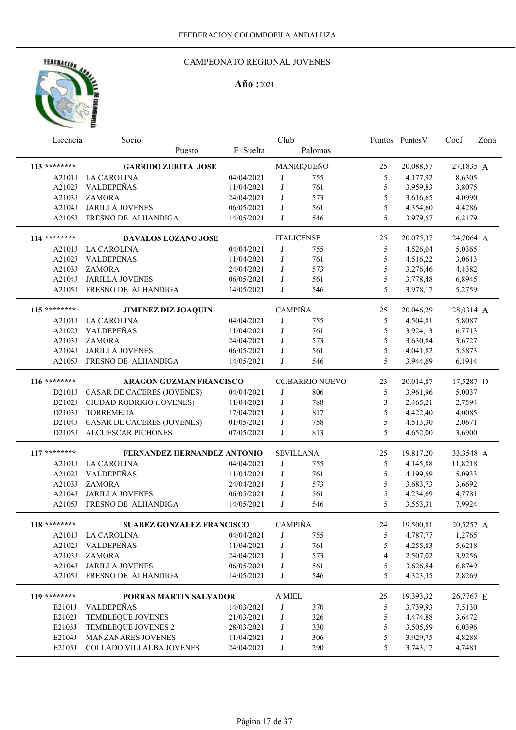FFEDERACION COLOMBOFILA ANDALUZA

# CAMPEONATO REGIONAL JOVENES

**Año :**2021

| Licencia | Socio / Puesto | F .Suelta | Club | Palomas | Puntos | PuntosV | Coef | Zona |
|---|---|---|---|---|---|---|---|---|
| **113** ******** | **GARRIDO ZURITA JOSE** | | MANRIQUEÑO | | 25 | 20.088,57 | 27,1835 | A |
| A2101J | LA CAROLINA | 04/04/2021 | J | 755 | 5 | 4.177,92 | 8,6305 | |
| A2102J | VALDEPEÑAS | 11/04/2021 | J | 761 | 5 | 3.959,83 | 3,8075 | |
| A2103J | ZAMORA | 24/04/2021 | J | 573 | 5 | 3.616,65 | 4,0990 | |
| A2104J | JARILLA JOVENES | 06/05/2021 | J | 561 | 5 | 4.354,60 | 4,4286 | |
| A2105J | FRESNO DE ALHANDIGA | 14/05/2021 | J | 546 | 5 | 3.979,57 | 6,2179 | |
| **114** ******** | **DAVALOS LOZANO JOSE** | | ITALICENSE | | 25 | 20.075,37 | 24,7064 | A |
| A2101J | LA CAROLINA | 04/04/2021 | J | 755 | 5 | 4.526,04 | 5,0365 | |
| A2102J | VALDEPEÑAS | 11/04/2021 | J | 761 | 5 | 4.516,22 | 3,0613 | |
| A2103J | ZAMORA | 24/04/2021 | J | 573 | 5 | 3.276,46 | 4,4382 | |
| A2104J | JARILLA JOVENES | 06/05/2021 | J | 561 | 5 | 3.778,48 | 6,8945 | |
| A2105J | FRESNO DE ALHANDIGA | 14/05/2021 | J | 546 | 5 | 3.978,17 | 5,2759 | |
| **115** ******** | **JIMENEZ DIZ JOAQUIN** | | CAMPIÑA | | 25 | 20.046,29 | 28,0314 | A |
| A2101J | LA CAROLINA | 04/04/2021 | J | 755 | 5 | 4.504,81 | 5,8087 | |
| A2102J | VALDEPEÑAS | 11/04/2021 | J | 761 | 5 | 3.924,13 | 6,7713 | |
| A2103J | ZAMORA | 24/04/2021 | J | 573 | 5 | 3.630,84 | 3,6727 | |
| A2104J | JARILLA JOVENES | 06/05/2021 | J | 561 | 5 | 4.041,82 | 5,5873 | |
| A2105J | FRESNO DE ALHANDIGA | 14/05/2021 | J | 546 | 5 | 3.944,69 | 6,1914 | |
| **116** ******** | **ARAGON GUZMAN FRANCISCO** | | CC.BARRIO NUEVO | | 23 | 20.014,87 | 17,5287 | D |
| D2101J | CASAR DE CACERES (JOVENES) | 04/04/2021 | J | 806 | 5 | 3.961,96 | 5,0037 | |
| D2102J | CIUDAD RODRIGO (JOVENES) | 11/04/2021 | J | 788 | 3 | 2.465,21 | 2,7594 | |
| D2103J | TORREMEJIA | 17/04/2021 | J | 817 | 5 | 4.422,40 | 4,0085 | |
| D2104J | CASAR DE CACERES (JOVENES) | 01/05/2021 | J | 758 | 5 | 4.513,30 | 2,0671 | |
| D2105J | ALCUESCAR PICHONES | 07/05/2021 | J | 813 | 5 | 4.652,00 | 3,6900 | |
| **117** ******** | **FERNANDEZ HERNANDEZ ANTONIO** | | SEVILLANA | | 25 | 19.817,20 | 33,3548 | A |
| A2101J | LA CAROLINA | 04/04/2021 | J | 755 | 5 | 4.145,88 | 11,8218 | |
| A2102J | VALDEPEÑAS | 11/04/2021 | J | 761 | 5 | 4.199,59 | 5,0933 | |
| A2103J | ZAMORA | 24/04/2021 | J | 573 | 5 | 3.683,73 | 3,6692 | |
| A2104J | JARILLA JOVENES | 06/05/2021 | J | 561 | 5 | 4.234,69 | 4,7781 | |
| A2105J | FRESNO DE ALHANDIGA | 14/05/2021 | J | 546 | 5 | 3.553,31 | 7,9924 | |
| **118** ******** | **SUAREZ GONZALEZ FRANCISCO** | | CAMPIÑA | | 24 | 19.500,81 | 20,5257 | A |
| A2101J | LA CAROLINA | 04/04/2021 | J | 755 | 5 | 4.787,77 | 1,2765 | |
| A2102J | VALDEPEÑAS | 11/04/2021 | J | 761 | 5 | 4.255,83 | 5,6218 | |
| A2103J | ZAMORA | 24/04/2021 | J | 573 | 4 | 2.507,02 | 3,9256 | |
| A2104J | JARILLA JOVENES | 06/05/2021 | J | 561 | 5 | 3.626,84 | 6,8749 | |
| A2105J | FRESNO DE ALHANDIGA | 14/05/2021 | J | 546 | 5 | 4.323,35 | 2,8269 | |
| **119** ******** | **PORRAS MARTIN SALVADOR** | | A MIEL | | 25 | 19.393,32 | 26,7767 | E |
| E2101J | VALDEPEÑAS | 14/03/2021 | J | 370 | 5 | 3.739,93 | 7,5130 | |
| E2102J | TEMBLEQUE JOVENES | 21/03/2021 | J | 326 | 5 | 4.474,88 | 3,6472 | |
| E2103J | TEMBLEQUE JOVENES 2 | 28/03/2021 | J | 330 | 5 | 3.505,59 | 6,0396 | |
| E2104J | MANZANARES JOVENES | 11/04/2021 | J | 306 | 5 | 3.929,75 | 4,8288 | |
| E2105J | COLLADO VILLALBA JOVENES | 24/04/2021 | J | 290 | 5 | 3.743,17 | 4,7481 | |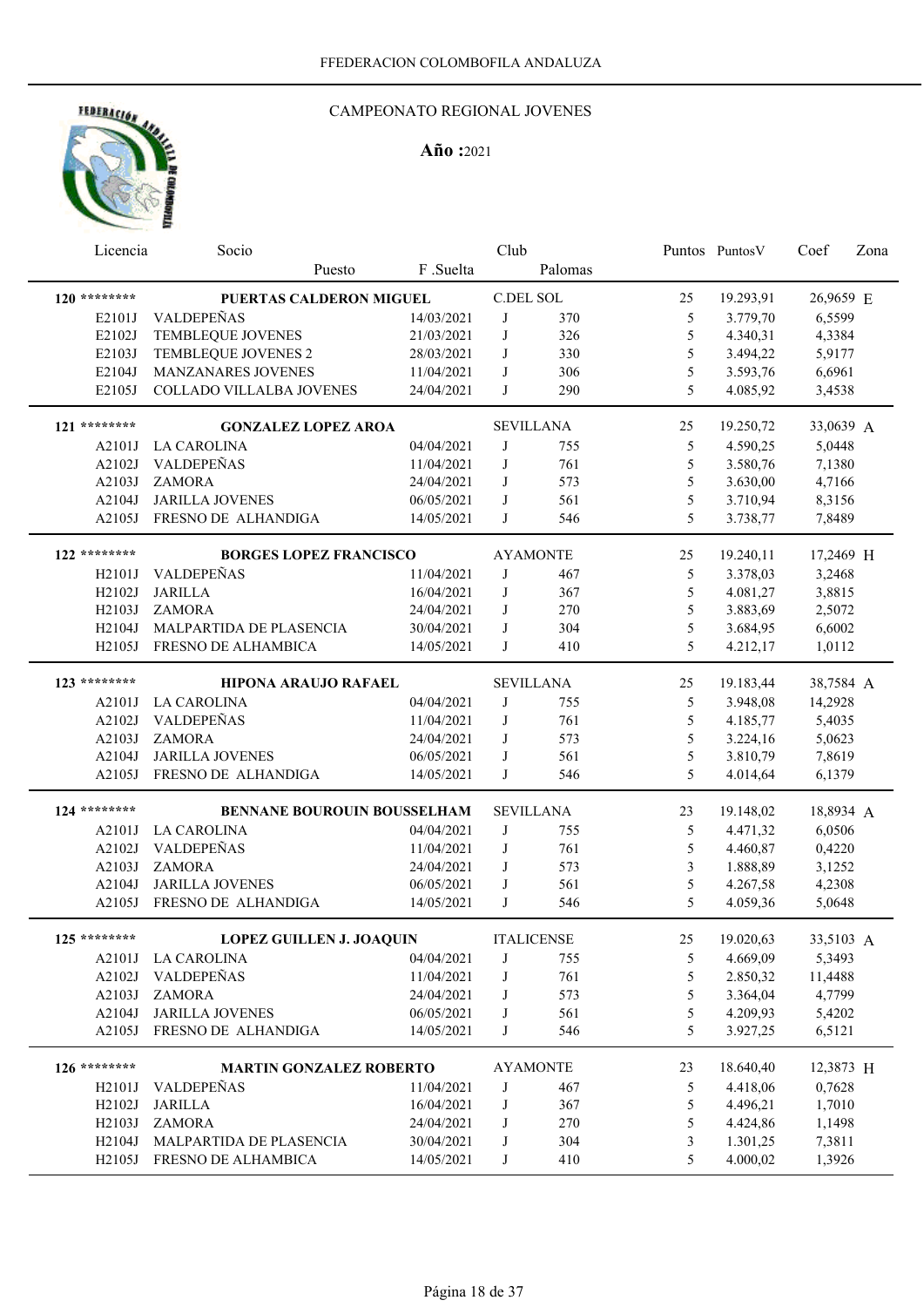FFEDERACION COLOMBOFILA ANDALUZA

# CAMPEONATO REGIONAL JOVENES

**Año :**2021

| Licencia | Socio / Puesto | F .Suelta | Club | Palomas | Puntos | PuntosV | Coef | Zona |
|---|---|---|---|---|---|---|---|---|
| **120** ******** | **PUERTAS CALDERON MIGUEL** | | C.DEL SOL | | 25 | 19.293,91 | 26,9659 | E |
| E2101J | VALDEPEÑAS | 14/03/2021 | J | 370 | 5 | 3.779,70 | 6,5599 | |
| E2102J | TEMBLEQUE JOVENES | 21/03/2021 | J | 326 | 5 | 4.340,31 | 4,3384 | |
| E2103J | TEMBLEQUE JOVENES 2 | 28/03/2021 | J | 330 | 5 | 3.494,22 | 5,9177 | |
| E2104J | MANZANARES JOVENES | 11/04/2021 | J | 306 | 5 | 3.593,76 | 6,6961 | |
| E2105J | COLLADO VILLALBA JOVENES | 24/04/2021 | J | 290 | 5 | 4.085,92 | 3,4538 | |
| **121** ******** | **GONZALEZ LOPEZ AROA** | | SEVILLANA | | 25 | 19.250,72 | 33,0639 | A |
| A2101J | LA CAROLINA | 04/04/2021 | J | 755 | 5 | 4.590,25 | 5,0448 | |
| A2102J | VALDEPEÑAS | 11/04/2021 | J | 761 | 5 | 3.580,76 | 7,1380 | |
| A2103J | ZAMORA | 24/04/2021 | J | 573 | 5 | 3.630,00 | 4,7166 | |
| A2104J | JARILLA JOVENES | 06/05/2021 | J | 561 | 5 | 3.710,94 | 8,3156 | |
| A2105J | FRESNO DE ALHANDIGA | 14/05/2021 | J | 546 | 5 | 3.738,77 | 7,8489 | |
| **122** ******** | **BORGES LOPEZ FRANCISCO** | | AYAMONTE | | 25 | 19.240,11 | 17,2469 | H |
| H2101J | VALDEPEÑAS | 11/04/2021 | J | 467 | 5 | 3.378,03 | 3,2468 | |
| H2102J | JARILLA | 16/04/2021 | J | 367 | 5 | 4.081,27 | 3,8815 | |
| H2103J | ZAMORA | 24/04/2021 | J | 270 | 5 | 3.883,69 | 2,5072 | |
| H2104J | MALPARTIDA DE PLASENCIA | 30/04/2021 | J | 304 | 5 | 3.684,95 | 6,6002 | |
| H2105J | FRESNO DE ALHAMBICA | 14/05/2021 | J | 410 | 5 | 4.212,17 | 1,0112 | |
| **123** ******** | **HIPONA ARAUJO RAFAEL** | | SEVILLANA | | 25 | 19.183,44 | 38,7584 | A |
| A2101J | LA CAROLINA | 04/04/2021 | J | 755 | 5 | 3.948,08 | 14,2928 | |
| A2102J | VALDEPEÑAS | 11/04/2021 | J | 761 | 5 | 4.185,77 | 5,4035 | |
| A2103J | ZAMORA | 24/04/2021 | J | 573 | 5 | 3.224,16 | 5,0623 | |
| A2104J | JARILLA JOVENES | 06/05/2021 | J | 561 | 5 | 3.810,79 | 7,8619 | |
| A2105J | FRESNO DE ALHANDIGA | 14/05/2021 | J | 546 | 5 | 4.014,64 | 6,1379 | |
| **124** ******** | **BENNANE BOUROUIN BOUSSELHAM** | | SEVILLANA | | 23 | 19.148,02 | 18,8934 | A |
| A2101J | LA CAROLINA | 04/04/2021 | J | 755 | 5 | 4.471,32 | 6,0506 | |
| A2102J | VALDEPEÑAS | 11/04/2021 | J | 761 | 5 | 4.460,87 | 0,4220 | |
| A2103J | ZAMORA | 24/04/2021 | J | 573 | 3 | 1.888,89 | 3,1252 | |
| A2104J | JARILLA JOVENES | 06/05/2021 | J | 561 | 5 | 4.267,58 | 4,2308 | |
| A2105J | FRESNO DE ALHANDIGA | 14/05/2021 | J | 546 | 5 | 4.059,36 | 5,0648 | |
| **125** ******** | **LOPEZ GUILLEN J. JOAQUIN** | | ITALICENSE | | 25 | 19.020,63 | 33,5103 | A |
| A2101J | LA CAROLINA | 04/04/2021 | J | 755 | 5 | 4.669,09 | 5,3493 | |
| A2102J | VALDEPEÑAS | 11/04/2021 | J | 761 | 5 | 2.850,32 | 11,4488 | |
| A2103J | ZAMORA | 24/04/2021 | J | 573 | 5 | 3.364,04 | 4,7799 | |
| A2104J | JARILLA JOVENES | 06/05/2021 | J | 561 | 5 | 4.209,93 | 5,4202 | |
| A2105J | FRESNO DE ALHANDIGA | 14/05/2021 | J | 546 | 5 | 3.927,25 | 6,5121 | |
| **126** ******** | **MARTIN GONZALEZ ROBERTO** | | AYAMONTE | | 23 | 18.640,40 | 12,3873 | H |
| H2101J | VALDEPEÑAS | 11/04/2021 | J | 467 | 5 | 4.418,06 | 0,7628 | |
| H2102J | JARILLA | 16/04/2021 | J | 367 | 5 | 4.496,21 | 1,7010 | |
| H2103J | ZAMORA | 24/04/2021 | J | 270 | 5 | 4.424,86 | 1,1498 | |
| H2104J | MALPARTIDA DE PLASENCIA | 30/04/2021 | J | 304 | 3 | 1.301,25 | 7,3811 | |
| H2105J | FRESNO DE ALHAMBICA | 14/05/2021 | J | 410 | 5 | 4.000,02 | 1,3926 | |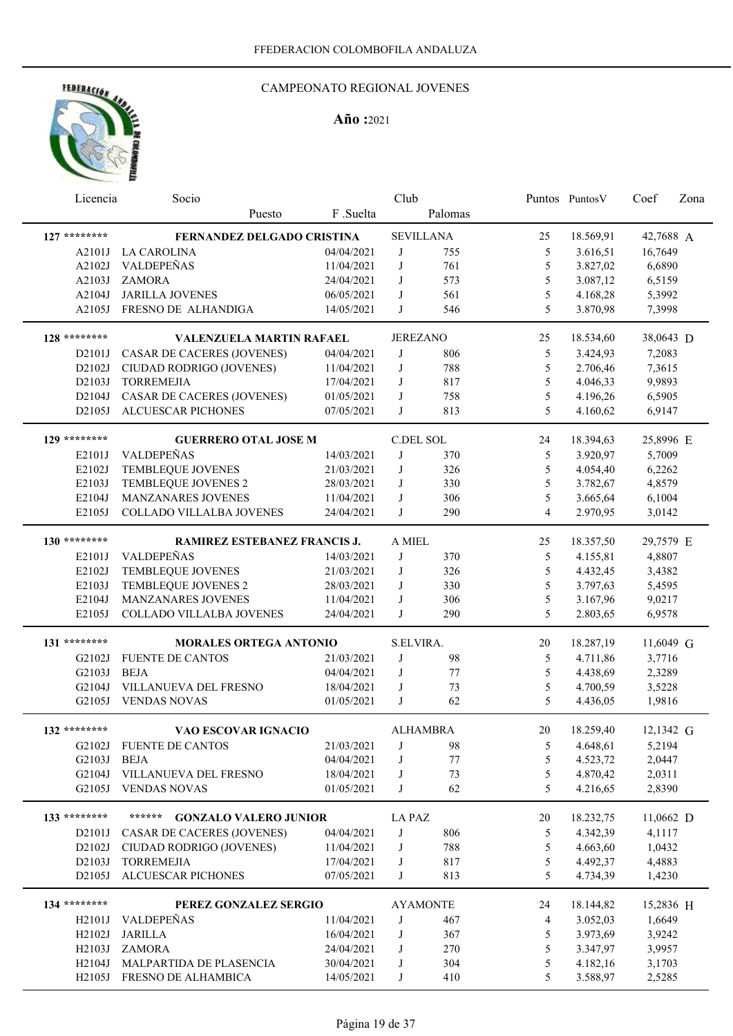FFEDERACION COLOMBOFILA ANDALUZA

## CAMPEONATO REGIONAL JOVENES

**Año :**2021

| Licencia | Socio / Puesto | F .Suelta | Club | Palomas | Puntos | PuntosV | Coef | Zona |
|---|---|---|---|---|---|---|---|---|
| 127 ******** | **FERNANDEZ DELGADO CRISTINA** | | SEVILLANA | | 25 | 18.569,91 | 42,7688 | A |
| A2101J | LA CAROLINA | 04/04/2021 | J | 755 | 5 | 3.616,51 | 16,7649 | |
| A2102J | VALDEPEÑAS | 11/04/2021 | J | 761 | 5 | 3.827,02 | 6,6890 | |
| A2103J | ZAMORA | 24/04/2021 | J | 573 | 5 | 3.087,12 | 6,5159 | |
| A2104J | JARILLA JOVENES | 06/05/2021 | J | 561 | 5 | 4.168,28 | 5,3992 | |
| A2105J | FRESNO DE ALHANDIGA | 14/05/2021 | J | 546 | 5 | 3.870,98 | 7,3998 | |
| 128 ******** | **VALENZUELA MARTIN RAFAEL** | | JEREZANO | | 25 | 18.534,60 | 38,0643 | D |
| D2101J | CASAR DE CACERES (JOVENES) | 04/04/2021 | J | 806 | 5 | 3.424,93 | 7,2083 | |
| D2102J | CIUDAD RODRIGO (JOVENES) | 11/04/2021 | J | 788 | 5 | 2.706,46 | 7,3615 | |
| D2103J | TORREMEJIA | 17/04/2021 | J | 817 | 5 | 4.046,33 | 9,9893 | |
| D2104J | CASAR DE CACERES (JOVENES) | 01/05/2021 | J | 758 | 5 | 4.196,26 | 6,5905 | |
| D2105J | ALCUESCAR PICHONES | 07/05/2021 | J | 813 | 5 | 4.160,62 | 6,9147 | |
| 129 ******** | **GUERRERO OTAL JOSE M** | | C.DEL SOL | | 24 | 18.394,63 | 25,8996 | E |
| E2101J | VALDEPEÑAS | 14/03/2021 | J | 370 | 5 | 3.920,97 | 5,7009 | |
| E2102J | TEMBLEQUE JOVENES | 21/03/2021 | J | 326 | 5 | 4.054,40 | 6,2262 | |
| E2103J | TEMBLEQUE JOVENES 2 | 28/03/2021 | J | 330 | 5 | 3.782,67 | 4,8579 | |
| E2104J | MANZANARES JOVENES | 11/04/2021 | J | 306 | 5 | 3.665,64 | 6,1004 | |
| E2105J | COLLADO VILLALBA JOVENES | 24/04/2021 | J | 290 | 4 | 2.970,95 | 3,0142 | |
| 130 ******** | **RAMIREZ ESTEBANEZ FRANCIS J.** | | A MIEL | | 25 | 18.357,50 | 29,7579 | E |
| E2101J | VALDEPEÑAS | 14/03/2021 | J | 370 | 5 | 4.155,81 | 4,8807 | |
| E2102J | TEMBLEQUE JOVENES | 21/03/2021 | J | 326 | 5 | 4.432,45 | 3,4382 | |
| E2103J | TEMBLEQUE JOVENES 2 | 28/03/2021 | J | 330 | 5 | 3.797,63 | 5,4595 | |
| E2104J | MANZANARES JOVENES | 11/04/2021 | J | 306 | 5 | 3.167,96 | 9,0217 | |
| E2105J | COLLADO VILLALBA JOVENES | 24/04/2021 | J | 290 | 5 | 2.803,65 | 6,9578 | |
| 131 ******** | **MORALES ORTEGA ANTONIO** | | S.ELVIRA. | | 20 | 18.287,19 | 11,6049 | G |
| G2102J | FUENTE DE CANTOS | 21/03/2021 | J | 98 | 5 | 4.711,86 | 3,7716 | |
| G2103J | BEJA | 04/04/2021 | J | 77 | 5 | 4.438,69 | 2,3289 | |
| G2104J | VILLANUEVA DEL FRESNO | 18/04/2021 | J | 73 | 5 | 4.700,59 | 3,5228 | |
| G2105J | VENDAS NOVAS | 01/05/2021 | J | 62 | 5 | 4.436,05 | 1,9816 | |
| 132 ******** | **VAO ESCOVAR IGNACIO** | | ALHAMBRA | | 20 | 18.259,40 | 12,1342 | G |
| G2102J | FUENTE DE CANTOS | 21/03/2021 | J | 98 | 5 | 4.648,61 | 5,2194 | |
| G2103J | BEJA | 04/04/2021 | J | 77 | 5 | 4.523,72 | 2,0447 | |
| G2104J | VILLANUEVA DEL FRESNO | 18/04/2021 | J | 73 | 5 | 4.870,42 | 2,0311 | |
| G2105J | VENDAS NOVAS | 01/05/2021 | J | 62 | 5 | 4.216,65 | 2,8390 | |
| 133 ******** | ****** **GONZALO VALERO JUNIOR** | | LA PAZ | | 20 | 18.232,75 | 11,0662 | D |
| D2101J | CASAR DE CACERES (JOVENES) | 04/04/2021 | J | 806 | 5 | 4.342,39 | 4,1117 | |
| D2102J | CIUDAD RODRIGO (JOVENES) | 11/04/2021 | J | 788 | 5 | 4.663,60 | 1,0432 | |
| D2103J | TORREMEJIA | 17/04/2021 | J | 817 | 5 | 4.492,37 | 4,4883 | |
| D2105J | ALCUESCAR PICHONES | 07/05/2021 | J | 813 | 5 | 4.734,39 | 1,4230 | |
| 134 ******** | **PEREZ GONZALEZ SERGIO** | | AYAMONTE | | 24 | 18.144,82 | 15,2836 | H |
| H2101J | VALDEPEÑAS | 11/04/2021 | J | 467 | 4 | 3.052,03 | 1,6649 | |
| H2102J | JARILLA | 16/04/2021 | J | 367 | 5 | 3.973,69 | 3,9242 | |
| H2103J | ZAMORA | 24/04/2021 | J | 270 | 5 | 3.347,97 | 3,9957 | |
| H2104J | MALPARTIDA DE PLASENCIA | 30/04/2021 | J | 304 | 5 | 4.182,16 | 3,1703 | |
| H2105J | FRESNO DE ALHAMBICA | 14/05/2021 | J | 410 | 5 | 3.588,97 | 2,5285 | |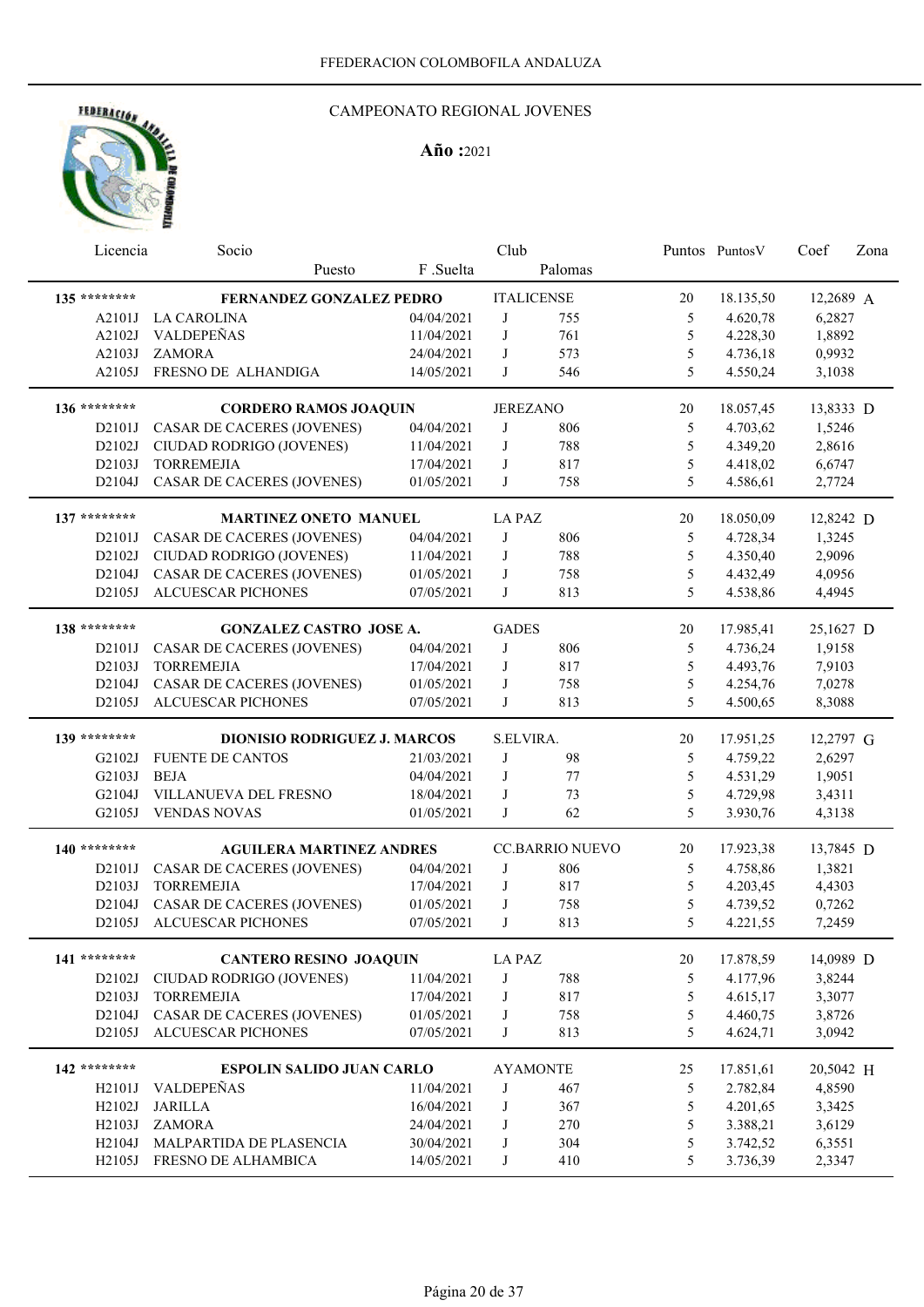FFEDERACION COLOMBOFILA ANDALUZA

CAMPEONATO REGIONAL JOVENES

**Año :**2021

| Licencia | Socio / Puesto | F .Suelta | Club | Palomas | Puntos | PuntosV | Coef | Zona |
|---|---|---|---|---|---|---|---|---|
| 135 ******** | **FERNANDEZ GONZALEZ PEDRO** | | ITALICENSE | | 20 | 18.135,50 | 12,2689 | A |
| A2101J | LA CAROLINA | 04/04/2021 | J | 755 | 5 | 4.620,78 | 6,2827 | |
| A2102J | VALDEPEÑAS | 11/04/2021 | J | 761 | 5 | 4.228,30 | 1,8892 | |
| A2103J | ZAMORA | 24/04/2021 | J | 573 | 5 | 4.736,18 | 0,9932 | |
| A2105J | FRESNO DE ALHANDIGA | 14/05/2021 | J | 546 | 5 | 4.550,24 | 3,1038 | |
| 136 ******** | **CORDERO RAMOS JOAQUIN** | | JEREZANO | | 20 | 18.057,45 | 13,8333 | D |
| D2101J | CASAR DE CACERES (JOVENES) | 04/04/2021 | J | 806 | 5 | 4.703,62 | 1,5246 | |
| D2102J | CIUDAD RODRIGO (JOVENES) | 11/04/2021 | J | 788 | 5 | 4.349,20 | 2,8616 | |
| D2103J | TORREMEJIA | 17/04/2021 | J | 817 | 5 | 4.418,02 | 6,6747 | |
| D2104J | CASAR DE CACERES (JOVENES) | 01/05/2021 | J | 758 | 5 | 4.586,61 | 2,7724 | |
| 137 ******** | **MARTINEZ ONETO MANUEL** | | LA PAZ | | 20 | 18.050,09 | 12,8242 | D |
| D2101J | CASAR DE CACERES (JOVENES) | 04/04/2021 | J | 806 | 5 | 4.728,34 | 1,3245 | |
| D2102J | CIUDAD RODRIGO (JOVENES) | 11/04/2021 | J | 788 | 5 | 4.350,40 | 2,9096 | |
| D2104J | CASAR DE CACERES (JOVENES) | 01/05/2021 | J | 758 | 5 | 4.432,49 | 4,0956 | |
| D2105J | ALCUESCAR PICHONES | 07/05/2021 | J | 813 | 5 | 4.538,86 | 4,4945 | |
| 138 ******** | **GONZALEZ CASTRO JOSE A.** | | GADES | | 20 | 17.985,41 | 25,1627 | D |
| D2101J | CASAR DE CACERES (JOVENES) | 04/04/2021 | J | 806 | 5 | 4.736,24 | 1,9158 | |
| D2103J | TORREMEJIA | 17/04/2021 | J | 817 | 5 | 4.493,76 | 7,9103 | |
| D2104J | CASAR DE CACERES (JOVENES) | 01/05/2021 | J | 758 | 5 | 4.254,76 | 7,0278 | |
| D2105J | ALCUESCAR PICHONES | 07/05/2021 | J | 813 | 5 | 4.500,65 | 8,3088 | |
| 139 ******** | **DIONISIO RODRIGUEZ J. MARCOS** | | S.ELVIRA. | | 20 | 17.951,25 | 12,2797 | G |
| G2102J | FUENTE DE CANTOS | 21/03/2021 | J | 98 | 5 | 4.759,22 | 2,6297 | |
| G2103J | BEJA | 04/04/2021 | J | 77 | 5 | 4.531,29 | 1,9051 | |
| G2104J | VILLANUEVA DEL FRESNO | 18/04/2021 | J | 73 | 5 | 4.729,98 | 3,4311 | |
| G2105J | VENDAS NOVAS | 01/05/2021 | J | 62 | 5 | 3.930,76 | 4,3138 | |
| 140 ******** | **AGUILERA MARTINEZ ANDRES** | | CC.BARRIO NUEVO | | 20 | 17.923,38 | 13,7845 | D |
| D2101J | CASAR DE CACERES (JOVENES) | 04/04/2021 | J | 806 | 5 | 4.758,86 | 1,3821 | |
| D2103J | TORREMEJIA | 17/04/2021 | J | 817 | 5 | 4.203,45 | 4,4303 | |
| D2104J | CASAR DE CACERES (JOVENES) | 01/05/2021 | J | 758 | 5 | 4.739,52 | 0,7262 | |
| D2105J | ALCUESCAR PICHONES | 07/05/2021 | J | 813 | 5 | 4.221,55 | 7,2459 | |
| 141 ******** | **CANTERO RESINO JOAQUIN** | | LA PAZ | | 20 | 17.878,59 | 14,0989 | D |
| D2102J | CIUDAD RODRIGO (JOVENES) | 11/04/2021 | J | 788 | 5 | 4.177,96 | 3,8244 | |
| D2103J | TORREMEJIA | 17/04/2021 | J | 817 | 5 | 4.615,17 | 3,3077 | |
| D2104J | CASAR DE CACERES (JOVENES) | 01/05/2021 | J | 758 | 5 | 4.460,75 | 3,8726 | |
| D2105J | ALCUESCAR PICHONES | 07/05/2021 | J | 813 | 5 | 4.624,71 | 3,0942 | |
| 142 ******** | **ESPOLIN SALIDO JUAN CARLO** | | AYAMONTE | | 25 | 17.851,61 | 20,5042 | H |
| H2101J | VALDEPEÑAS | 11/04/2021 | J | 467 | 5 | 2.782,84 | 4,8590 | |
| H2102J | JARILLA | 16/04/2021 | J | 367 | 5 | 4.201,65 | 3,3425 | |
| H2103J | ZAMORA | 24/04/2021 | J | 270 | 5 | 3.388,21 | 3,6129 | |
| H2104J | MALPARTIDA DE PLASENCIA | 30/04/2021 | J | 304 | 5 | 3.742,52 | 6,3551 | |
| H2105J | FRESNO DE ALHAMBICA | 14/05/2021 | J | 410 | 5 | 3.736,39 | 2,3347 | |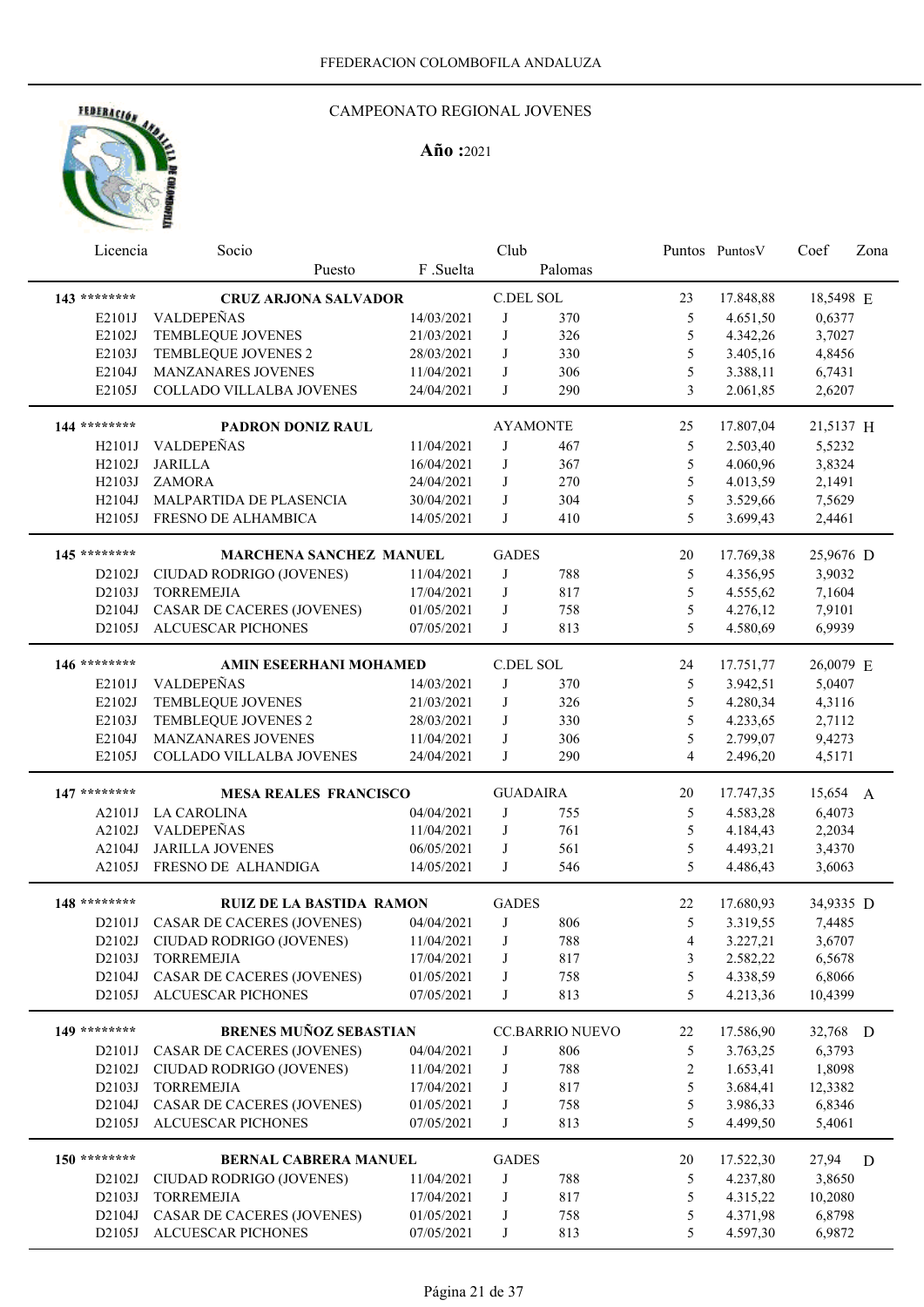FFEDERACION COLOMBOFILA ANDALUZA

CAMPEONATO REGIONAL JOVENES

**Año :**2021

| Licencia | Socio / Puesto | F .Suelta | Club | Palomas | Puntos | PuntosV | Coef | Zona |
|---|---|---|---|---|---|---|---|---|
| 143 ******** | **CRUZ ARJONA SALVADOR** | | C.DEL SOL | | 23 | 17.848,88 | 18,5498 | E |
| E2101J | VALDEPEÑAS | 14/03/2021 | J | 370 | 5 | 4.651,50 | 0,6377 | |
| E2102J | TEMBLEQUE JOVENES | 21/03/2021 | J | 326 | 5 | 4.342,26 | 3,7027 | |
| E2103J | TEMBLEQUE JOVENES 2 | 28/03/2021 | J | 330 | 5 | 3.405,16 | 4,8456 | |
| E2104J | MANZANARES JOVENES | 11/04/2021 | J | 306 | 5 | 3.388,11 | 6,7431 | |
| E2105J | COLLADO VILLALBA JOVENES | 24/04/2021 | J | 290 | 3 | 2.061,85 | 2,6207 | |
| 144 ******** | **PADRON DONIZ RAUL** | | AYAMONTE | | 25 | 17.807,04 | 21,5137 | H |
| H2101J | VALDEPEÑAS | 11/04/2021 | J | 467 | 5 | 2.503,40 | 5,5232 | |
| H2102J | JARILLA | 16/04/2021 | J | 367 | 5 | 4.060,96 | 3,8324 | |
| H2103J | ZAMORA | 24/04/2021 | J | 270 | 5 | 4.013,59 | 2,1491 | |
| H2104J | MALPARTIDA DE PLASENCIA | 30/04/2021 | J | 304 | 5 | 3.529,66 | 7,5629 | |
| H2105J | FRESNO DE ALHAMBICA | 14/05/2021 | J | 410 | 5 | 3.699,43 | 2,4461 | |
| 145 ******** | **MARCHENA SANCHEZ MANUEL** | | GADES | | 20 | 17.769,38 | 25,9676 | D |
| D2102J | CIUDAD RODRIGO (JOVENES) | 11/04/2021 | J | 788 | 5 | 4.356,95 | 3,9032 | |
| D2103J | TORREMEJIA | 17/04/2021 | J | 817 | 5 | 4.555,62 | 7,1604 | |
| D2104J | CASAR DE CACERES (JOVENES) | 01/05/2021 | J | 758 | 5 | 4.276,12 | 7,9101 | |
| D2105J | ALCUESCAR PICHONES | 07/05/2021 | J | 813 | 5 | 4.580,69 | 6,9939 | |
| 146 ******** | **AMIN ESEERHANI MOHAMED** | | C.DEL SOL | | 24 | 17.751,77 | 26,0079 | E |
| E2101J | VALDEPEÑAS | 14/03/2021 | J | 370 | 5 | 3.942,51 | 5,0407 | |
| E2102J | TEMBLEQUE JOVENES | 21/03/2021 | J | 326 | 5 | 4.280,34 | 4,3116 | |
| E2103J | TEMBLEQUE JOVENES 2 | 28/03/2021 | J | 330 | 5 | 4.233,65 | 2,7112 | |
| E2104J | MANZANARES JOVENES | 11/04/2021 | J | 306 | 5 | 2.799,07 | 9,4273 | |
| E2105J | COLLADO VILLALBA JOVENES | 24/04/2021 | J | 290 | 4 | 2.496,20 | 4,5171 | |
| 147 ******** | **MESA REALES FRANCISCO** | | GUADAIRA | | 20 | 17.747,35 | 15,654 | A |
| A2101J | LA CAROLINA | 04/04/2021 | J | 755 | 5 | 4.583,28 | 6,4073 | |
| A2102J | VALDEPEÑAS | 11/04/2021 | J | 761 | 5 | 4.184,43 | 2,2034 | |
| A2104J | JARILLA JOVENES | 06/05/2021 | J | 561 | 5 | 4.493,21 | 3,4370 | |
| A2105J | FRESNO DE ALHANDIGA | 14/05/2021 | J | 546 | 5 | 4.486,43 | 3,6063 | |
| 148 ******** | **RUIZ DE LA BASTIDA RAMON** | | GADES | | 22 | 17.680,93 | 34,9335 | D |
| D2101J | CASAR DE CACERES (JOVENES) | 04/04/2021 | J | 806 | 5 | 3.319,55 | 7,4485 | |
| D2102J | CIUDAD RODRIGO (JOVENES) | 11/04/2021 | J | 788 | 4 | 3.227,21 | 3,6707 | |
| D2103J | TORREMEJIA | 17/04/2021 | J | 817 | 3 | 2.582,22 | 6,5678 | |
| D2104J | CASAR DE CACERES (JOVENES) | 01/05/2021 | J | 758 | 5 | 4.338,59 | 6,8066 | |
| D2105J | ALCUESCAR PICHONES | 07/05/2021 | J | 813 | 5 | 4.213,36 | 10,4399 | |
| 149 ******** | **BRENES MUÑOZ SEBASTIAN** | | CC.BARRIO NUEVO | | 22 | 17.586,90 | 32,768 | D |
| D2101J | CASAR DE CACERES (JOVENES) | 04/04/2021 | J | 806 | 5 | 3.763,25 | 6,3793 | |
| D2102J | CIUDAD RODRIGO (JOVENES) | 11/04/2021 | J | 788 | 2 | 1.653,41 | 1,8098 | |
| D2103J | TORREMEJIA | 17/04/2021 | J | 817 | 5 | 3.684,41 | 12,3382 | |
| D2104J | CASAR DE CACERES (JOVENES) | 01/05/2021 | J | 758 | 5 | 3.986,33 | 6,8346 | |
| D2105J | ALCUESCAR PICHONES | 07/05/2021 | J | 813 | 5 | 4.499,50 | 5,4061 | |
| 150 ******** | **BERNAL CABRERA MANUEL** | | GADES | | 20 | 17.522,30 | 27,94 | D |
| D2102J | CIUDAD RODRIGO (JOVENES) | 11/04/2021 | J | 788 | 5 | 4.237,80 | 3,8650 | |
| D2103J | TORREMEJIA | 17/04/2021 | J | 817 | 5 | 4.315,22 | 10,2080 | |
| D2104J | CASAR DE CACERES (JOVENES) | 01/05/2021 | J | 758 | 5 | 4.371,98 | 6,8798 | |
| D2105J | ALCUESCAR PICHONES | 07/05/2021 | J | 813 | 5 | 4.597,30 | 6,9872 | |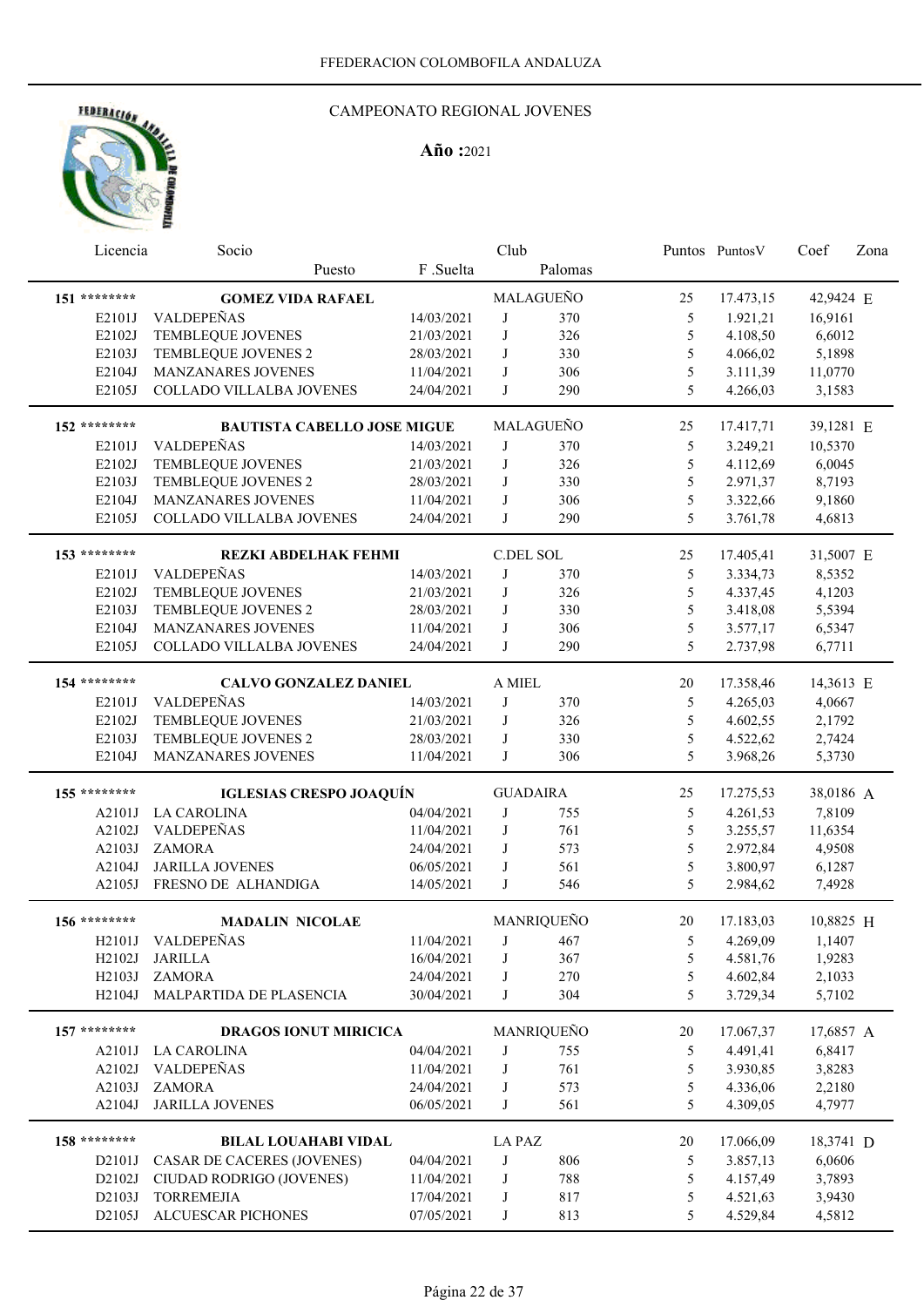FFEDERACION COLOMBOFILA ANDALUZA

CAMPEONATO REGIONAL JOVENES

**Año :**2021

| Licencia | Socio / Puesto | F .Suelta | Club | Palomas | Puntos | PuntosV | Coef | Zona |
|---|---|---|---|---|---|---|---|---|
| 151 ******** | **GOMEZ VIDA RAFAEL** | | MALAGUEÑO | | 25 | 17.473,15 | 42,9424 | E |
| E2101J | VALDEPEÑAS | 14/03/2021 | J | 370 | 5 | 1.921,21 | 16,9161 | |
| E2102J | TEMBLEQUE JOVENES | 21/03/2021 | J | 326 | 5 | 4.108,50 | 6,6012 | |
| E2103J | TEMBLEQUE JOVENES 2 | 28/03/2021 | J | 330 | 5 | 4.066,02 | 5,1898 | |
| E2104J | MANZANARES JOVENES | 11/04/2021 | J | 306 | 5 | 3.111,39 | 11,0770 | |
| E2105J | COLLADO VILLALBA JOVENES | 24/04/2021 | J | 290 | 5 | 4.266,03 | 3,1583 | |
| 152 ******** | **BAUTISTA CABELLO JOSE MIGUE** | | MALAGUEÑO | | 25 | 17.417,71 | 39,1281 | E |
| E2101J | VALDEPEÑAS | 14/03/2021 | J | 370 | 5 | 3.249,21 | 10,5370 | |
| E2102J | TEMBLEQUE JOVENES | 21/03/2021 | J | 326 | 5 | 4.112,69 | 6,0045 | |
| E2103J | TEMBLEQUE JOVENES 2 | 28/03/2021 | J | 330 | 5 | 2.971,37 | 8,7193 | |
| E2104J | MANZANARES JOVENES | 11/04/2021 | J | 306 | 5 | 3.322,66 | 9,1860 | |
| E2105J | COLLADO VILLALBA JOVENES | 24/04/2021 | J | 290 | 5 | 3.761,78 | 4,6813 | |
| 153 ******** | **REZKI ABDELHAK FEHMI** | | C.DEL SOL | | 25 | 17.405,41 | 31,5007 | E |
| E2101J | VALDEPEÑAS | 14/03/2021 | J | 370 | 5 | 3.334,73 | 8,5352 | |
| E2102J | TEMBLEQUE JOVENES | 21/03/2021 | J | 326 | 5 | 4.337,45 | 4,1203 | |
| E2103J | TEMBLEQUE JOVENES 2 | 28/03/2021 | J | 330 | 5 | 3.418,08 | 5,5394 | |
| E2104J | MANZANARES JOVENES | 11/04/2021 | J | 306 | 5 | 3.577,17 | 6,5347 | |
| E2105J | COLLADO VILLALBA JOVENES | 24/04/2021 | J | 290 | 5 | 2.737,98 | 6,7711 | |
| 154 ******** | **CALVO GONZALEZ DANIEL** | | A MIEL | | 20 | 17.358,46 | 14,3613 | E |
| E2101J | VALDEPEÑAS | 14/03/2021 | J | 370 | 5 | 4.265,03 | 4,0667 | |
| E2102J | TEMBLEQUE JOVENES | 21/03/2021 | J | 326 | 5 | 4.602,55 | 2,1792 | |
| E2103J | TEMBLEQUE JOVENES 2 | 28/03/2021 | J | 330 | 5 | 4.522,62 | 2,7424 | |
| E2104J | MANZANARES JOVENES | 11/04/2021 | J | 306 | 5 | 3.968,26 | 5,3730 | |
| 155 ******** | **IGLESIAS CRESPO JOAQUÍN** | | GUADAIRA | | 25 | 17.275,53 | 38,0186 | A |
| A2101J | LA CAROLINA | 04/04/2021 | J | 755 | 5 | 4.261,53 | 7,8109 | |
| A2102J | VALDEPEÑAS | 11/04/2021 | J | 761 | 5 | 3.255,57 | 11,6354 | |
| A2103J | ZAMORA | 24/04/2021 | J | 573 | 5 | 2.972,84 | 4,9508 | |
| A2104J | JARILLA JOVENES | 06/05/2021 | J | 561 | 5 | 3.800,97 | 6,1287 | |
| A2105J | FRESNO DE ALHANDIGA | 14/05/2021 | J | 546 | 5 | 2.984,62 | 7,4928 | |
| 156 ******** | **MADALIN NICOLAE** | | MANRIQUEÑO | | 20 | 17.183,03 | 10,8825 | H |
| H2101J | VALDEPEÑAS | 11/04/2021 | J | 467 | 5 | 4.269,09 | 1,1407 | |
| H2102J | JARILLA | 16/04/2021 | J | 367 | 5 | 4.581,76 | 1,9283 | |
| H2103J | ZAMORA | 24/04/2021 | J | 270 | 5 | 4.602,84 | 2,1033 | |
| H2104J | MALPARTIDA DE PLASENCIA | 30/04/2021 | J | 304 | 5 | 3.729,34 | 5,7102 | |
| 157 ******** | **DRAGOS IONUT MIRICICA** | | MANRIQUEÑO | | 20 | 17.067,37 | 17,6857 | A |
| A2101J | LA CAROLINA | 04/04/2021 | J | 755 | 5 | 4.491,41 | 6,8417 | |
| A2102J | VALDEPEÑAS | 11/04/2021 | J | 761 | 5 | 3.930,85 | 3,8283 | |
| A2103J | ZAMORA | 24/04/2021 | J | 573 | 5 | 4.336,06 | 2,2180 | |
| A2104J | JARILLA JOVENES | 06/05/2021 | J | 561 | 5 | 4.309,05 | 4,7977 | |
| 158 ******** | **BILAL LOUAHABI VIDAL** | | LA PAZ | | 20 | 17.066,09 | 18,3741 | D |
| D2101J | CASAR DE CACERES (JOVENES) | 04/04/2021 | J | 806 | 5 | 3.857,13 | 6,0606 | |
| D2102J | CIUDAD RODRIGO (JOVENES) | 11/04/2021 | J | 788 | 5 | 4.157,49 | 3,7893 | |
| D2103J | TORREMEJIA | 17/04/2021 | J | 817 | 5 | 4.521,63 | 3,9430 | |
| D2105J | ALCUESCAR PICHONES | 07/05/2021 | J | 813 | 5 | 4.529,84 | 4,5812 | |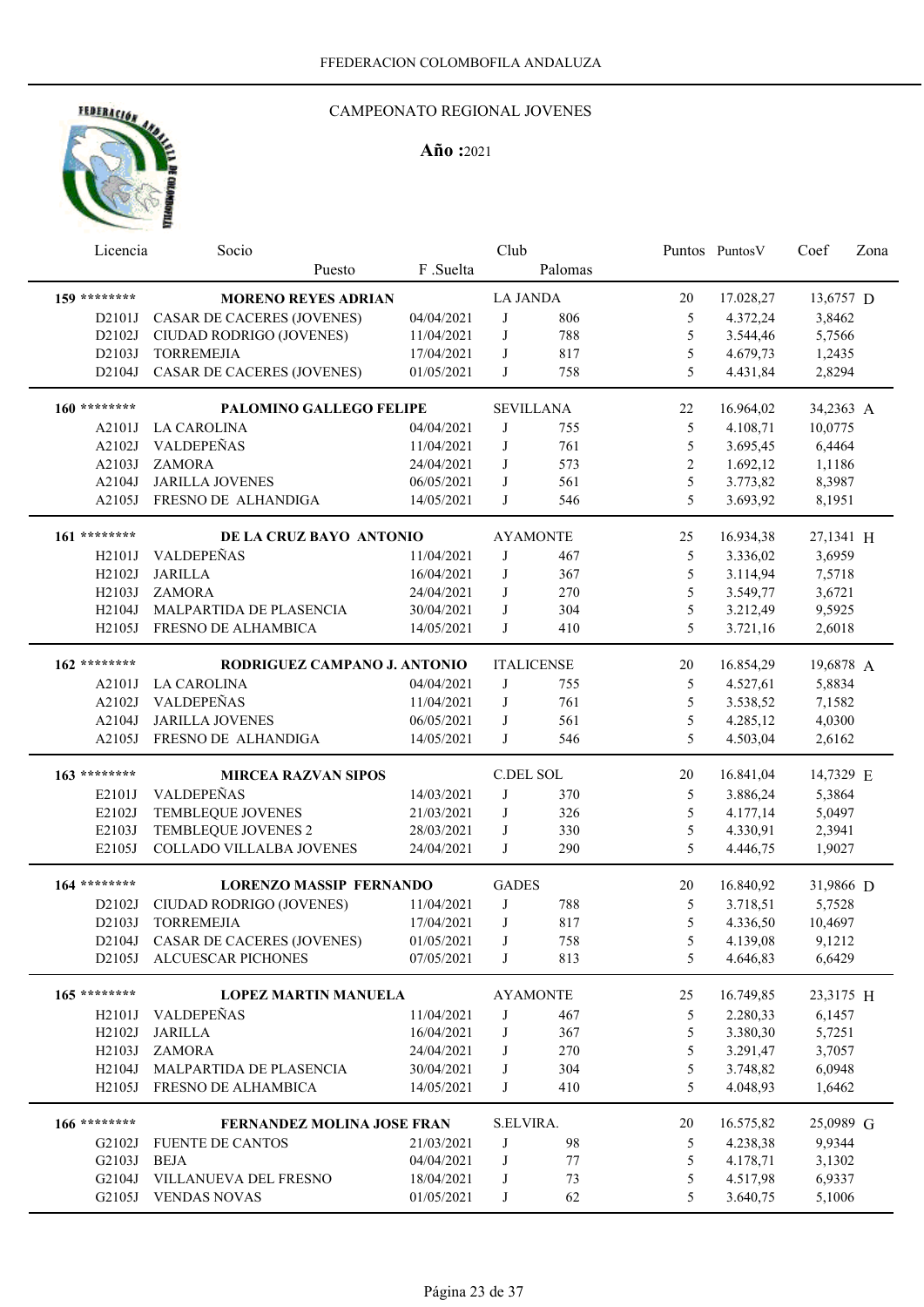FFEDERACION COLOMBOFILA ANDALUZA

# CAMPEONATO REGIONAL JOVENES

**Año :**2021

| Licencia | Socio / Puesto | F .Suelta | Club | Palomas | Puntos | PuntosV | Coef | Zona |
|---|---|---|---|---|---|---|---|---|
| 159 ******** | **MORENO REYES ADRIAN** | | LA JANDA | | 20 | 17.028,27 | 13,6757 | D |
| D2101J | CASAR DE CACERES (JOVENES) | 04/04/2021 | J | 806 | 5 | 4.372,24 | 3,8462 | |
| D2102J | CIUDAD RODRIGO (JOVENES) | 11/04/2021 | J | 788 | 5 | 3.544,46 | 5,7566 | |
| D2103J | TORREMEJIA | 17/04/2021 | J | 817 | 5 | 4.679,73 | 1,2435 | |
| D2104J | CASAR DE CACERES (JOVENES) | 01/05/2021 | J | 758 | 5 | 4.431,84 | 2,8294 | |
| 160 ******** | **PALOMINO GALLEGO FELIPE** | | SEVILLANA | | 22 | 16.964,02 | 34,2363 | A |
| A2101J | LA CAROLINA | 04/04/2021 | J | 755 | 5 | 4.108,71 | 10,0775 | |
| A2102J | VALDEPEÑAS | 11/04/2021 | J | 761 | 5 | 3.695,45 | 6,4464 | |
| A2103J | ZAMORA | 24/04/2021 | J | 573 | 2 | 1.692,12 | 1,1186 | |
| A2104J | JARILLA JOVENES | 06/05/2021 | J | 561 | 5 | 3.773,82 | 8,3987 | |
| A2105J | FRESNO DE ALHANDIGA | 14/05/2021 | J | 546 | 5 | 3.693,92 | 8,1951 | |
| 161 ******** | **DE LA CRUZ BAYO ANTONIO** | | AYAMONTE | | 25 | 16.934,38 | 27,1341 | H |
| H2101J | VALDEPEÑAS | 11/04/2021 | J | 467 | 5 | 3.336,02 | 3,6959 | |
| H2102J | JARILLA | 16/04/2021 | J | 367 | 5 | 3.114,94 | 7,5718 | |
| H2103J | ZAMORA | 24/04/2021 | J | 270 | 5 | 3.549,77 | 3,6721 | |
| H2104J | MALPARTIDA DE PLASENCIA | 30/04/2021 | J | 304 | 5 | 3.212,49 | 9,5925 | |
| H2105J | FRESNO DE ALHAMBICA | 14/05/2021 | J | 410 | 5 | 3.721,16 | 2,6018 | |
| 162 ******** | **RODRIGUEZ CAMPANO J. ANTONIO** | | ITALICENSE | | 20 | 16.854,29 | 19,6878 | A |
| A2101J | LA CAROLINA | 04/04/2021 | J | 755 | 5 | 4.527,61 | 5,8834 | |
| A2102J | VALDEPEÑAS | 11/04/2021 | J | 761 | 5 | 3.538,52 | 7,1582 | |
| A2104J | JARILLA JOVENES | 06/05/2021 | J | 561 | 5 | 4.285,12 | 4,0300 | |
| A2105J | FRESNO DE ALHANDIGA | 14/05/2021 | J | 546 | 5 | 4.503,04 | 2,6162 | |
| 163 ******** | **MIRCEA RAZVAN SIPOS** | | C.DEL SOL | | 20 | 16.841,04 | 14,7329 | E |
| E2101J | VALDEPEÑAS | 14/03/2021 | J | 370 | 5 | 3.886,24 | 5,3864 | |
| E2102J | TEMBLEQUE JOVENES | 21/03/2021 | J | 326 | 5 | 4.177,14 | 5,0497 | |
| E2103J | TEMBLEQUE JOVENES 2 | 28/03/2021 | J | 330 | 5 | 4.330,91 | 2,3941 | |
| E2105J | COLLADO VILLALBA JOVENES | 24/04/2021 | J | 290 | 5 | 4.446,75 | 1,9027 | |
| 164 ******** | **LORENZO MASSIP FERNANDO** | | GADES | | 20 | 16.840,92 | 31,9866 | D |
| D2102J | CIUDAD RODRIGO (JOVENES) | 11/04/2021 | J | 788 | 5 | 3.718,51 | 5,7528 | |
| D2103J | TORREMEJIA | 17/04/2021 | J | 817 | 5 | 4.336,50 | 10,4697 | |
| D2104J | CASAR DE CACERES (JOVENES) | 01/05/2021 | J | 758 | 5 | 4.139,08 | 9,1212 | |
| D2105J | ALCUESCAR PICHONES | 07/05/2021 | J | 813 | 5 | 4.646,83 | 6,6429 | |
| 165 ******** | **LOPEZ MARTIN MANUELA** | | AYAMONTE | | 25 | 16.749,85 | 23,3175 | H |
| H2101J | VALDEPEÑAS | 11/04/2021 | J | 467 | 5 | 2.280,33 | 6,1457 | |
| H2102J | JARILLA | 16/04/2021 | J | 367 | 5 | 3.380,30 | 5,7251 | |
| H2103J | ZAMORA | 24/04/2021 | J | 270 | 5 | 3.291,47 | 3,7057 | |
| H2104J | MALPARTIDA DE PLASENCIA | 30/04/2021 | J | 304 | 5 | 3.748,82 | 6,0948 | |
| H2105J | FRESNO DE ALHAMBICA | 14/05/2021 | J | 410 | 5 | 4.048,93 | 1,6462 | |
| 166 ******** | **FERNANDEZ MOLINA JOSE FRAN** | | S.ELVIRA. | | 20 | 16.575,82 | 25,0989 | G |
| G2102J | FUENTE DE CANTOS | 21/03/2021 | J | 98 | 5 | 4.238,38 | 9,9344 | |
| G2103J | BEJA | 04/04/2021 | J | 77 | 5 | 4.178,71 | 3,1302 | |
| G2104J | VILLANUEVA DEL FRESNO | 18/04/2021 | J | 73 | 5 | 4.517,98 | 6,9337 | |
| G2105J | VENDAS NOVAS | 01/05/2021 | J | 62 | 5 | 3.640,75 | 5,1006 | |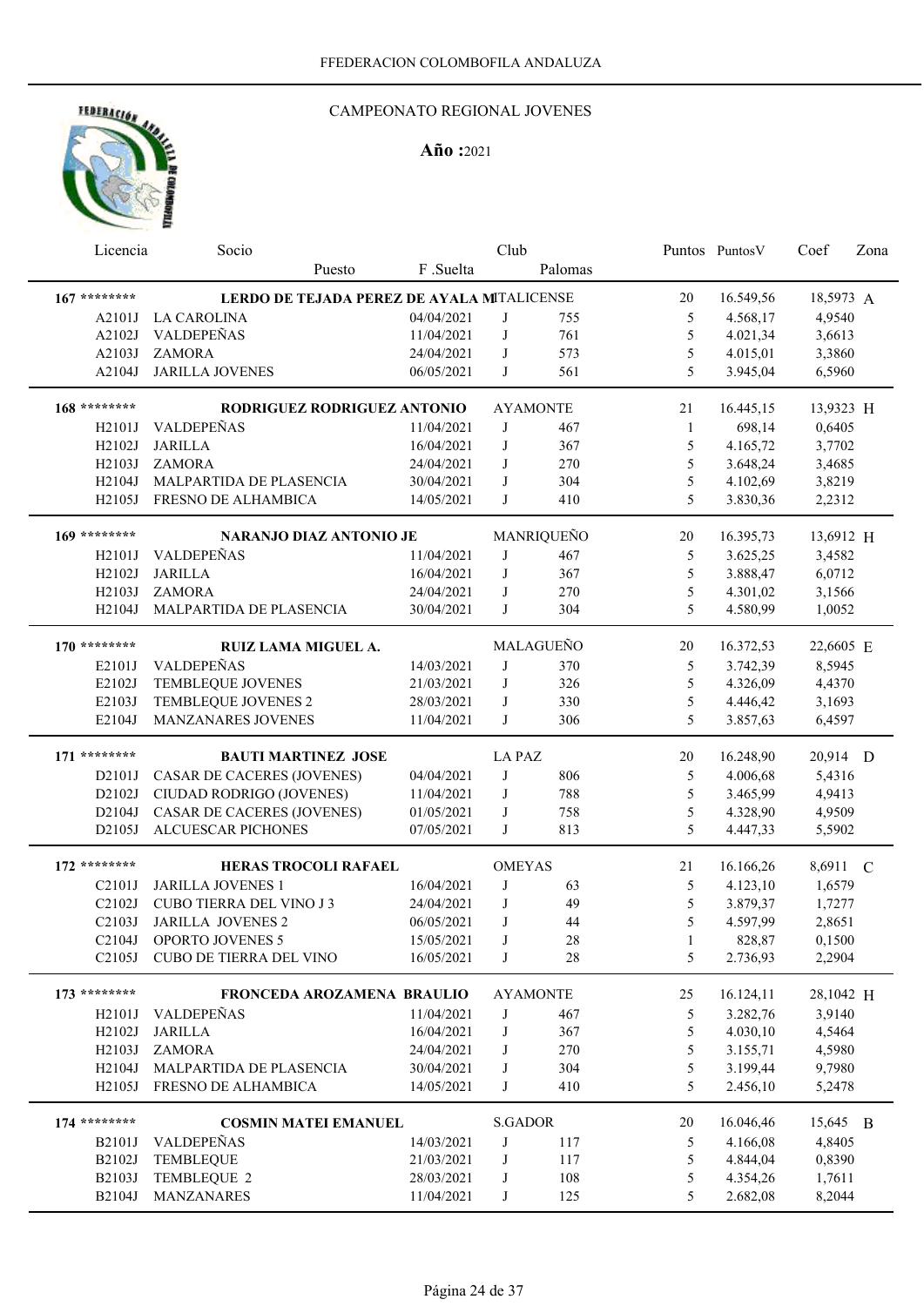FFEDERACION COLOMBOFILA ANDALUZA

CAMPEONATO REGIONAL JOVENES

**Año :** 2021

| Licencia | Socio / Puesto | F .Suelta | Club | Palomas | Puntos | PuntosV | Coef | Zona |
|---|---|---|---|---|---|---|---|---|
| **167 \*\*\*\*\*\*\*\*** | **LERDO DE TEJADA PEREZ DE AYALA M** | | ITALICENSE | | 20 | 16.549,56 | 18,5973 | A |
| A2101J | LA CAROLINA | 04/04/2021 | J | 755 | 5 | 4.568,17 | 4,9540 | |
| A2102J | VALDEPEÑAS | 11/04/2021 | J | 761 | 5 | 4.021,34 | 3,6613 | |
| A2103J | ZAMORA | 24/04/2021 | J | 573 | 5 | 4.015,01 | 3,3860 | |
| A2104J | JARILLA JOVENES | 06/05/2021 | J | 561 | 5 | 3.945,04 | 6,5960 | |
| **168 \*\*\*\*\*\*\*\*** | **RODRIGUEZ RODRIGUEZ ANTONIO** | | AYAMONTE | | 21 | 16.445,15 | 13,9323 | H |
| H2101J | VALDEPEÑAS | 11/04/2021 | J | 467 | 1 | 698,14 | 0,6405 | |
| H2102J | JARILLA | 16/04/2021 | J | 367 | 5 | 4.165,72 | 3,7702 | |
| H2103J | ZAMORA | 24/04/2021 | J | 270 | 5 | 3.648,24 | 3,4685 | |
| H2104J | MALPARTIDA DE PLASENCIA | 30/04/2021 | J | 304 | 5 | 4.102,69 | 3,8219 | |
| H2105J | FRESNO DE ALHAMBICA | 14/05/2021 | J | 410 | 5 | 3.830,36 | 2,2312 | |
| **169 \*\*\*\*\*\*\*\*** | **NARANJO DIAZ ANTONIO JE** | | MANRIQUEÑO | | 20 | 16.395,73 | 13,6912 | H |
| H2101J | VALDEPEÑAS | 11/04/2021 | J | 467 | 5 | 3.625,25 | 3,4582 | |
| H2102J | JARILLA | 16/04/2021 | J | 367 | 5 | 3.888,47 | 6,0712 | |
| H2103J | ZAMORA | 24/04/2021 | J | 270 | 5 | 4.301,02 | 3,1566 | |
| H2104J | MALPARTIDA DE PLASENCIA | 30/04/2021 | J | 304 | 5 | 4.580,99 | 1,0052 | |
| **170 \*\*\*\*\*\*\*\*** | **RUIZ LAMA MIGUEL A.** | | MALAGUEÑO | | 20 | 16.372,53 | 22,6605 | E |
| E2101J | VALDEPEÑAS | 14/03/2021 | J | 370 | 5 | 3.742,39 | 8,5945 | |
| E2102J | TEMBLEQUE JOVENES | 21/03/2021 | J | 326 | 5 | 4.326,09 | 4,4370 | |
| E2103J | TEMBLEQUE JOVENES 2 | 28/03/2021 | J | 330 | 5 | 4.446,42 | 3,1693 | |
| E2104J | MANZANARES JOVENES | 11/04/2021 | J | 306 | 5 | 3.857,63 | 6,4597 | |
| **171 \*\*\*\*\*\*\*\*** | **BAUTI MARTINEZ JOSE** | | LA PAZ | | 20 | 16.248,90 | 20,914 | D |
| D2101J | CASAR DE CACERES (JOVENES) | 04/04/2021 | J | 806 | 5 | 4.006,68 | 5,4316 | |
| D2102J | CIUDAD RODRIGO (JOVENES) | 11/04/2021 | J | 788 | 5 | 3.465,99 | 4,9413 | |
| D2104J | CASAR DE CACERES (JOVENES) | 01/05/2021 | J | 758 | 5 | 4.328,90 | 4,9509 | |
| D2105J | ALCUESCAR PICHONES | 07/05/2021 | J | 813 | 5 | 4.447,33 | 5,5902 | |
| **172 \*\*\*\*\*\*\*\*** | **HERAS TROCOLI RAFAEL** | | OMEYAS | | 21 | 16.166,26 | 8,6911 | C |
| C2101J | JARILLA JOVENES 1 | 16/04/2021 | J | 63 | 5 | 4.123,10 | 1,6579 | |
| C2102J | CUBO TIERRA DEL VINO J 3 | 24/04/2021 | J | 49 | 5 | 3.879,37 | 1,7277 | |
| C2103J | JARILLA JOVENES 2 | 06/05/2021 | J | 44 | 5 | 4.597,99 | 2,8651 | |
| C2104J | OPORTO JOVENES 5 | 15/05/2021 | J | 28 | 1 | 828,87 | 0,1500 | |
| C2105J | CUBO DE TIERRA DEL VINO | 16/05/2021 | J | 28 | 5 | 2.736,93 | 2,2904 | |
| **173 \*\*\*\*\*\*\*\*** | **FRONCEDA AROZAMENA BRAULIO** | | AYAMONTE | | 25 | 16.124,11 | 28,1042 | H |
| H2101J | VALDEPEÑAS | 11/04/2021 | J | 467 | 5 | 3.282,76 | 3,9140 | |
| H2102J | JARILLA | 16/04/2021 | J | 367 | 5 | 4.030,10 | 4,5464 | |
| H2103J | ZAMORA | 24/04/2021 | J | 270 | 5 | 3.155,71 | 4,5980 | |
| H2104J | MALPARTIDA DE PLASENCIA | 30/04/2021 | J | 304 | 5 | 3.199,44 | 9,7980 | |
| H2105J | FRESNO DE ALHAMBICA | 14/05/2021 | J | 410 | 5 | 2.456,10 | 5,2478 | |
| **174 \*\*\*\*\*\*\*\*** | **COSMIN MATEI EMANUEL** | | S.GADOR | | 20 | 16.046,46 | 15,645 | B |
| B2101J | VALDEPEÑAS | 14/03/2021 | J | 117 | 5 | 4.166,08 | 4,8405 | |
| B2102J | TEMBLEQUE | 21/03/2021 | J | 117 | 5 | 4.844,04 | 0,8390 | |
| B2103J | TEMBLEQUE 2 | 28/03/2021 | J | 108 | 5 | 4.354,26 | 1,7611 | |
| B2104J | MANZANARES | 11/04/2021 | J | 125 | 5 | 2.682,08 | 8,2044 | |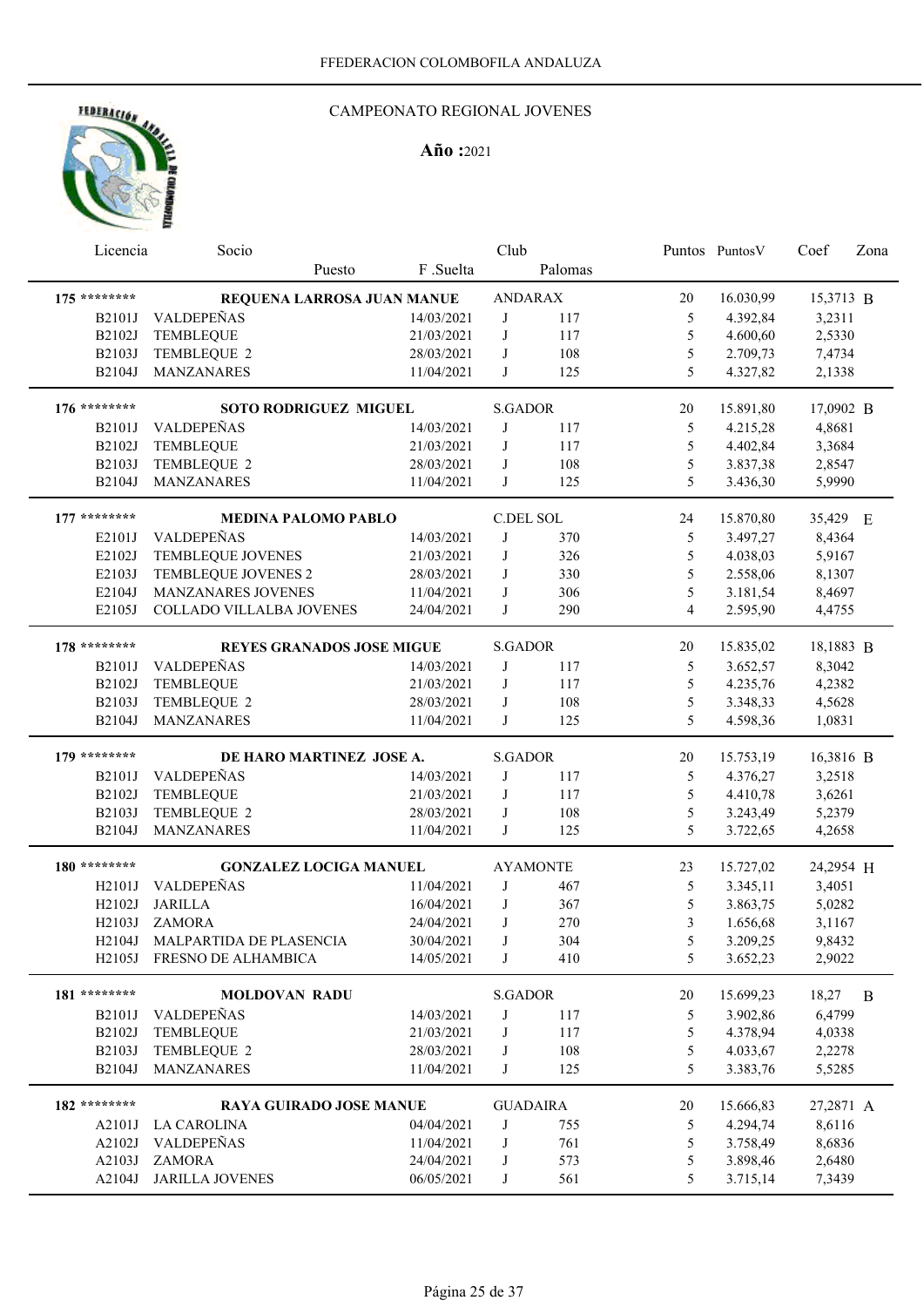FFEDERACION COLOMBOFILA ANDALUZA

## CAMPEONATO REGIONAL JOVENES

**Año :** 2021

| Licencia | Socio / Puesto | F .Suelta | Club | Palomas | Puntos | PuntosV | Coef | Zona |
|---|---|---|---|---|---|---|---|---|
| **175** ******** | **REQUENA LARROSA JUAN MANUE** | | ANDARAX | | 20 | 16.030,99 | 15,3713 | B |
| B2101J | VALDEPEÑAS | 14/03/2021 | J | 117 | 5 | 4.392,84 | 3,2311 | |
| B2102J | TEMBLEQUE | 21/03/2021 | J | 117 | 5 | 4.600,60 | 2,5330 | |
| B2103J | TEMBLEQUE 2 | 28/03/2021 | J | 108 | 5 | 2.709,73 | 7,4734 | |
| B2104J | MANZANARES | 11/04/2021 | J | 125 | 5 | 4.327,82 | 2,1338 | |
| **176** ******** | **SOTO RODRIGUEZ MIGUEL** | | S.GADOR | | 20 | 15.891,80 | 17,0902 | B |
| B2101J | VALDEPEÑAS | 14/03/2021 | J | 117 | 5 | 4.215,28 | 4,8681 | |
| B2102J | TEMBLEQUE | 21/03/2021 | J | 117 | 5 | 4.402,84 | 3,3684 | |
| B2103J | TEMBLEQUE 2 | 28/03/2021 | J | 108 | 5 | 3.837,38 | 2,8547 | |
| B2104J | MANZANARES | 11/04/2021 | J | 125 | 5 | 3.436,30 | 5,9990 | |
| **177** ******** | **MEDINA PALOMO PABLO** | | C.DEL SOL | | 24 | 15.870,80 | 35,429 | E |
| E2101J | VALDEPEÑAS | 14/03/2021 | J | 370 | 5 | 3.497,27 | 8,4364 | |
| E2102J | TEMBLEQUE JOVENES | 21/03/2021 | J | 326 | 5 | 4.038,03 | 5,9167 | |
| E2103J | TEMBLEQUE JOVENES 2 | 28/03/2021 | J | 330 | 5 | 2.558,06 | 8,1307 | |
| E2104J | MANZANARES JOVENES | 11/04/2021 | J | 306 | 5 | 3.181,54 | 8,4697 | |
| E2105J | COLLADO VILLALBA JOVENES | 24/04/2021 | J | 290 | 4 | 2.595,90 | 4,4755 | |
| **178** ******** | **REYES GRANADOS JOSE MIGUE** | | S.GADOR | | 20 | 15.835,02 | 18,1883 | B |
| B2101J | VALDEPEÑAS | 14/03/2021 | J | 117 | 5 | 3.652,57 | 8,3042 | |
| B2102J | TEMBLEQUE | 21/03/2021 | J | 117 | 5 | 4.235,76 | 4,2382 | |
| B2103J | TEMBLEQUE 2 | 28/03/2021 | J | 108 | 5 | 3.348,33 | 4,5628 | |
| B2104J | MANZANARES | 11/04/2021 | J | 125 | 5 | 4.598,36 | 1,0831 | |
| **179** ******** | **DE HARO MARTINEZ JOSE A.** | | S.GADOR | | 20 | 15.753,19 | 16,3816 | B |
| B2101J | VALDEPEÑAS | 14/03/2021 | J | 117 | 5 | 4.376,27 | 3,2518 | |
| B2102J | TEMBLEQUE | 21/03/2021 | J | 117 | 5 | 4.410,78 | 3,6261 | |
| B2103J | TEMBLEQUE 2 | 28/03/2021 | J | 108 | 5 | 3.243,49 | 5,2379 | |
| B2104J | MANZANARES | 11/04/2021 | J | 125 | 5 | 3.722,65 | 4,2658 | |
| **180** ******** | **GONZALEZ LOCIGA MANUEL** | | AYAMONTE | | 23 | 15.727,02 | 24,2954 | H |
| H2101J | VALDEPEÑAS | 11/04/2021 | J | 467 | 5 | 3.345,11 | 3,4051 | |
| H2102J | JARILLA | 16/04/2021 | J | 367 | 5 | 3.863,75 | 5,0282 | |
| H2103J | ZAMORA | 24/04/2021 | J | 270 | 3 | 1.656,68 | 3,1167 | |
| H2104J | MALPARTIDA DE PLASENCIA | 30/04/2021 | J | 304 | 5 | 3.209,25 | 9,8432 | |
| H2105J | FRESNO DE ALHAMBICA | 14/05/2021 | J | 410 | 5 | 3.652,23 | 2,9022 | |
| **181** ******** | **MOLDOVAN RADU** | | S.GADOR | | 20 | 15.699,23 | 18,27 | B |
| B2101J | VALDEPEÑAS | 14/03/2021 | J | 117 | 5 | 3.902,86 | 6,4799 | |
| B2102J | TEMBLEQUE | 21/03/2021 | J | 117 | 5 | 4.378,94 | 4,0338 | |
| B2103J | TEMBLEQUE 2 | 28/03/2021 | J | 108 | 5 | 4.033,67 | 2,2278 | |
| B2104J | MANZANARES | 11/04/2021 | J | 125 | 5 | 3.383,76 | 5,5285 | |
| **182** ******** | **RAYA GUIRADO JOSE MANUE** | | GUADAIRA | | 20 | 15.666,83 | 27,2871 | A |
| A2101J | LA CAROLINA | 04/04/2021 | J | 755 | 5 | 4.294,74 | 8,6116 | |
| A2102J | VALDEPEÑAS | 11/04/2021 | J | 761 | 5 | 3.758,49 | 8,6836 | |
| A2103J | ZAMORA | 24/04/2021 | J | 573 | 5 | 3.898,46 | 2,6480 | |
| A2104J | JARILLA JOVENES | 06/05/2021 | J | 561 | 5 | 3.715,14 | 7,3439 | |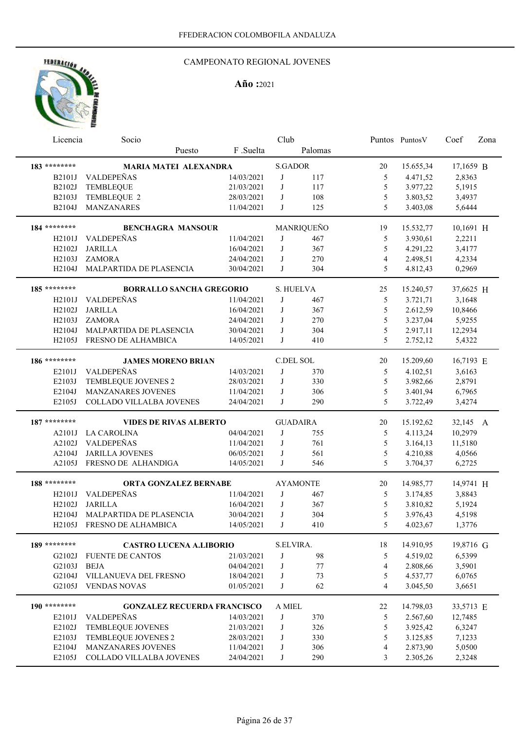FFEDERACION COLOMBOFILA ANDALUZA

CAMPEONATO REGIONAL JOVENES

**Año :**2021

| Licencia | Socio / Puesto | F .Suelta | Club | Palomas | Puntos | PuntosV | Coef | Zona |
|---|---|---|---|---|---|---|---|---|
| **183 \*\*\*\*\*\*\*\*** | **MARIA MATEI ALEXANDRA** | | S.GADOR | | 20 | 15.655,34 | 17,1659 | B |
| B2101J | VALDEPEÑAS | 14/03/2021 | J | 117 | 5 | 4.471,52 | 2,8363 | |
| B2102J | TEMBLEQUE | 21/03/2021 | J | 117 | 5 | 3.977,22 | 5,1915 | |
| B2103J | TEMBLEQUE 2 | 28/03/2021 | J | 108 | 5 | 3.803,52 | 3,4937 | |
| B2104J | MANZANARES | 11/04/2021 | J | 125 | 5 | 3.403,08 | 5,6444 | |
| **184 \*\*\*\*\*\*\*\*** | **BENCHAGRA MANSOUR** | | MANRIQUEÑO | | 19 | 15.532,77 | 10,1691 | H |
| H2101J | VALDEPEÑAS | 11/04/2021 | J | 467 | 5 | 3.930,61 | 2,2211 | |
| H2102J | JARILLA | 16/04/2021 | J | 367 | 5 | 4.291,22 | 3,4177 | |
| H2103J | ZAMORA | 24/04/2021 | J | 270 | 4 | 2.498,51 | 4,2334 | |
| H2104J | MALPARTIDA DE PLASENCIA | 30/04/2021 | J | 304 | 5 | 4.812,43 | 0,2969 | |
| **185 \*\*\*\*\*\*\*\*** | **BORRALLO SANCHA GREGORIO** | | S. HUELVA | | 25 | 15.240,57 | 37,6625 | H |
| H2101J | VALDEPEÑAS | 11/04/2021 | J | 467 | 5 | 3.721,71 | 3,1648 | |
| H2102J | JARILLA | 16/04/2021 | J | 367 | 5 | 2.612,59 | 10,8466 | |
| H2103J | ZAMORA | 24/04/2021 | J | 270 | 5 | 3.237,04 | 5,9255 | |
| H2104J | MALPARTIDA DE PLASENCIA | 30/04/2021 | J | 304 | 5 | 2.917,11 | 12,2934 | |
| H2105J | FRESNO DE ALHAMBICA | 14/05/2021 | J | 410 | 5 | 2.752,12 | 5,4322 | |
| **186 \*\*\*\*\*\*\*\*** | **JAMES MORENO BRIAN** | | C.DEL SOL | | 20 | 15.209,60 | 16,7193 | E |
| E2101J | VALDEPEÑAS | 14/03/2021 | J | 370 | 5 | 4.102,51 | 3,6163 | |
| E2103J | TEMBLEQUE JOVENES 2 | 28/03/2021 | J | 330 | 5 | 3.982,66 | 2,8791 | |
| E2104J | MANZANARES JOVENES | 11/04/2021 | J | 306 | 5 | 3.401,94 | 6,7965 | |
| E2105J | COLLADO VILLALBA JOVENES | 24/04/2021 | J | 290 | 5 | 3.722,49 | 3,4274 | |
| **187 \*\*\*\*\*\*\*\*** | **VIDES DE RIVAS ALBERTO** | | GUADAIRA | | 20 | 15.192,62 | 32,145 | A |
| A2101J | LA CAROLINA | 04/04/2021 | J | 755 | 5 | 4.113,24 | 10,2979 | |
| A2102J | VALDEPEÑAS | 11/04/2021 | J | 761 | 5 | 3.164,13 | 11,5180 | |
| A2104J | JARILLA JOVENES | 06/05/2021 | J | 561 | 5 | 4.210,88 | 4,0566 | |
| A2105J | FRESNO DE ALHANDIGA | 14/05/2021 | J | 546 | 5 | 3.704,37 | 6,2725 | |
| **188 \*\*\*\*\*\*\*\*** | **ORTA GONZALEZ BERNABE** | | AYAMONTE | | 20 | 14.985,77 | 14,9741 | H |
| H2101J | VALDEPEÑAS | 11/04/2021 | J | 467 | 5 | 3.174,85 | 3,8843 | |
| H2102J | JARILLA | 16/04/2021 | J | 367 | 5 | 3.810,82 | 5,1924 | |
| H2104J | MALPARTIDA DE PLASENCIA | 30/04/2021 | J | 304 | 5 | 3.976,43 | 4,5198 | |
| H2105J | FRESNO DE ALHAMBICA | 14/05/2021 | J | 410 | 5 | 4.023,67 | 1,3776 | |
| **189 \*\*\*\*\*\*\*\*** | **CASTRO LUCENA A.LIBORIO** | | S.ELVIRA. | | 18 | 14.910,95 | 19,8716 | G |
| G2102J | FUENTE DE CANTOS | 21/03/2021 | J | 98 | 5 | 4.519,02 | 6,5399 | |
| G2103J | BEJA | 04/04/2021 | J | 77 | 4 | 2.808,66 | 3,5901 | |
| G2104J | VILLANUEVA DEL FRESNO | 18/04/2021 | J | 73 | 5 | 4.537,77 | 6,0765 | |
| G2105J | VENDAS NOVAS | 01/05/2021 | J | 62 | 4 | 3.045,50 | 3,6651 | |
| **190 \*\*\*\*\*\*\*\*** | **GONZALEZ RECUERDA FRANCISCO** | | A MIEL | | 22 | 14.798,03 | 33,5713 | E |
| E2101J | VALDEPEÑAS | 14/03/2021 | J | 370 | 5 | 2.567,60 | 12,7485 | |
| E2102J | TEMBLEQUE JOVENES | 21/03/2021 | J | 326 | 5 | 3.925,42 | 6,3247 | |
| E2103J | TEMBLEQUE JOVENES 2 | 28/03/2021 | J | 330 | 5 | 3.125,85 | 7,1233 | |
| E2104J | MANZANARES JOVENES | 11/04/2021 | J | 306 | 4 | 2.873,90 | 5,0500 | |
| E2105J | COLLADO VILLALBA JOVENES | 24/04/2021 | J | 290 | 3 | 2.305,26 | 2,3248 | |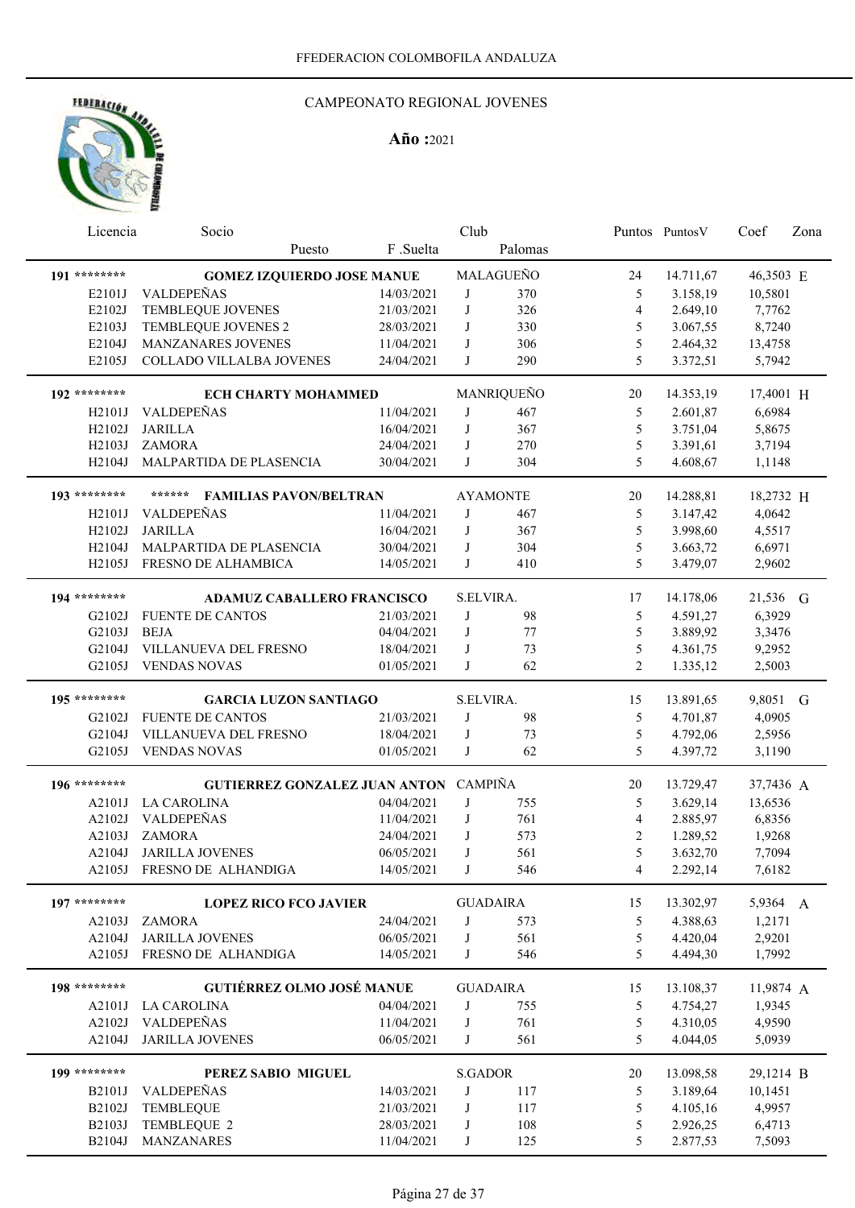FFEDERACION COLOMBOFILA ANDALUZA

CAMPEONATO REGIONAL JOVENES

**Año :**2021

| Licencia | Socio / Puesto | F .Suelta | Club | Palomas | Puntos | PuntosV | Coef | Zona |
|---|---|---|---|---|---|---|---|---|
| 191 ******** | **GOMEZ IZQUIERDO JOSE MANUE** | | MALAGUEÑO | | 24 | 14.711,67 | 46,3503 | E |
| E2101J | VALDEPEÑAS | 14/03/2021 | J | 370 | 5 | 3.158,19 | 10,5801 | |
| E2102J | TEMBLEQUE JOVENES | 21/03/2021 | J | 326 | 4 | 2.649,10 | 7,7762 | |
| E2103J | TEMBLEQUE JOVENES 2 | 28/03/2021 | J | 330 | 5 | 3.067,55 | 8,7240 | |
| E2104J | MANZANARES JOVENES | 11/04/2021 | J | 306 | 5 | 2.464,32 | 13,4758 | |
| E2105J | COLLADO VILLALBA JOVENES | 24/04/2021 | J | 290 | 5 | 3.372,51 | 5,7942 | |
| 192 ******** | **ECH CHARTY MOHAMMED** | | MANRIQUEÑO | | 20 | 14.353,19 | 17,4001 | H |
| H2101J | VALDEPEÑAS | 11/04/2021 | J | 467 | 5 | 2.601,87 | 6,6984 | |
| H2102J | JARILLA | 16/04/2021 | J | 367 | 5 | 3.751,04 | 5,8675 | |
| H2103J | ZAMORA | 24/04/2021 | J | 270 | 5 | 3.391,61 | 3,7194 | |
| H2104J | MALPARTIDA DE PLASENCIA | 30/04/2021 | J | 304 | 5 | 4.608,67 | 1,1148 | |
| 193 ******** | ****** **FAMILIAS PAVON/BELTRAN** | | AYAMONTE | | 20 | 14.288,81 | 18,2732 | H |
| H2101J | VALDEPEÑAS | 11/04/2021 | J | 467 | 5 | 3.147,42 | 4,0642 | |
| H2102J | JARILLA | 16/04/2021 | J | 367 | 5 | 3.998,60 | 4,5517 | |
| H2104J | MALPARTIDA DE PLASENCIA | 30/04/2021 | J | 304 | 5 | 3.663,72 | 6,6971 | |
| H2105J | FRESNO DE ALHAMBICA | 14/05/2021 | J | 410 | 5 | 3.479,07 | 2,9602 | |
| 194 ******** | **ADAMUZ CABALLERO FRANCISCO** | | S.ELVIRA. | | 17 | 14.178,06 | 21,536 | G |
| G2102J | FUENTE DE CANTOS | 21/03/2021 | J | 98 | 5 | 4.591,27 | 6,3929 | |
| G2103J | BEJA | 04/04/2021 | J | 77 | 5 | 3.889,92 | 3,3476 | |
| G2104J | VILLANUEVA DEL FRESNO | 18/04/2021 | J | 73 | 5 | 4.361,75 | 9,2952 | |
| G2105J | VENDAS NOVAS | 01/05/2021 | J | 62 | 2 | 1.335,12 | 2,5003 | |
| 195 ******** | **GARCIA LUZON SANTIAGO** | | S.ELVIRA. | | 15 | 13.891,65 | 9,8051 | G |
| G2102J | FUENTE DE CANTOS | 21/03/2021 | J | 98 | 5 | 4.701,87 | 4,0905 | |
| G2104J | VILLANUEVA DEL FRESNO | 18/04/2021 | J | 73 | 5 | 4.792,06 | 2,5956 | |
| G2105J | VENDAS NOVAS | 01/05/2021 | J | 62 | 5 | 4.397,72 | 3,1190 | |
| 196 ******** | **GUTIERREZ GONZALEZ JUAN ANTON** | | CAMPIÑA | | 20 | 13.729,47 | 37,7436 | A |
| A2101J | LA CAROLINA | 04/04/2021 | J | 755 | 5 | 3.629,14 | 13,6536 | |
| A2102J | VALDEPEÑAS | 11/04/2021 | J | 761 | 4 | 2.885,97 | 6,8356 | |
| A2103J | ZAMORA | 24/04/2021 | J | 573 | 2 | 1.289,52 | 1,9268 | |
| A2104J | JARILLA JOVENES | 06/05/2021 | J | 561 | 5 | 3.632,70 | 7,7094 | |
| A2105J | FRESNO DE ALHANDIGA | 14/05/2021 | J | 546 | 4 | 2.292,14 | 7,6182 | |
| 197 ******** | **LOPEZ RICO FCO JAVIER** | | GUADAIRA | | 15 | 13.302,97 | 5,9364 | A |
| A2103J | ZAMORA | 24/04/2021 | J | 573 | 5 | 4.388,63 | 1,2171 | |
| A2104J | JARILLA JOVENES | 06/05/2021 | J | 561 | 5 | 4.420,04 | 2,9201 | |
| A2105J | FRESNO DE ALHANDIGA | 14/05/2021 | J | 546 | 5 | 4.494,30 | 1,7992 | |
| 198 ******** | **GUTIÉRREZ OLMO JOSÉ MANUE** | | GUADAIRA | | 15 | 13.108,37 | 11,9874 | A |
| A2101J | LA CAROLINA | 04/04/2021 | J | 755 | 5 | 4.754,27 | 1,9345 | |
| A2102J | VALDEPEÑAS | 11/04/2021 | J | 761 | 5 | 4.310,05 | 4,9590 | |
| A2104J | JARILLA JOVENES | 06/05/2021 | J | 561 | 5 | 4.044,05 | 5,0939 | |
| 199 ******** | **PEREZ SABIO MIGUEL** | | S.GADOR | | 20 | 13.098,58 | 29,1214 | B |
| B2101J | VALDEPEÑAS | 14/03/2021 | J | 117 | 5 | 3.189,64 | 10,1451 | |
| B2102J | TEMBLEQUE | 21/03/2021 | J | 117 | 5 | 4.105,16 | 4,9957 | |
| B2103J | TEMBLEQUE 2 | 28/03/2021 | J | 108 | 5 | 2.926,25 | 6,4713 | |
| B2104J | MANZANARES | 11/04/2021 | J | 125 | 5 | 2.877,53 | 7,5093 | |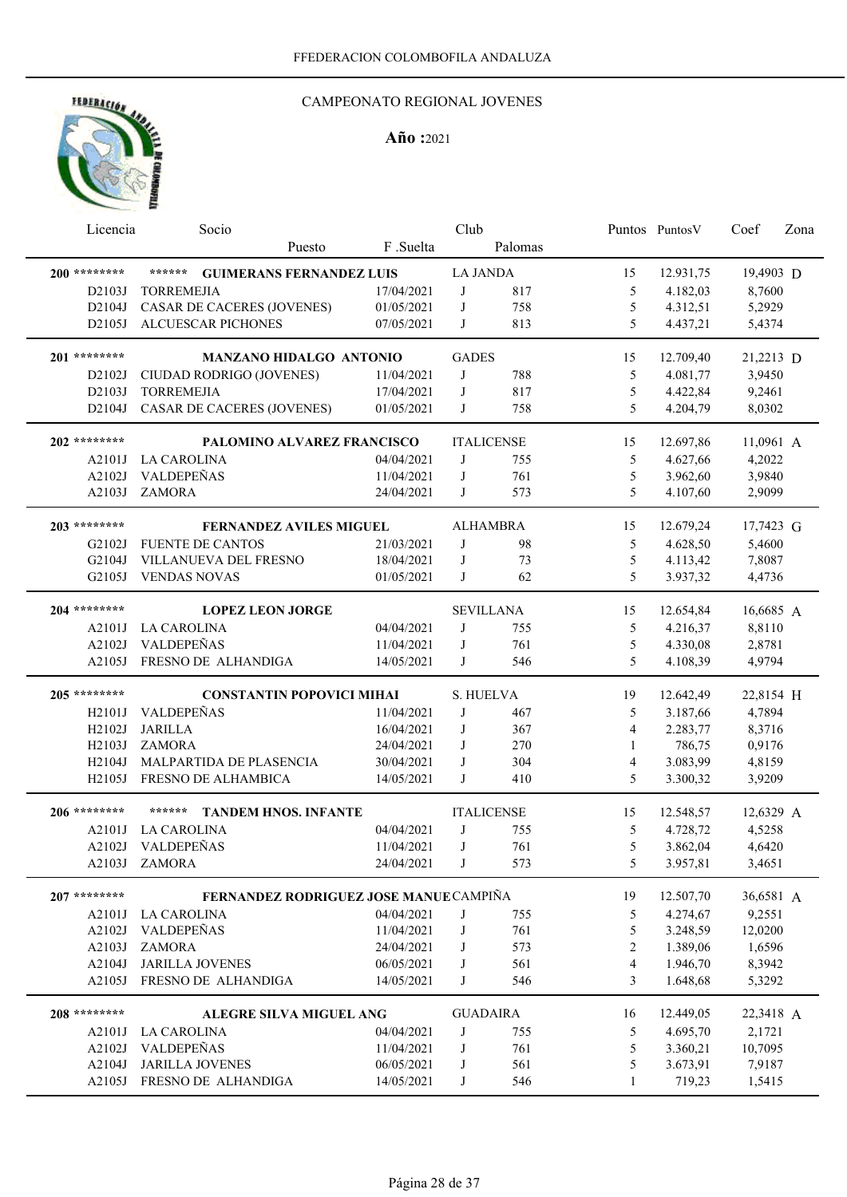FFEDERACION COLOMBOFILA ANDALUZA

CAMPEONATO REGIONAL JOVENES

**Año :**2021

| Licencia | Socio / Puesto | F .Suelta | Club | Palomas | Puntos | PuntosV | Coef | Zona |
|---|---|---|---|---|---|---|---|---|
| **200** ******** | ****** **GUIMERANS FERNANDEZ LUIS** | | LA JANDA | | 15 | 12.931,75 | 19,4903 | D |
| D2103J | TORREMEJIA | 17/04/2021 | J | 817 | 5 | 4.182,03 | 8,7600 | |
| D2104J | CASAR DE CACERES (JOVENES) | 01/05/2021 | J | 758 | 5 | 4.312,51 | 5,2929 | |
| D2105J | ALCUESCAR PICHONES | 07/05/2021 | J | 813 | 5 | 4.437,21 | 5,4374 | |
| **201** ******** | **MANZANO HIDALGO ANTONIO** | | GADES | | 15 | 12.709,40 | 21,2213 | D |
| D2102J | CIUDAD RODRIGO (JOVENES) | 11/04/2021 | J | 788 | 5 | 4.081,77 | 3,9450 | |
| D2103J | TORREMEJIA | 17/04/2021 | J | 817 | 5 | 4.422,84 | 9,2461 | |
| D2104J | CASAR DE CACERES (JOVENES) | 01/05/2021 | J | 758 | 5 | 4.204,79 | 8,0302 | |
| **202** ******** | **PALOMINO ALVAREZ FRANCISCO** | | ITALICENSE | | 15 | 12.697,86 | 11,0961 | A |
| A2101J | LA CAROLINA | 04/04/2021 | J | 755 | 5 | 4.627,66 | 4,2022 | |
| A2102J | VALDEPEÑAS | 11/04/2021 | J | 761 | 5 | 3.962,60 | 3,9840 | |
| A2103J | ZAMORA | 24/04/2021 | J | 573 | 5 | 4.107,60 | 2,9099 | |
| **203** ******** | **FERNANDEZ AVILES MIGUEL** | | ALHAMBRA | | 15 | 12.679,24 | 17,7423 | G |
| G2102J | FUENTE DE CANTOS | 21/03/2021 | J | 98 | 5 | 4.628,50 | 5,4600 | |
| G2104J | VILLANUEVA DEL FRESNO | 18/04/2021 | J | 73 | 5 | 4.113,42 | 7,8087 | |
| G2105J | VENDAS NOVAS | 01/05/2021 | J | 62 | 5 | 3.937,32 | 4,4736 | |
| **204** ******** | **LOPEZ LEON JORGE** | | SEVILLANA | | 15 | 12.654,84 | 16,6685 | A |
| A2101J | LA CAROLINA | 04/04/2021 | J | 755 | 5 | 4.216,37 | 8,8110 | |
| A2102J | VALDEPEÑAS | 11/04/2021 | J | 761 | 5 | 4.330,08 | 2,8781 | |
| A2105J | FRESNO DE ALHANDIGA | 14/05/2021 | J | 546 | 5 | 4.108,39 | 4,9794 | |
| **205** ******** | **CONSTANTIN POPOVICI MIHAI** | | S. HUELVA | | 19 | 12.642,49 | 22,8154 | H |
| H2101J | VALDEPEÑAS | 11/04/2021 | J | 467 | 5 | 3.187,66 | 4,7894 | |
| H2102J | JARILLA | 16/04/2021 | J | 367 | 4 | 2.283,77 | 8,3716 | |
| H2103J | ZAMORA | 24/04/2021 | J | 270 | 1 | 786,75 | 0,9176 | |
| H2104J | MALPARTIDA DE PLASENCIA | 30/04/2021 | J | 304 | 4 | 3.083,99 | 4,8159 | |
| H2105J | FRESNO DE ALHAMBICA | 14/05/2021 | J | 410 | 5 | 3.300,32 | 3,9209 | |
| **206** ******** | ****** **TANDEM HNOS. INFANTE** | | ITALICENSE | | 15 | 12.548,57 | 12,6329 | A |
| A2101J | LA CAROLINA | 04/04/2021 | J | 755 | 5 | 4.728,72 | 4,5258 | |
| A2102J | VALDEPEÑAS | 11/04/2021 | J | 761 | 5 | 3.862,04 | 4,6420 | |
| A2103J | ZAMORA | 24/04/2021 | J | 573 | 5 | 3.957,81 | 3,4651 | |
| **207** ******** | **FERNANDEZ RODRIGUEZ JOSE MANUE** | | CAMPIÑA | | 19 | 12.507,70 | 36,6581 | A |
| A2101J | LA CAROLINA | 04/04/2021 | J | 755 | 5 | 4.274,67 | 9,2551 | |
| A2102J | VALDEPEÑAS | 11/04/2021 | J | 761 | 5 | 3.248,59 | 12,0200 | |
| A2103J | ZAMORA | 24/04/2021 | J | 573 | 2 | 1.389,06 | 1,6596 | |
| A2104J | JARILLA JOVENES | 06/05/2021 | J | 561 | 4 | 1.946,70 | 8,3942 | |
| A2105J | FRESNO DE ALHANDIGA | 14/05/2021 | J | 546 | 3 | 1.648,68 | 5,3292 | |
| **208** ******** | **ALEGRE SILVA MIGUEL ANG** | | GUADAIRA | | 16 | 12.449,05 | 22,3418 | A |
| A2101J | LA CAROLINA | 04/04/2021 | J | 755 | 5 | 4.695,70 | 2,1721 | |
| A2102J | VALDEPEÑAS | 11/04/2021 | J | 761 | 5 | 3.360,21 | 10,7095 | |
| A2104J | JARILLA JOVENES | 06/05/2021 | J | 561 | 5 | 3.673,91 | 7,9187 | |
| A2105J | FRESNO DE ALHANDIGA | 14/05/2021 | J | 546 | 1 | 719,23 | 1,5415 | |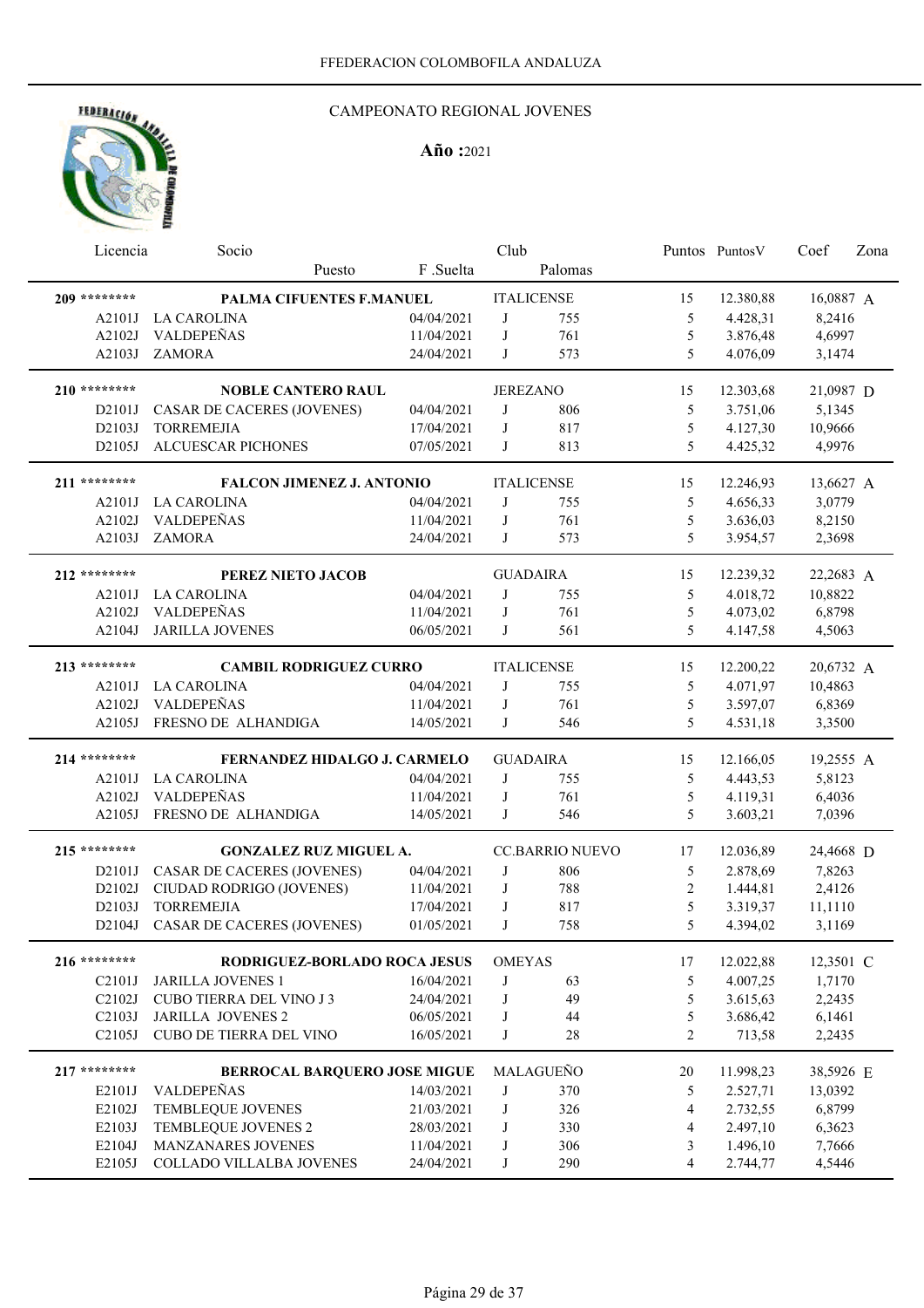FFEDERACION COLOMBOFILA ANDALUZA

CAMPEONATO REGIONAL JOVENES

**Año :**2021

| Licencia | Socio / Puesto | F .Suelta | Club | Palomas | Puntos | PuntosV | Coef | Zona |
|---|---|---|---|---|---|---|---|---|
| **209** ******** | **PALMA CIFUENTES F.MANUEL** | | ITALICENSE | | 15 | 12.380,88 | 16,0887 | A |
| A2101J | LA CAROLINA | 04/04/2021 | J | 755 | 5 | 4.428,31 | 8,2416 | |
| A2102J | VALDEPEÑAS | 11/04/2021 | J | 761 | 5 | 3.876,48 | 4,6997 | |
| A2103J | ZAMORA | 24/04/2021 | J | 573 | 5 | 4.076,09 | 3,1474 | |
| **210** ******** | **NOBLE CANTERO RAUL** | | JEREZANO | | 15 | 12.303,68 | 21,0987 | D |
| D2101J | CASAR DE CACERES (JOVENES) | 04/04/2021 | J | 806 | 5 | 3.751,06 | 5,1345 | |
| D2103J | TORREMEJIA | 17/04/2021 | J | 817 | 5 | 4.127,30 | 10,9666 | |
| D2105J | ALCUESCAR PICHONES | 07/05/2021 | J | 813 | 5 | 4.425,32 | 4,9976 | |
| **211** ******** | **FALCON JIMENEZ J. ANTONIO** | | ITALICENSE | | 15 | 12.246,93 | 13,6627 | A |
| A2101J | LA CAROLINA | 04/04/2021 | J | 755 | 5 | 4.656,33 | 3,0779 | |
| A2102J | VALDEPEÑAS | 11/04/2021 | J | 761 | 5 | 3.636,03 | 8,2150 | |
| A2103J | ZAMORA | 24/04/2021 | J | 573 | 5 | 3.954,57 | 2,3698 | |
| **212** ******** | **PEREZ NIETO JACOB** | | GUADAIRA | | 15 | 12.239,32 | 22,2683 | A |
| A2101J | LA CAROLINA | 04/04/2021 | J | 755 | 5 | 4.018,72 | 10,8822 | |
| A2102J | VALDEPEÑAS | 11/04/2021 | J | 761 | 5 | 4.073,02 | 6,8798 | |
| A2104J | JARILLA JOVENES | 06/05/2021 | J | 561 | 5 | 4.147,58 | 4,5063 | |
| **213** ******** | **CAMBIL RODRIGUEZ CURRO** | | ITALICENSE | | 15 | 12.200,22 | 20,6732 | A |
| A2101J | LA CAROLINA | 04/04/2021 | J | 755 | 5 | 4.071,97 | 10,4863 | |
| A2102J | VALDEPEÑAS | 11/04/2021 | J | 761 | 5 | 3.597,07 | 6,8369 | |
| A2105J | FRESNO DE ALHANDIGA | 14/05/2021 | J | 546 | 5 | 4.531,18 | 3,3500 | |
| **214** ******** | **FERNANDEZ HIDALGO J. CARMELO** | | GUADAIRA | | 15 | 12.166,05 | 19,2555 | A |
| A2101J | LA CAROLINA | 04/04/2021 | J | 755 | 5 | 4.443,53 | 5,8123 | |
| A2102J | VALDEPEÑAS | 11/04/2021 | J | 761 | 5 | 4.119,31 | 6,4036 | |
| A2105J | FRESNO DE ALHANDIGA | 14/05/2021 | J | 546 | 5 | 3.603,21 | 7,0396 | |
| **215** ******** | **GONZALEZ RUZ MIGUEL A.** | | CC.BARRIO NUEVO | | 17 | 12.036,89 | 24,4668 | D |
| D2101J | CASAR DE CACERES (JOVENES) | 04/04/2021 | J | 806 | 5 | 2.878,69 | 7,8263 | |
| D2102J | CIUDAD RODRIGO (JOVENES) | 11/04/2021 | J | 788 | 2 | 1.444,81 | 2,4126 | |
| D2103J | TORREMEJIA | 17/04/2021 | J | 817 | 5 | 3.319,37 | 11,1110 | |
| D2104J | CASAR DE CACERES (JOVENES) | 01/05/2021 | J | 758 | 5 | 4.394,02 | 3,1169 | |
| **216** ******** | **RODRIGUEZ-BORLADO ROCA JESUS** | | OMEYAS | | 17 | 12.022,88 | 12,3501 | C |
| C2101J | JARILLA JOVENES 1 | 16/04/2021 | J | 63 | 5 | 4.007,25 | 1,7170 | |
| C2102J | CUBO TIERRA DEL VINO J 3 | 24/04/2021 | J | 49 | 5 | 3.615,63 | 2,2435 | |
| C2103J | JARILLA JOVENES 2 | 06/05/2021 | J | 44 | 5 | 3.686,42 | 6,1461 | |
| C2105J | CUBO DE TIERRA DEL VINO | 16/05/2021 | J | 28 | 2 | 713,58 | 2,2435 | |
| **217** ******** | **BERROCAL BARQUERO JOSE MIGUE** | | MALAGUEÑO | | 20 | 11.998,23 | 38,5926 | E |
| E2101J | VALDEPEÑAS | 14/03/2021 | J | 370 | 5 | 2.527,71 | 13,0392 | |
| E2102J | TEMBLEQUE JOVENES | 21/03/2021 | J | 326 | 4 | 2.732,55 | 6,8799 | |
| E2103J | TEMBLEQUE JOVENES 2 | 28/03/2021 | J | 330 | 4 | 2.497,10 | 6,3623 | |
| E2104J | MANZANARES JOVENES | 11/04/2021 | J | 306 | 3 | 1.496,10 | 7,7666 | |
| E2105J | COLLADO VILLALBA JOVENES | 24/04/2021 | J | 290 | 4 | 2.744,77 | 4,5446 | |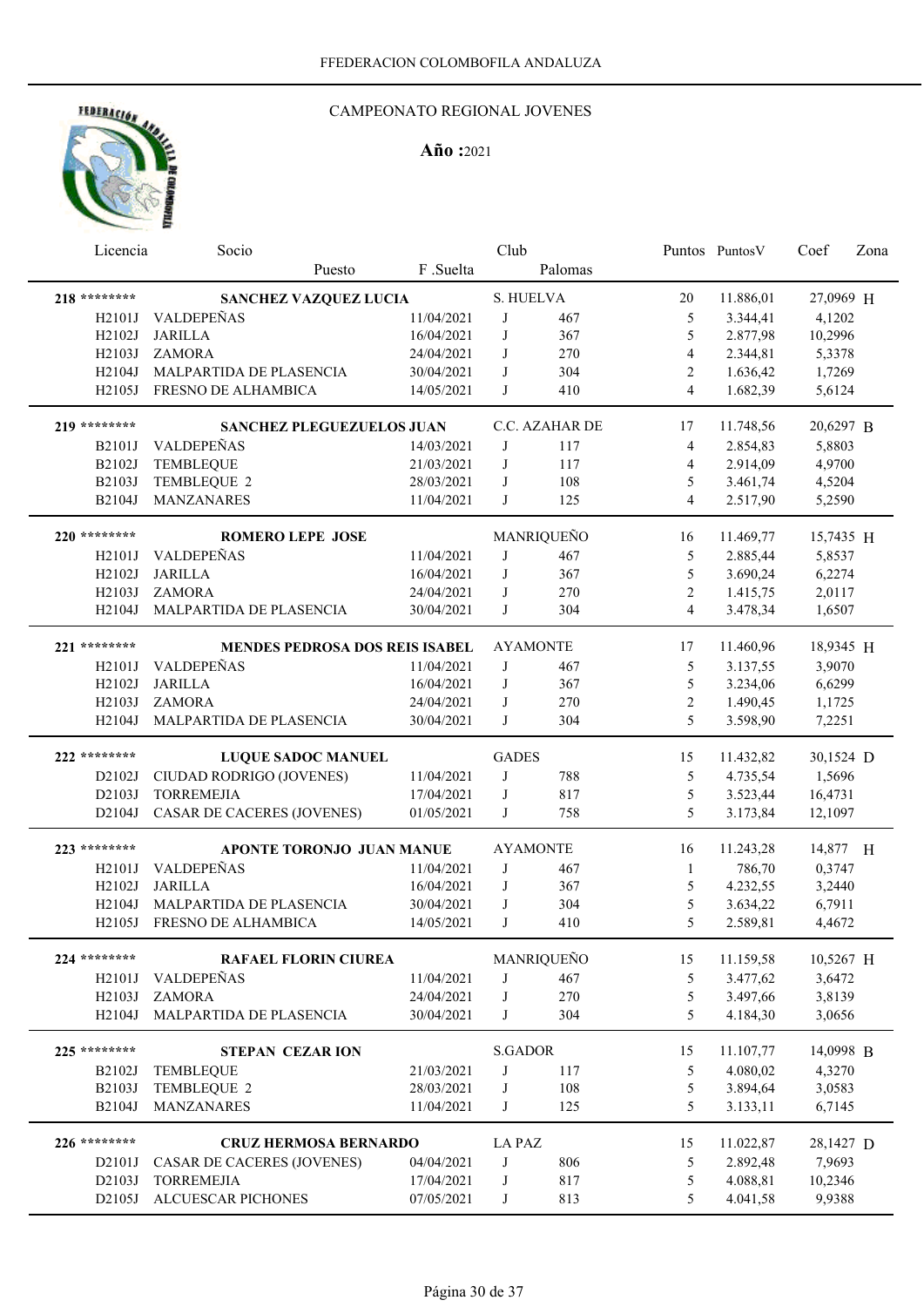FFEDERACION COLOMBOFILA ANDALUZA

CAMPEONATO REGIONAL JOVENES

**Año :**2021

| Licencia | Socio / Puesto | F .Suelta | Club | Palomas | Puntos | PuntosV | Coef | Zona |
|---|---|---|---|---|---|---|---|---|
| 218 ******** | **SANCHEZ VAZQUEZ LUCIA** | | S. HUELVA | | 20 | 11.886,01 | 27,0969 | H |
| H2101J | VALDEPEÑAS | 11/04/2021 | J | 467 | 5 | 3.344,41 | 4,1202 | |
| H2102J | JARILLA | 16/04/2021 | J | 367 | 5 | 2.877,98 | 10,2996 | |
| H2103J | ZAMORA | 24/04/2021 | J | 270 | 4 | 2.344,81 | 5,3378 | |
| H2104J | MALPARTIDA DE PLASENCIA | 30/04/2021 | J | 304 | 2 | 1.636,42 | 1,7269 | |
| H2105J | FRESNO DE ALHAMBICA | 14/05/2021 | J | 410 | 4 | 1.682,39 | 5,6124 | |
| 219 ******** | **SANCHEZ PLEGUEZUELOS JUAN** | | C.C. AZAHAR DE | | 17 | 11.748,56 | 20,6297 | B |
| B2101J | VALDEPEÑAS | 14/03/2021 | J | 117 | 4 | 2.854,83 | 5,8803 | |
| B2102J | TEMBLEQUE | 21/03/2021 | J | 117 | 4 | 2.914,09 | 4,9700 | |
| B2103J | TEMBLEQUE 2 | 28/03/2021 | J | 108 | 5 | 3.461,74 | 4,5204 | |
| B2104J | MANZANARES | 11/04/2021 | J | 125 | 4 | 2.517,90 | 5,2590 | |
| 220 ******** | **ROMERO LEPE JOSE** | | MANRIQUEÑO | | 16 | 11.469,77 | 15,7435 | H |
| H2101J | VALDEPEÑAS | 11/04/2021 | J | 467 | 5 | 2.885,44 | 5,8537 | |
| H2102J | JARILLA | 16/04/2021 | J | 367 | 5 | 3.690,24 | 6,2274 | |
| H2103J | ZAMORA | 24/04/2021 | J | 270 | 2 | 1.415,75 | 2,0117 | |
| H2104J | MALPARTIDA DE PLASENCIA | 30/04/2021 | J | 304 | 4 | 3.478,34 | 1,6507 | |
| 221 ******** | **MENDES PEDROSA DOS REIS ISABEL** | | AYAMONTE | | 17 | 11.460,96 | 18,9345 | H |
| H2101J | VALDEPEÑAS | 11/04/2021 | J | 467 | 5 | 3.137,55 | 3,9070 | |
| H2102J | JARILLA | 16/04/2021 | J | 367 | 5 | 3.234,06 | 6,6299 | |
| H2103J | ZAMORA | 24/04/2021 | J | 270 | 2 | 1.490,45 | 1,1725 | |
| H2104J | MALPARTIDA DE PLASENCIA | 30/04/2021 | J | 304 | 5 | 3.598,90 | 7,2251 | |
| 222 ******** | **LUQUE SADOC MANUEL** | | GADES | | 15 | 11.432,82 | 30,1524 | D |
| D2102J | CIUDAD RODRIGO (JOVENES) | 11/04/2021 | J | 788 | 5 | 4.735,54 | 1,5696 | |
| D2103J | TORREMEJIA | 17/04/2021 | J | 817 | 5 | 3.523,44 | 16,4731 | |
| D2104J | CASAR DE CACERES (JOVENES) | 01/05/2021 | J | 758 | 5 | 3.173,84 | 12,1097 | |
| 223 ******** | **APONTE TORONJO JUAN MANUE** | | AYAMONTE | | 16 | 11.243,28 | 14,877 | H |
| H2101J | VALDEPEÑAS | 11/04/2021 | J | 467 | 1 | 786,70 | 0,3747 | |
| H2102J | JARILLA | 16/04/2021 | J | 367 | 5 | 4.232,55 | 3,2440 | |
| H2104J | MALPARTIDA DE PLASENCIA | 30/04/2021 | J | 304 | 5 | 3.634,22 | 6,7911 | |
| H2105J | FRESNO DE ALHAMBICA | 14/05/2021 | J | 410 | 5 | 2.589,81 | 4,4672 | |
| 224 ******** | **RAFAEL FLORIN CIUREA** | | MANRIQUEÑO | | 15 | 11.159,58 | 10,5267 | H |
| H2101J | VALDEPEÑAS | 11/04/2021 | J | 467 | 5 | 3.477,62 | 3,6472 | |
| H2103J | ZAMORA | 24/04/2021 | J | 270 | 5 | 3.497,66 | 3,8139 | |
| H2104J | MALPARTIDA DE PLASENCIA | 30/04/2021 | J | 304 | 5 | 4.184,30 | 3,0656 | |
| 225 ******** | **STEPAN CEZAR ION** | | S.GADOR | | 15 | 11.107,77 | 14,0998 | B |
| B2102J | TEMBLEQUE | 21/03/2021 | J | 117 | 5 | 4.080,02 | 4,3270 | |
| B2103J | TEMBLEQUE 2 | 28/03/2021 | J | 108 | 5 | 3.894,64 | 3,0583 | |
| B2104J | MANZANARES | 11/04/2021 | J | 125 | 5 | 3.133,11 | 6,7145 | |
| 226 ******** | **CRUZ HERMOSA BERNARDO** | | LA PAZ | | 15 | 11.022,87 | 28,1427 | D |
| D2101J | CASAR DE CACERES (JOVENES) | 04/04/2021 | J | 806 | 5 | 2.892,48 | 7,9693 | |
| D2103J | TORREMEJIA | 17/04/2021 | J | 817 | 5 | 4.088,81 | 10,2346 | |
| D2105J | ALCUESCAR PICHONES | 07/05/2021 | J | 813 | 5 | 4.041,58 | 9,9388 | |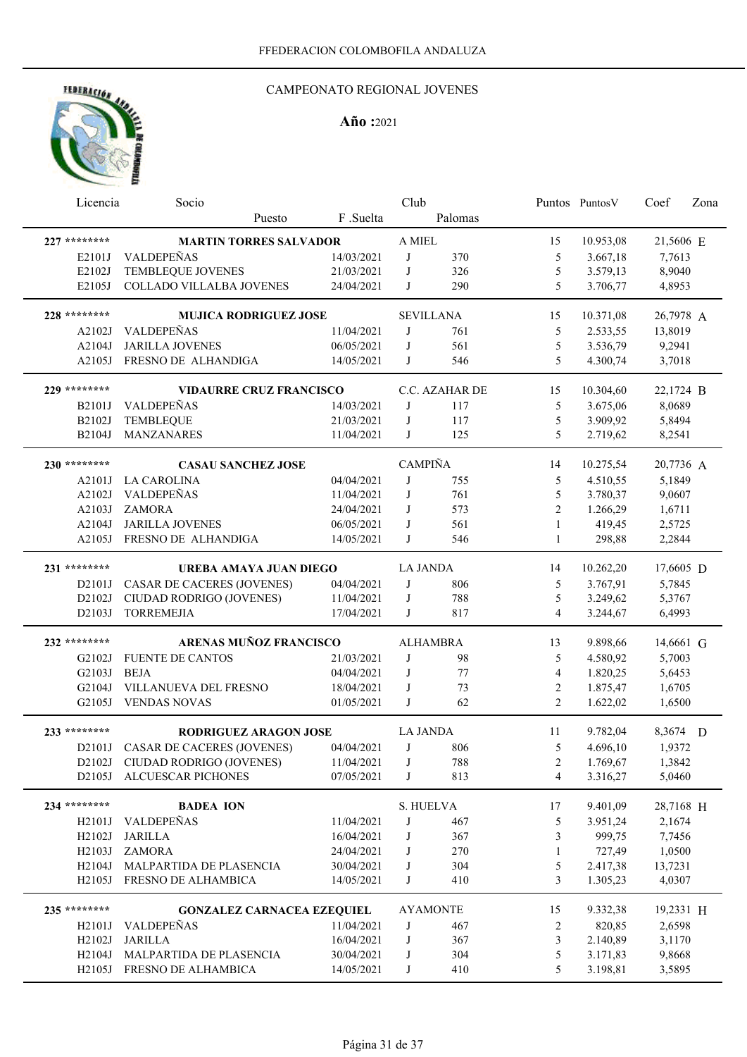FFEDERACION COLOMBOFILA ANDALUZA

# CAMPEONATO REGIONAL JOVENES

**Año :**2021

| Licencia | Socio / Puesto | F .Suelta | Club | Palomas | Puntos | PuntosV | Coef | Zona |
|---|---|---|---|---|---|---|---|---|
| **227** ******** | **MARTIN TORRES SALVADOR** | | A MIEL | | 15 | 10.953,08 | 21,5606 | E |
| E2101J | VALDEPEÑAS | 14/03/2021 | J | 370 | 5 | 3.667,18 | 7,7613 | |
| E2102J | TEMBLEQUE JOVENES | 21/03/2021 | J | 326 | 5 | 3.579,13 | 8,9040 | |
| E2105J | COLLADO VILLALBA JOVENES | 24/04/2021 | J | 290 | 5 | 3.706,77 | 4,8953 | |
| **228** ******** | **MUJICA RODRIGUEZ JOSE** | | SEVILLANA | | 15 | 10.371,08 | 26,7978 | A |
| A2102J | VALDEPEÑAS | 11/04/2021 | J | 761 | 5 | 2.533,55 | 13,8019 | |
| A2104J | JARILLA JOVENES | 06/05/2021 | J | 561 | 5 | 3.536,79 | 9,2941 | |
| A2105J | FRESNO DE ALHANDIGA | 14/05/2021 | J | 546 | 5 | 4.300,74 | 3,7018 | |
| **229** ******** | **VIDAURRE CRUZ FRANCISCO** | | C.C. AZAHAR DE | | 15 | 10.304,60 | 22,1724 | B |
| B2101J | VALDEPEÑAS | 14/03/2021 | J | 117 | 5 | 3.675,06 | 8,0689 | |
| B2102J | TEMBLEQUE | 21/03/2021 | J | 117 | 5 | 3.909,92 | 5,8494 | |
| B2104J | MANZANARES | 11/04/2021 | J | 125 | 5 | 2.719,62 | 8,2541 | |
| **230** ******** | **CASAU SANCHEZ JOSE** | | CAMPIÑA | | 14 | 10.275,54 | 20,7736 | A |
| A2101J | LA CAROLINA | 04/04/2021 | J | 755 | 5 | 4.510,55 | 5,1849 | |
| A2102J | VALDEPEÑAS | 11/04/2021 | J | 761 | 5 | 3.780,37 | 9,0607 | |
| A2103J | ZAMORA | 24/04/2021 | J | 573 | 2 | 1.266,29 | 1,6711 | |
| A2104J | JARILLA JOVENES | 06/05/2021 | J | 561 | 1 | 419,45 | 2,5725 | |
| A2105J | FRESNO DE ALHANDIGA | 14/05/2021 | J | 546 | 1 | 298,88 | 2,2844 | |
| **231** ******** | **UREBA AMAYA JUAN DIEGO** | | LA JANDA | | 14 | 10.262,20 | 17,6605 | D |
| D2101J | CASAR DE CACERES (JOVENES) | 04/04/2021 | J | 806 | 5 | 3.767,91 | 5,7845 | |
| D2102J | CIUDAD RODRIGO (JOVENES) | 11/04/2021 | J | 788 | 5 | 3.249,62 | 5,3767 | |
| D2103J | TORREMEJIA | 17/04/2021 | J | 817 | 4 | 3.244,67 | 6,4993 | |
| **232** ******** | **ARENAS MUÑOZ FRANCISCO** | | ALHAMBRA | | 13 | 9.898,66 | 14,6661 | G |
| G2102J | FUENTE DE CANTOS | 21/03/2021 | J | 98 | 5 | 4.580,92 | 5,7003 | |
| G2103J | BEJA | 04/04/2021 | J | 77 | 4 | 1.820,25 | 5,6453 | |
| G2104J | VILLANUEVA DEL FRESNO | 18/04/2021 | J | 73 | 2 | 1.875,47 | 1,6705 | |
| G2105J | VENDAS NOVAS | 01/05/2021 | J | 62 | 2 | 1.622,02 | 1,6500 | |
| **233** ******** | **RODRIGUEZ ARAGON JOSE** | | LA JANDA | | 11 | 9.782,04 | 8,3674 | D |
| D2101J | CASAR DE CACERES (JOVENES) | 04/04/2021 | J | 806 | 5 | 4.696,10 | 1,9372 | |
| D2102J | CIUDAD RODRIGO (JOVENES) | 11/04/2021 | J | 788 | 2 | 1.769,67 | 1,3842 | |
| D2105J | ALCUESCAR PICHONES | 07/05/2021 | J | 813 | 4 | 3.316,27 | 5,0460 | |
| **234** ******** | **BADEA ION** | | S. HUELVA | | 17 | 9.401,09 | 28,7168 | H |
| H2101J | VALDEPEÑAS | 11/04/2021 | J | 467 | 5 | 3.951,24 | 2,1674 | |
| H2102J | JARILLA | 16/04/2021 | J | 367 | 3 | 999,75 | 7,7456 | |
| H2103J | ZAMORA | 24/04/2021 | J | 270 | 1 | 727,49 | 1,0500 | |
| H2104J | MALPARTIDA DE PLASENCIA | 30/04/2021 | J | 304 | 5 | 2.417,38 | 13,7231 | |
| H2105J | FRESNO DE ALHAMBICA | 14/05/2021 | J | 410 | 3 | 1.305,23 | 4,0307 | |
| **235** ******** | **GONZALEZ CARNACEA EZEQUIEL** | | AYAMONTE | | 15 | 9.332,38 | 19,2331 | H |
| H2101J | VALDEPEÑAS | 11/04/2021 | J | 467 | 2 | 820,85 | 2,6598 | |
| H2102J | JARILLA | 16/04/2021 | J | 367 | 3 | 2.140,89 | 3,1170 | |
| H2104J | MALPARTIDA DE PLASENCIA | 30/04/2021 | J | 304 | 5 | 3.171,83 | 9,8668 | |
| H2105J | FRESNO DE ALHAMBICA | 14/05/2021 | J | 410 | 5 | 3.198,81 | 3,5895 | |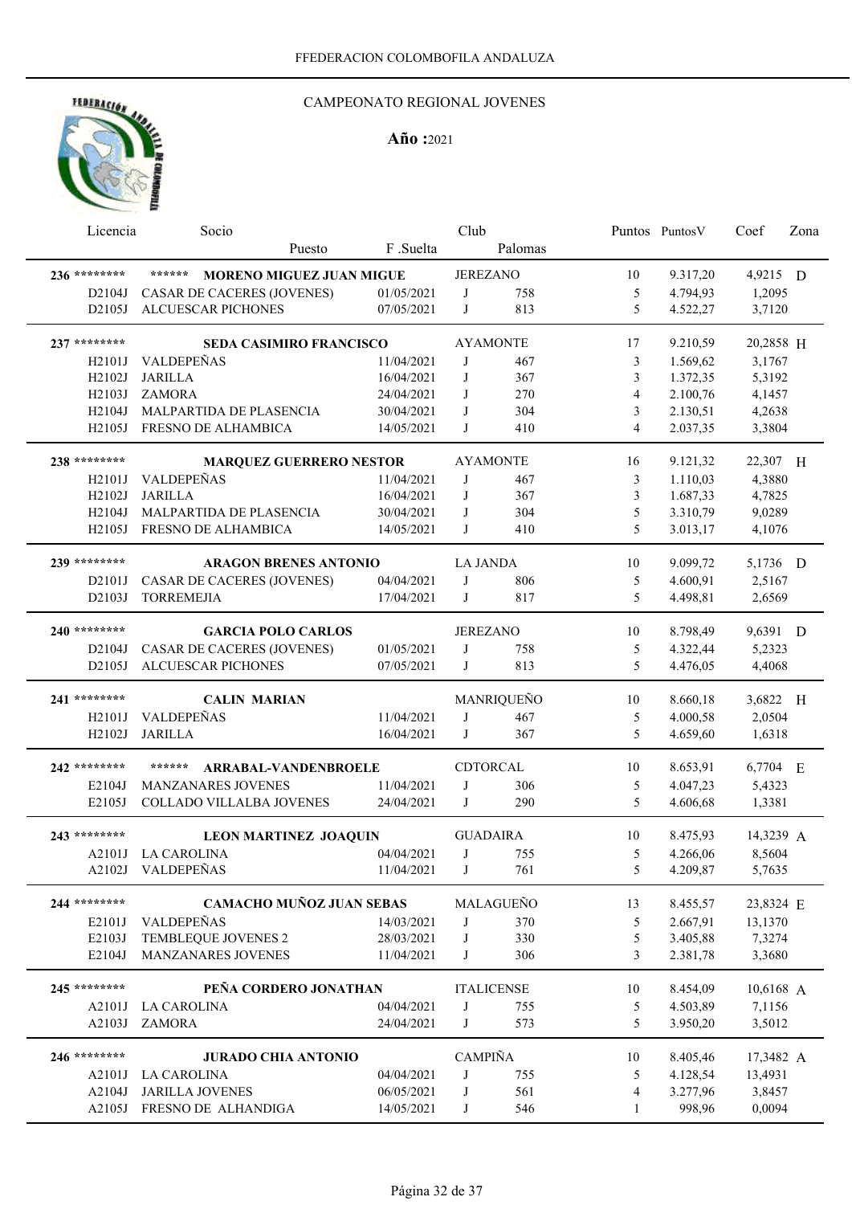FFEDERACION COLOMBOFILA ANDALUZA

# CAMPEONATO REGIONAL JOVENES

**Año :**2021

| Licencia | Socio / Puesto | F .Suelta | Club | Palomas | Puntos | PuntosV | Coef | Zona |
|---|---|---|---|---|---|---|---|---|
| **236** ******** | ****** **MORENO MIGUEZ JUAN MIGUE** | | JEREZANO | | 10 | 9.317,20 | 4,9215 | D |
| D2104J | CASAR DE CACERES (JOVENES) | 01/05/2021 | J | 758 | 5 | 4.794,93 | 1,2095 | |
| D2105J | ALCUESCAR PICHONES | 07/05/2021 | J | 813 | 5 | 4.522,27 | 3,7120 | |
| **237** ******** | **SEDA CASIMIRO FRANCISCO** | | AYAMONTE | | 17 | 9.210,59 | 20,2858 | H |
| H2101J | VALDEPEÑAS | 11/04/2021 | J | 467 | 3 | 1.569,62 | 3,1767 | |
| H2102J | JARILLA | 16/04/2021 | J | 367 | 3 | 1.372,35 | 5,3192 | |
| H2103J | ZAMORA | 24/04/2021 | J | 270 | 4 | 2.100,76 | 4,1457 | |
| H2104J | MALPARTIDA DE PLASENCIA | 30/04/2021 | J | 304 | 3 | 2.130,51 | 4,2638 | |
| H2105J | FRESNO DE ALHAMBICA | 14/05/2021 | J | 410 | 4 | 2.037,35 | 3,3804 | |
| **238** ******** | **MARQUEZ GUERRERO NESTOR** | | AYAMONTE | | 16 | 9.121,32 | 22,307 | H |
| H2101J | VALDEPEÑAS | 11/04/2021 | J | 467 | 3 | 1.110,03 | 4,3880 | |
| H2102J | JARILLA | 16/04/2021 | J | 367 | 3 | 1.687,33 | 4,7825 | |
| H2104J | MALPARTIDA DE PLASENCIA | 30/04/2021 | J | 304 | 5 | 3.310,79 | 9,0289 | |
| H2105J | FRESNO DE ALHAMBICA | 14/05/2021 | J | 410 | 5 | 3.013,17 | 4,1076 | |
| **239** ******** | **ARAGON BRENES ANTONIO** | | LA JANDA | | 10 | 9.099,72 | 5,1736 | D |
| D2101J | CASAR DE CACERES (JOVENES) | 04/04/2021 | J | 806 | 5 | 4.600,91 | 2,5167 | |
| D2103J | TORREMEJIA | 17/04/2021 | J | 817 | 5 | 4.498,81 | 2,6569 | |
| **240** ******** | **GARCIA POLO CARLOS** | | JEREZANO | | 10 | 8.798,49 | 9,6391 | D |
| D2104J | CASAR DE CACERES (JOVENES) | 01/05/2021 | J | 758 | 5 | 4.322,44 | 5,2323 | |
| D2105J | ALCUESCAR PICHONES | 07/05/2021 | J | 813 | 5 | 4.476,05 | 4,4068 | |
| **241** ******** | **CALIN MARIAN** | | MANRIQUEÑO | | 10 | 8.660,18 | 3,6822 | H |
| H2101J | VALDEPEÑAS | 11/04/2021 | J | 467 | 5 | 4.000,58 | 2,0504 | |
| H2102J | JARILLA | 16/04/2021 | J | 367 | 5 | 4.659,60 | 1,6318 | |
| **242** ******** | ****** **ARRABAL-VANDENBROELE** | | CDTORCAL | | 10 | 8.653,91 | 6,7704 | E |
| E2104J | MANZANARES JOVENES | 11/04/2021 | J | 306 | 5 | 4.047,23 | 5,4323 | |
| E2105J | COLLADO VILLALBA JOVENES | 24/04/2021 | J | 290 | 5 | 4.606,68 | 1,3381 | |
| **243** ******** | **LEON MARTINEZ JOAQUIN** | | GUADAIRA | | 10 | 8.475,93 | 14,3239 | A |
| A2101J | LA CAROLINA | 04/04/2021 | J | 755 | 5 | 4.266,06 | 8,5604 | |
| A2102J | VALDEPEÑAS | 11/04/2021 | J | 761 | 5 | 4.209,87 | 5,7635 | |
| **244** ******** | **CAMACHO MUÑOZ JUAN SEBAS** | | MALAGUEÑO | | 13 | 8.455,57 | 23,8324 | E |
| E2101J | VALDEPEÑAS | 14/03/2021 | J | 370 | 5 | 2.667,91 | 13,1370 | |
| E2103J | TEMBLEQUE JOVENES 2 | 28/03/2021 | J | 330 | 5 | 3.405,88 | 7,3274 | |
| E2104J | MANZANARES JOVENES | 11/04/2021 | J | 306 | 3 | 2.381,78 | 3,3680 | |
| **245** ******** | **PEÑA CORDERO JONATHAN** | | ITALICENSE | | 10 | 8.454,09 | 10,6168 | A |
| A2101J | LA CAROLINA | 04/04/2021 | J | 755 | 5 | 4.503,89 | 7,1156 | |
| A2103J | ZAMORA | 24/04/2021 | J | 573 | 5 | 3.950,20 | 3,5012 | |
| **246** ******** | **JURADO CHIA ANTONIO** | | CAMPIÑA | | 10 | 8.405,46 | 17,3482 | A |
| A2101J | LA CAROLINA | 04/04/2021 | J | 755 | 5 | 4.128,54 | 13,4931 | |
| A2104J | JARILLA JOVENES | 06/05/2021 | J | 561 | 4 | 3.277,96 | 3,8457 | |
| A2105J | FRESNO DE ALHANDIGA | 14/05/2021 | J | 546 | 1 | 998,96 | 0,0094 | |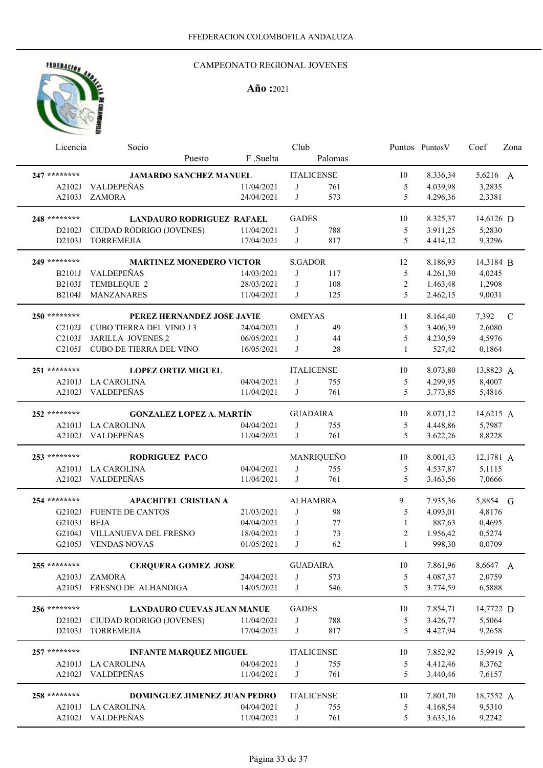FFEDERACION COLOMBOFILA ANDALUZA

# CAMPEONATO REGIONAL JOVENES

**Año :**2021

| Licencia | Socio / Puesto | F .Suelta | Club | Palomas | Puntos | PuntosV | Coef | Zona |
|---|---|---|---|---|---|---|---|---|
| **247** ******** | **JAMARDO SANCHEZ MANUEL** | | ITALICENSE | | 10 | 8.336,34 | 5,6216 | A |
| A2102J | VALDEPEÑAS | 11/04/2021 | J | 761 | 5 | 4.039,98 | 3,2835 | |
| A2103J | ZAMORA | 24/04/2021 | J | 573 | 5 | 4.296,36 | 2,3381 | |
| **248** ******** | **LANDAURO RODRIGUEZ RAFAEL** | | GADES | | 10 | 8.325,37 | 14,6126 | D |
| D2102J | CIUDAD RODRIGO (JOVENES) | 11/04/2021 | J | 788 | 5 | 3.911,25 | 5,2830 | |
| D2103J | TORREMEJIA | 17/04/2021 | J | 817 | 5 | 4.414,12 | 9,3296 | |
| **249** ******** | **MARTINEZ MONEDERO VICTOR** | | S.GADOR | | 12 | 8.186,93 | 14,3184 | B |
| B2101J | VALDEPEÑAS | 14/03/2021 | J | 117 | 5 | 4.261,30 | 4,0245 | |
| B2103J | TEMBLEQUE 2 | 28/03/2021 | J | 108 | 2 | 1.463,48 | 1,2908 | |
| B2104J | MANZANARES | 11/04/2021 | J | 125 | 5 | 2.462,15 | 9,0031 | |
| **250** ******** | **PEREZ HERNANDEZ JOSE JAVIE** | | OMEYAS | | 11 | 8.164,40 | 7,392 | C |
| C2102J | CUBO TIERRA DEL VINO J 3 | 24/04/2021 | J | 49 | 5 | 3.406,39 | 2,6080 | |
| C2103J | JARILLA JOVENES 2 | 06/05/2021 | J | 44 | 5 | 4.230,59 | 4,5976 | |
| C2105J | CUBO DE TIERRA DEL VINO | 16/05/2021 | J | 28 | 1 | 527,42 | 0,1864 | |
| **251** ******** | **LOPEZ ORTIZ MIGUEL** | | ITALICENSE | | 10 | 8.073,80 | 13,8823 | A |
| A2101J | LA CAROLINA | 04/04/2021 | J | 755 | 5 | 4.299,95 | 8,4007 | |
| A2102J | VALDEPEÑAS | 11/04/2021 | J | 761 | 5 | 3.773,85 | 5,4816 | |
| **252** ******** | **GONZALEZ LOPEZ A. MARTÍN** | | GUADAIRA | | 10 | 8.071,12 | 14,6215 | A |
| A2101J | LA CAROLINA | 04/04/2021 | J | 755 | 5 | 4.448,86 | 5,7987 | |
| A2102J | VALDEPEÑAS | 11/04/2021 | J | 761 | 5 | 3.622,26 | 8,8228 | |
| **253** ******** | **RODRIGUEZ PACO** | | MANRIQUEÑO | | 10 | 8.001,43 | 12,1781 | A |
| A2101J | LA CAROLINA | 04/04/2021 | J | 755 | 5 | 4.537,87 | 5,1115 | |
| A2102J | VALDEPEÑAS | 11/04/2021 | J | 761 | 5 | 3.463,56 | 7,0666 | |
| **254** ******** | **APACHITEI CRISTIAN A** | | ALHAMBRA | | 9 | 7.935,36 | 5,8854 | G |
| G2102J | FUENTE DE CANTOS | 21/03/2021 | J | 98 | 5 | 4.093,01 | 4,8176 | |
| G2103J | BEJA | 04/04/2021 | J | 77 | 1 | 887,63 | 0,4695 | |
| G2104J | VILLANUEVA DEL FRESNO | 18/04/2021 | J | 73 | 2 | 1.956,42 | 0,5274 | |
| G2105J | VENDAS NOVAS | 01/05/2021 | J | 62 | 1 | 998,30 | 0,0709 | |
| **255** ******** | **CERQUERA GOMEZ JOSE** | | GUADAIRA | | 10 | 7.861,96 | 8,6647 | A |
| A2103J | ZAMORA | 24/04/2021 | J | 573 | 5 | 4.087,37 | 2,0759 | |
| A2105J | FRESNO DE ALHANDIGA | 14/05/2021 | J | 546 | 5 | 3.774,59 | 6,5888 | |
| **256** ******** | **LANDAURO CUEVAS JUAN MANUE** | | GADES | | 10 | 7.854,71 | 14,7722 | D |
| D2102J | CIUDAD RODRIGO (JOVENES) | 11/04/2021 | J | 788 | 5 | 3.426,77 | 5,5064 | |
| D2103J | TORREMEJIA | 17/04/2021 | J | 817 | 5 | 4.427,94 | 9,2658 | |
| **257** ******** | **INFANTE MARQUEZ MIGUEL** | | ITALICENSE | | 10 | 7.852,92 | 15,9919 | A |
| A2101J | LA CAROLINA | 04/04/2021 | J | 755 | 5 | 4.412,46 | 8,3762 | |
| A2102J | VALDEPEÑAS | 11/04/2021 | J | 761 | 5 | 3.440,46 | 7,6157 | |
| **258** ******** | **DOMINGUEZ JIMENEZ JUAN PEDRO** | | ITALICENSE | | 10 | 7.801,70 | 18,7552 | A |
| A2101J | LA CAROLINA | 04/04/2021 | J | 755 | 5 | 4.168,54 | 9,5310 | |
| A2102J | VALDEPEÑAS | 11/04/2021 | J | 761 | 5 | 3.633,16 | 9,2242 | |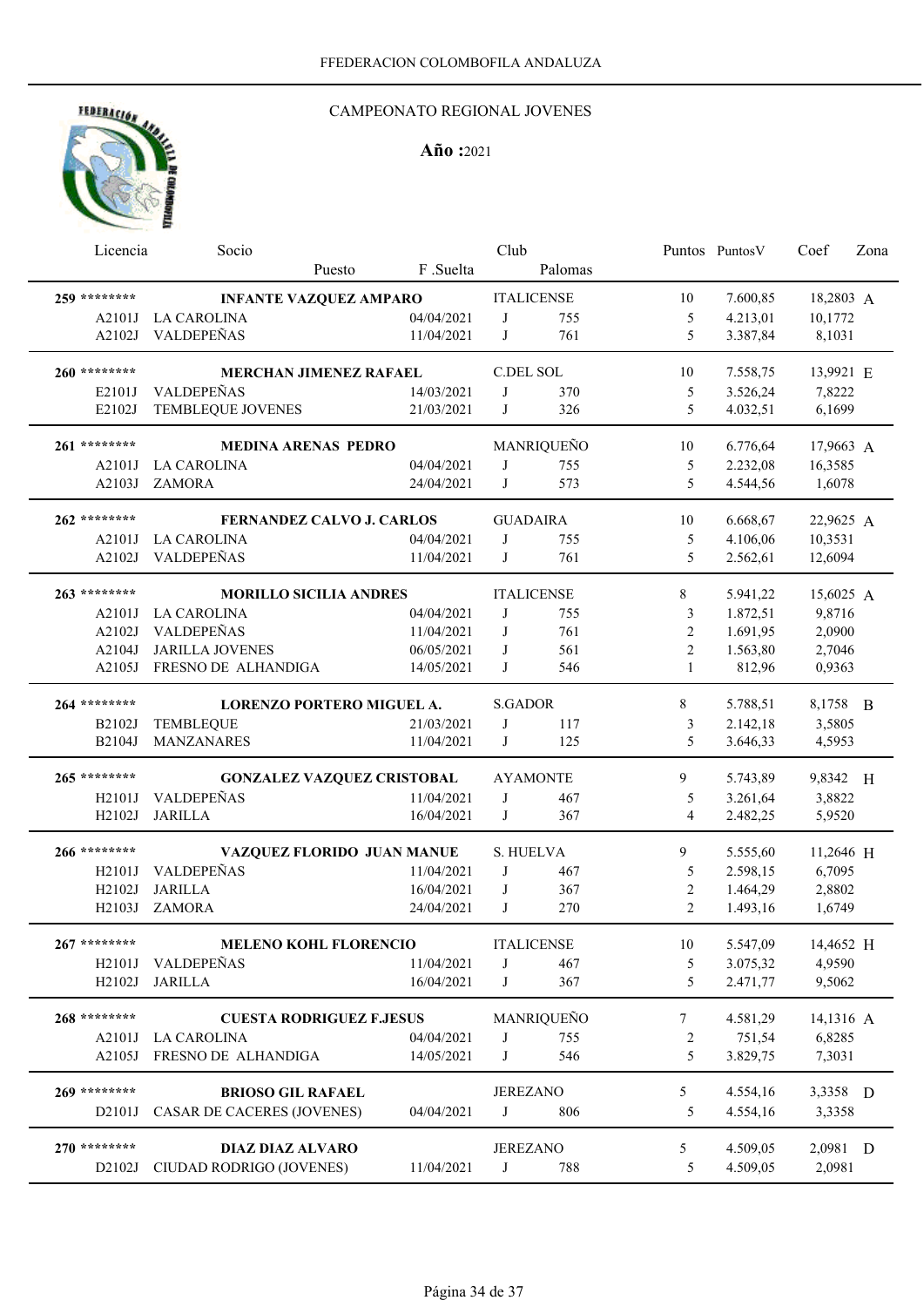FFEDERACION COLOMBOFILA ANDALUZA

# CAMPEONATO REGIONAL JOVENES

**Año :**2021

| Licencia | Socio / Puesto | F .Suelta | Club | Palomas | Puntos | PuntosV | Coef | Zona |
|---|---|---|---|---|---|---|---|---|
| **259** ******** | **INFANTE VAZQUEZ AMPARO** | | ITALICENSE | | 10 | 7.600,85 | 18,2803 | A |
| A2101J | LA CAROLINA | 04/04/2021 | J | 755 | 5 | 4.213,01 | 10,1772 | |
| A2102J | VALDEPEÑAS | 11/04/2021 | J | 761 | 5 | 3.387,84 | 8,1031 | |
| **260** ******** | **MERCHAN JIMENEZ RAFAEL** | | C.DEL SOL | | 10 | 7.558,75 | 13,9921 | E |
| E2101J | VALDEPEÑAS | 14/03/2021 | J | 370 | 5 | 3.526,24 | 7,8222 | |
| E2102J | TEMBLEQUE JOVENES | 21/03/2021 | J | 326 | 5 | 4.032,51 | 6,1699 | |
| **261** ******** | **MEDINA ARENAS PEDRO** | | MANRIQUEÑO | | 10 | 6.776,64 | 17,9663 | A |
| A2101J | LA CAROLINA | 04/04/2021 | J | 755 | 5 | 2.232,08 | 16,3585 | |
| A2103J | ZAMORA | 24/04/2021 | J | 573 | 5 | 4.544,56 | 1,6078 | |
| **262** ******** | **FERNANDEZ CALVO J. CARLOS** | | GUADAIRA | | 10 | 6.668,67 | 22,9625 | A |
| A2101J | LA CAROLINA | 04/04/2021 | J | 755 | 5 | 4.106,06 | 10,3531 | |
| A2102J | VALDEPEÑAS | 11/04/2021 | J | 761 | 5 | 2.562,61 | 12,6094 | |
| **263** ******** | **MORILLO SICILIA ANDRES** | | ITALICENSE | | 8 | 5.941,22 | 15,6025 | A |
| A2101J | LA CAROLINA | 04/04/2021 | J | 755 | 3 | 1.872,51 | 9,8716 | |
| A2102J | VALDEPEÑAS | 11/04/2021 | J | 761 | 2 | 1.691,95 | 2,0900 | |
| A2104J | JARILLA JOVENES | 06/05/2021 | J | 561 | 2 | 1.563,80 | 2,7046 | |
| A2105J | FRESNO DE ALHANDIGA | 14/05/2021 | J | 546 | 1 | 812,96 | 0,9363 | |
| **264** ******** | **LORENZO PORTERO MIGUEL A.** | | S.GADOR | | 8 | 5.788,51 | 8,1758 | B |
| B2102J | TEMBLEQUE | 21/03/2021 | J | 117 | 3 | 2.142,18 | 3,5805 | |
| B2104J | MANZANARES | 11/04/2021 | J | 125 | 5 | 3.646,33 | 4,5953 | |
| **265** ******** | **GONZALEZ VAZQUEZ CRISTOBAL** | | AYAMONTE | | 9 | 5.743,89 | 9,8342 | H |
| H2101J | VALDEPEÑAS | 11/04/2021 | J | 467 | 5 | 3.261,64 | 3,8822 | |
| H2102J | JARILLA | 16/04/2021 | J | 367 | 4 | 2.482,25 | 5,9520 | |
| **266** ******** | **VAZQUEZ FLORIDO JUAN MANUE** | | S. HUELVA | | 9 | 5.555,60 | 11,2646 | H |
| H2101J | VALDEPEÑAS | 11/04/2021 | J | 467 | 5 | 2.598,15 | 6,7095 | |
| H2102J | JARILLA | 16/04/2021 | J | 367 | 2 | 1.464,29 | 2,8802 | |
| H2103J | ZAMORA | 24/04/2021 | J | 270 | 2 | 1.493,16 | 1,6749 | |
| **267** ******** | **MELENO KOHL FLORENCIO** | | ITALICENSE | | 10 | 5.547,09 | 14,4652 | H |
| H2101J | VALDEPEÑAS | 11/04/2021 | J | 467 | 5 | 3.075,32 | 4,9590 | |
| H2102J | JARILLA | 16/04/2021 | J | 367 | 5 | 2.471,77 | 9,5062 | |
| **268** ******** | **CUESTA RODRIGUEZ F.JESUS** | | MANRIQUEÑO | | 7 | 4.581,29 | 14,1316 | A |
| A2101J | LA CAROLINA | 04/04/2021 | J | 755 | 2 | 751,54 | 6,8285 | |
| A2105J | FRESNO DE ALHANDIGA | 14/05/2021 | J | 546 | 5 | 3.829,75 | 7,3031 | |
| **269** ******** | **BRIOSO GIL RAFAEL** | | JEREZANO | | 5 | 4.554,16 | 3,3358 | D |
| D2101J | CASAR DE CACERES (JOVENES) | 04/04/2021 | J | 806 | 5 | 4.554,16 | 3,3358 | |
| **270** ******** | **DIAZ DIAZ ALVARO** | | JEREZANO | | 5 | 4.509,05 | 2,0981 | D |
| D2102J | CIUDAD RODRIGO (JOVENES) | 11/04/2021 | J | 788 | 5 | 4.509,05 | 2,0981 | |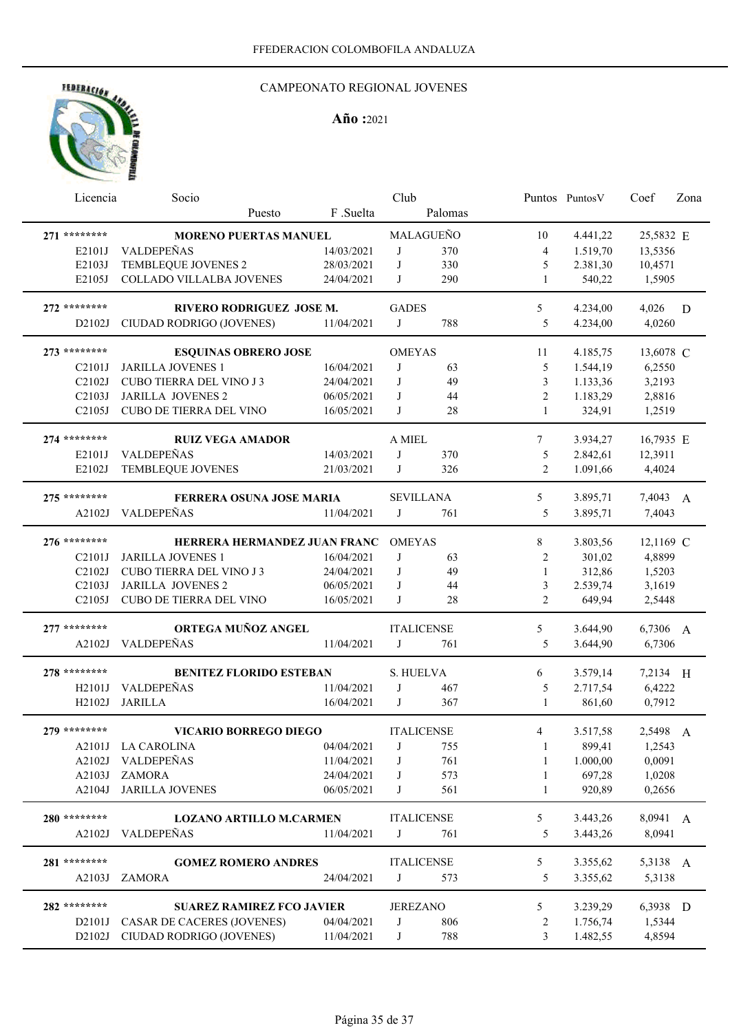FFEDERACION COLOMBOFILA ANDALUZA

CAMPEONATO REGIONAL JOVENES

**Año :** 2021

| Licencia | Socio / Puesto | F .Suelta | Club | Palomas | Puntos | PuntosV | Coef | Zona |
|---|---|---|---|---|---|---|---|---|
| 271 ******** | **MORENO PUERTAS MANUEL** | | MALAGUEÑO | | 10 | 4.441,22 | 25,5832 | E |
| E2101J | VALDEPEÑAS | 14/03/2021 | J | 370 | 4 | 1.519,70 | 13,5356 | |
| E2103J | TEMBLEQUE JOVENES 2 | 28/03/2021 | J | 330 | 5 | 2.381,30 | 10,4571 | |
| E2105J | COLLADO VILLALBA JOVENES | 24/04/2021 | J | 290 | 1 | 540,22 | 1,5905 | |
| 272 ******** | **RIVERO RODRIGUEZ JOSE M.** | | GADES | | 5 | 4.234,00 | 4,026 | D |
| D2102J | CIUDAD RODRIGO (JOVENES) | 11/04/2021 | J | 788 | 5 | 4.234,00 | 4,0260 | |
| 273 ******** | **ESQUINAS OBRERO JOSE** | | OMEYAS | | 11 | 4.185,75 | 13,6078 | C |
| C2101J | JARILLA JOVENES 1 | 16/04/2021 | J | 63 | 5 | 1.544,19 | 6,2550 | |
| C2102J | CUBO TIERRA DEL VINO J 3 | 24/04/2021 | J | 49 | 3 | 1.133,36 | 3,2193 | |
| C2103J | JARILLA JOVENES 2 | 06/05/2021 | J | 44 | 2 | 1.183,29 | 2,8816 | |
| C2105J | CUBO DE TIERRA DEL VINO | 16/05/2021 | J | 28 | 1 | 324,91 | 1,2519 | |
| 274 ******** | **RUIZ VEGA AMADOR** | | A MIEL | | 7 | 3.934,27 | 16,7935 | E |
| E2101J | VALDEPEÑAS | 14/03/2021 | J | 370 | 5 | 2.842,61 | 12,3911 | |
| E2102J | TEMBLEQUE JOVENES | 21/03/2021 | J | 326 | 2 | 1.091,66 | 4,4024 | |
| 275 ******** | **FERRERA OSUNA JOSE MARIA** | | SEVILLANA | | 5 | 3.895,71 | 7,4043 | A |
| A2102J | VALDEPEÑAS | 11/04/2021 | J | 761 | 5 | 3.895,71 | 7,4043 | |
| 276 ******** | **HERRERA HERMANDEZ JUAN FRANC** | | OMEYAS | | 8 | 3.803,56 | 12,1169 | C |
| C2101J | JARILLA JOVENES 1 | 16/04/2021 | J | 63 | 2 | 301,02 | 4,8899 | |
| C2102J | CUBO TIERRA DEL VINO J 3 | 24/04/2021 | J | 49 | 1 | 312,86 | 1,5203 | |
| C2103J | JARILLA JOVENES 2 | 06/05/2021 | J | 44 | 3 | 2.539,74 | 3,1619 | |
| C2105J | CUBO DE TIERRA DEL VINO | 16/05/2021 | J | 28 | 2 | 649,94 | 2,5448 | |
| 277 ******** | **ORTEGA MUÑOZ ANGEL** | | ITALICENSE | | 5 | 3.644,90 | 6,7306 | A |
| A2102J | VALDEPEÑAS | 11/04/2021 | J | 761 | 5 | 3.644,90 | 6,7306 | |
| 278 ******** | **BENITEZ FLORIDO ESTEBAN** | | S. HUELVA | | 6 | 3.579,14 | 7,2134 | H |
| H2101J | VALDEPEÑAS | 11/04/2021 | J | 467 | 5 | 2.717,54 | 6,4222 | |
| H2102J | JARILLA | 16/04/2021 | J | 367 | 1 | 861,60 | 0,7912 | |
| 279 ******** | **VICARIO BORREGO DIEGO** | | ITALICENSE | | 4 | 3.517,58 | 2,5498 | A |
| A2101J | LA CAROLINA | 04/04/2021 | J | 755 | 1 | 899,41 | 1,2543 | |
| A2102J | VALDEPEÑAS | 11/04/2021 | J | 761 | 1 | 1.000,00 | 0,0091 | |
| A2103J | ZAMORA | 24/04/2021 | J | 573 | 1 | 697,28 | 1,0208 | |
| A2104J | JARILLA JOVENES | 06/05/2021 | J | 561 | 1 | 920,89 | 0,2656 | |
| 280 ******** | **LOZANO ARTILLO M.CARMEN** | | ITALICENSE | | 5 | 3.443,26 | 8,0941 | A |
| A2102J | VALDEPEÑAS | 11/04/2021 | J | 761 | 5 | 3.443,26 | 8,0941 | |
| 281 ******** | **GOMEZ ROMERO ANDRES** | | ITALICENSE | | 5 | 3.355,62 | 5,3138 | A |
| A2103J | ZAMORA | 24/04/2021 | J | 573 | 5 | 3.355,62 | 5,3138 | |
| 282 ******** | **SUAREZ RAMIREZ FCO JAVIER** | | JEREZANO | | 5 | 3.239,29 | 6,3938 | D |
| D2101J | CASAR DE CACERES (JOVENES) | 04/04/2021 | J | 806 | 2 | 1.756,74 | 1,5344 | |
| D2102J | CIUDAD RODRIGO (JOVENES) | 11/04/2021 | J | 788 | 3 | 1.482,55 | 4,8594 | |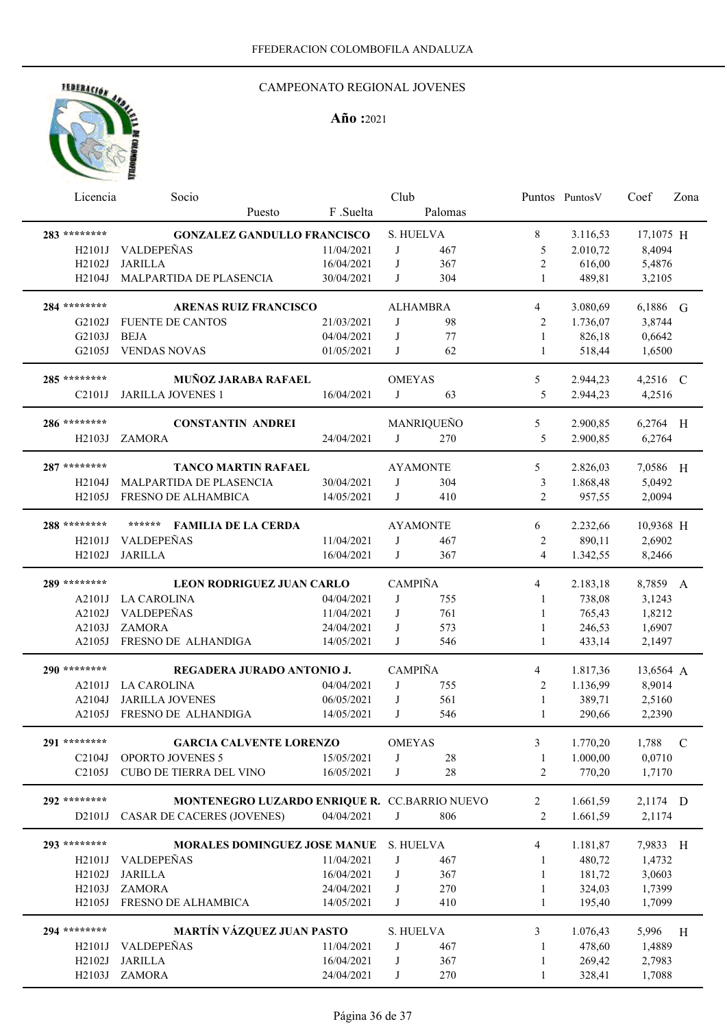FFEDERACION COLOMBOFILA ANDALUZA

# CAMPEONATO REGIONAL JOVENES

**Año :**2021

| Licencia | Socio / Puesto | F .Suelta | Club | Palomas | Puntos | PuntosV | Coef | Zona |
|---|---|---|---|---|---|---|---|---|
| **283** ******** | **GONZALEZ GANDULLO FRANCISCO** | | S. HUELVA | | 8 | 3.116,53 | 17,1075 | H |
| H2101J | VALDEPEÑAS | 11/04/2021 | J | 467 | 5 | 2.010,72 | 8,4094 | |
| H2102J | JARILLA | 16/04/2021 | J | 367 | 2 | 616,00 | 5,4876 | |
| H2104J | MALPARTIDA DE PLASENCIA | 30/04/2021 | J | 304 | 1 | 489,81 | 3,2105 | |
| **284** ******** | **ARENAS RUIZ FRANCISCO** | | ALHAMBRA | | 4 | 3.080,69 | 6,1886 | G |
| G2102J | FUENTE DE CANTOS | 21/03/2021 | J | 98 | 2 | 1.736,07 | 3,8744 | |
| G2103J | BEJA | 04/04/2021 | J | 77 | 1 | 826,18 | 0,6642 | |
| G2105J | VENDAS NOVAS | 01/05/2021 | J | 62 | 1 | 518,44 | 1,6500 | |
| **285** ******** | **MUÑOZ JARABA RAFAEL** | | OMEYAS | | 5 | 2.944,23 | 4,2516 | C |
| C2101J | JARILLA JOVENES 1 | 16/04/2021 | J | 63 | 5 | 2.944,23 | 4,2516 | |
| **286** ******** | **CONSTANTIN ANDREI** | | MANRIQUEÑO | | 5 | 2.900,85 | 6,2764 | H |
| H2103J | ZAMORA | 24/04/2021 | J | 270 | 5 | 2.900,85 | 6,2764 | |
| **287** ******** | **TANCO MARTIN RAFAEL** | | AYAMONTE | | 5 | 2.826,03 | 7,0586 | H |
| H2104J | MALPARTIDA DE PLASENCIA | 30/04/2021 | J | 304 | 3 | 1.868,48 | 5,0492 | |
| H2105J | FRESNO DE ALHAMBICA | 14/05/2021 | J | 410 | 2 | 957,55 | 2,0094 | |
| **288** ******** | ****** **FAMILIA DE LA CERDA** | | AYAMONTE | | 6 | 2.232,66 | 10,9368 | H |
| H2101J | VALDEPEÑAS | 11/04/2021 | J | 467 | 2 | 890,11 | 2,6902 | |
| H2102J | JARILLA | 16/04/2021 | J | 367 | 4 | 1.342,55 | 8,2466 | |
| **289** ******** | **LEON RODRIGUEZ JUAN CARLO** | | CAMPIÑA | | 4 | 2.183,18 | 8,7859 | A |
| A2101J | LA CAROLINA | 04/04/2021 | J | 755 | 1 | 738,08 | 3,1243 | |
| A2102J | VALDEPEÑAS | 11/04/2021 | J | 761 | 1 | 765,43 | 1,8212 | |
| A2103J | ZAMORA | 24/04/2021 | J | 573 | 1 | 246,53 | 1,6907 | |
| A2105J | FRESNO DE ALHANDIGA | 14/05/2021 | J | 546 | 1 | 433,14 | 2,1497 | |
| **290** ******** | **REGADERA JURADO ANTONIO J.** | | CAMPIÑA | | 4 | 1.817,36 | 13,6564 | A |
| A2101J | LA CAROLINA | 04/04/2021 | J | 755 | 2 | 1.136,99 | 8,9014 | |
| A2104J | JARILLA JOVENES | 06/05/2021 | J | 561 | 1 | 389,71 | 2,5160 | |
| A2105J | FRESNO DE ALHANDIGA | 14/05/2021 | J | 546 | 1 | 290,66 | 2,2390 | |
| **291** ******** | **GARCIA CALVENTE LORENZO** | | OMEYAS | | 3 | 1.770,20 | 1,788 | C |
| C2104J | OPORTO JOVENES 5 | 15/05/2021 | J | 28 | 1 | 1.000,00 | 0,0710 | |
| C2105J | CUBO DE TIERRA DEL VINO | 16/05/2021 | J | 28 | 2 | 770,20 | 1,7170 | |
| **292** ******** | **MONTENEGRO LUZARDO ENRIQUE R.** | | CC.BARRIO NUEVO | | 2 | 1.661,59 | 2,1174 | D |
| D2101J | CASAR DE CACERES (JOVENES) | 04/04/2021 | J | 806 | 2 | 1.661,59 | 2,1174 | |
| **293** ******** | **MORALES DOMINGUEZ JOSE MANUE** | | S. HUELVA | | 4 | 1.181,87 | 7,9833 | H |
| H2101J | VALDEPEÑAS | 11/04/2021 | J | 467 | 1 | 480,72 | 1,4732 | |
| H2102J | JARILLA | 16/04/2021 | J | 367 | 1 | 181,72 | 3,0603 | |
| H2103J | ZAMORA | 24/04/2021 | J | 270 | 1 | 324,03 | 1,7399 | |
| H2105J | FRESNO DE ALHAMBICA | 14/05/2021 | J | 410 | 1 | 195,40 | 1,7099 | |
| **294** ******** | **MARTÍN VÁZQUEZ JUAN PASTO** | | S. HUELVA | | 3 | 1.076,43 | 5,996 | H |
| H2101J | VALDEPEÑAS | 11/04/2021 | J | 467 | 1 | 478,60 | 1,4889 | |
| H2102J | JARILLA | 16/04/2021 | J | 367 | 1 | 269,42 | 2,7983 | |
| H2103J | ZAMORA | 24/04/2021 | J | 270 | 1 | 328,41 | 1,7088 | |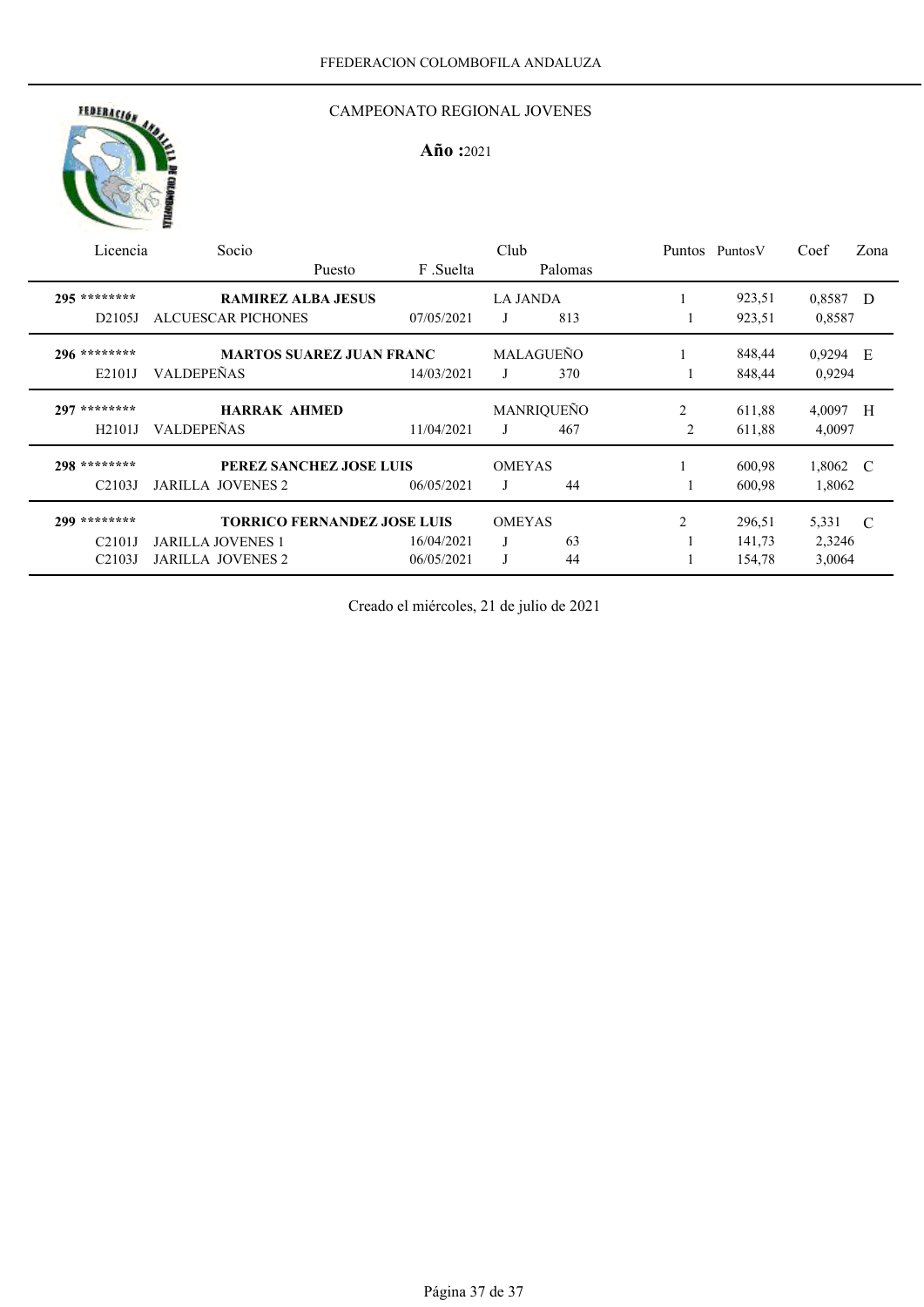FFEDERACION COLOMBOFILA ANDALUZA

# CAMPEONATO REGIONAL JOVENES

**Año :**2021

| Licencia | Socio | Puesto | F .Suelta | Club | Palomas | Puntos | PuntosV | Coef | Zona |
|---|---|---|---|---|---|---|---|---|---|
| **295** ******** | **RAMIREZ ALBA JESUS** | | | LA JANDA | | 1 | 923,51 | 0,8587 | D |
| D2105J | ALCUESCAR PICHONES | | 07/05/2021 | J | 813 | 1 | 923,51 | 0,8587 | |
| **296** ******** | **MARTOS SUAREZ JUAN FRANC** | | | MALAGUEÑO | | 1 | 848,44 | 0,9294 | E |
| E2101J | VALDEPEÑAS | | 14/03/2021 | J | 370 | 1 | 848,44 | 0,9294 | |
| **297** ******** | **HARRAK AHMED** | | | MANRIQUEÑO | | 2 | 611,88 | 4,0097 | H |
| H2101J | VALDEPEÑAS | | 11/04/2021 | J | 467 | 2 | 611,88 | 4,0097 | |
| **298** ******** | **PEREZ SANCHEZ JOSE LUIS** | | | OMEYAS | | 1 | 600,98 | 1,8062 | C |
| C2103J | JARILLA JOVENES 2 | | 06/05/2021 | J | 44 | 1 | 600,98 | 1,8062 | |
| **299** ******** | **TORRICO FERNANDEZ JOSE LUIS** | | | OMEYAS | | 2 | 296,51 | 5,331 | C |
| C2101J | JARILLA JOVENES 1 | | 16/04/2021 | J | 63 | 1 | 141,73 | 2,3246 | |
| C2103J | JARILLA JOVENES 2 | | 06/05/2021 | J | 44 | 1 | 154,78 | 3,0064 | |

Creado el miércoles, 21 de julio de 2021